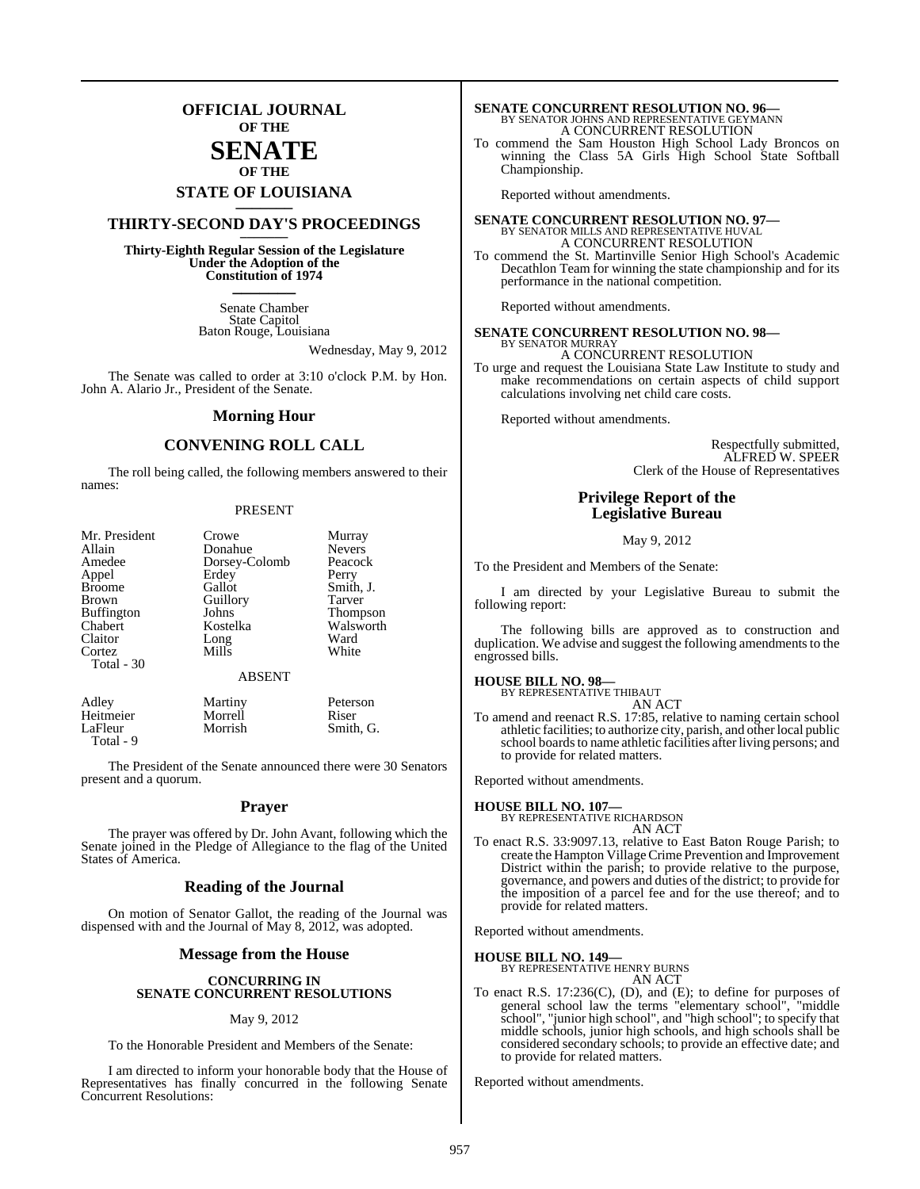# OFFICIAL JOURNAL OF THE SENATE OF THE STATE OF LOUISIANA

## THIRTY-SECOND DAY'S PROCEEDINGS

**Thirty-Eighth Regular Session of the Legislature Under the Adoption of the Constitution of 1974**

Senate Chamber
State Capitol
Baton Rouge, Louisiana

Wednesday, May 9, 2012

The Senate was called to order at 3:10 o'clock P.M. by Hon. John A. Alario Jr., President of the Senate.

## Morning Hour

## CONVENING ROLL CALL

The roll being called, the following members answered to their names:

PRESENT

| | | |
|---|---|---|
| Mr. President | Crowe | Murray |
| Allain | Donahue | Nevers |
| Amedee | Dorsey-Colomb | Peacock |
| Appel | Erdey | Perry |
| Broome | Gallot | Smith, J. |
| Brown | Guillory | Tarver |
| Buffington | Johns | Thompson |
| Chabert | Kostelka | Walsworth |
| Claitor | Long | Ward |
| Cortez | Mills | White |
| Total - 30 | | |

ABSENT

| | | |
|---|---|---|
| Adley | Martiny | Peterson |
| Heitmeier | Morrell | Riser |
| LaFleur | Morrish | Smith, G. |
| Total - 9 | | |

The President of the Senate announced there were 30 Senators present and a quorum.

## Prayer

The prayer was offered by Dr. John Avant, following which the Senate joined in the Pledge of Allegiance to the flag of the United States of America.

## Reading of the Journal

On motion of Senator Gallot, the reading of the Journal was dispensed with and the Journal of May 8, 2012, was adopted.

## Message from the House

**CONCURRING IN SENATE CONCURRENT RESOLUTIONS**

May 9, 2012

To the Honorable President and Members of the Senate:

I am directed to inform your honorable body that the House of Representatives has finally concurred in the following Senate Concurrent Resolutions:

**SENATE CONCURRENT RESOLUTION NO. 96—**
BY SENATOR JOHNS AND REPRESENTATIVE GEYMANN
A CONCURRENT RESOLUTION

To commend the Sam Houston High School Lady Broncos on winning the Class 5A Girls High School State Softball Championship.

Reported without amendments.

**SENATE CONCURRENT RESOLUTION NO. 97—**
BY SENATOR MILLS AND REPRESENTATIVE HUVAL
A CONCURRENT RESOLUTION

To commend the St. Martinville Senior High School's Academic Decathlon Team for winning the state championship and for its performance in the national competition.

Reported without amendments.

**SENATE CONCURRENT RESOLUTION NO. 98—**
BY SENATOR MURRAY
A CONCURRENT RESOLUTION

To urge and request the Louisiana State Law Institute to study and make recommendations on certain aspects of child support calculations involving net child care costs.

Reported without amendments.

Respectfully submitted,
ALFRED W. SPEER
Clerk of the House of Representatives

## Privilege Report of the Legislative Bureau

May 9, 2012

To the President and Members of the Senate:

I am directed by your Legislative Bureau to submit the following report:

The following bills are approved as to construction and duplication. We advise and suggest the following amendments to the engrossed bills.

**HOUSE BILL NO. 98—**
BY REPRESENTATIVE THIBAUT
AN ACT

To amend and reenact R.S. 17:85, relative to naming certain school athletic facilities; to authorize city, parish, and other local public school boards to name athletic facilities after living persons; and to provide for related matters.

Reported without amendments.

**HOUSE BILL NO. 107—**
BY REPRESENTATIVE RICHARDSON
AN ACT

To enact R.S. 33:9097.13, relative to East Baton Rouge Parish; to create the Hampton Village Crime Prevention and Improvement District within the parish; to provide relative to the purpose, governance, and powers and duties of the district; to provide for the imposition of a parcel fee and for the use thereof; and to provide for related matters.

Reported without amendments.

**HOUSE BILL NO. 149—**
BY REPRESENTATIVE HENRY BURNS
AN ACT

To enact R.S. 17:236(C), (D), and (E); to define for purposes of general school law the terms "elementary school", "middle school", "junior high school", and "high school"; to specify that middle schools, junior high schools, and high schools shall be considered secondary schools; to provide an effective date; and to provide for related matters.

Reported without amendments.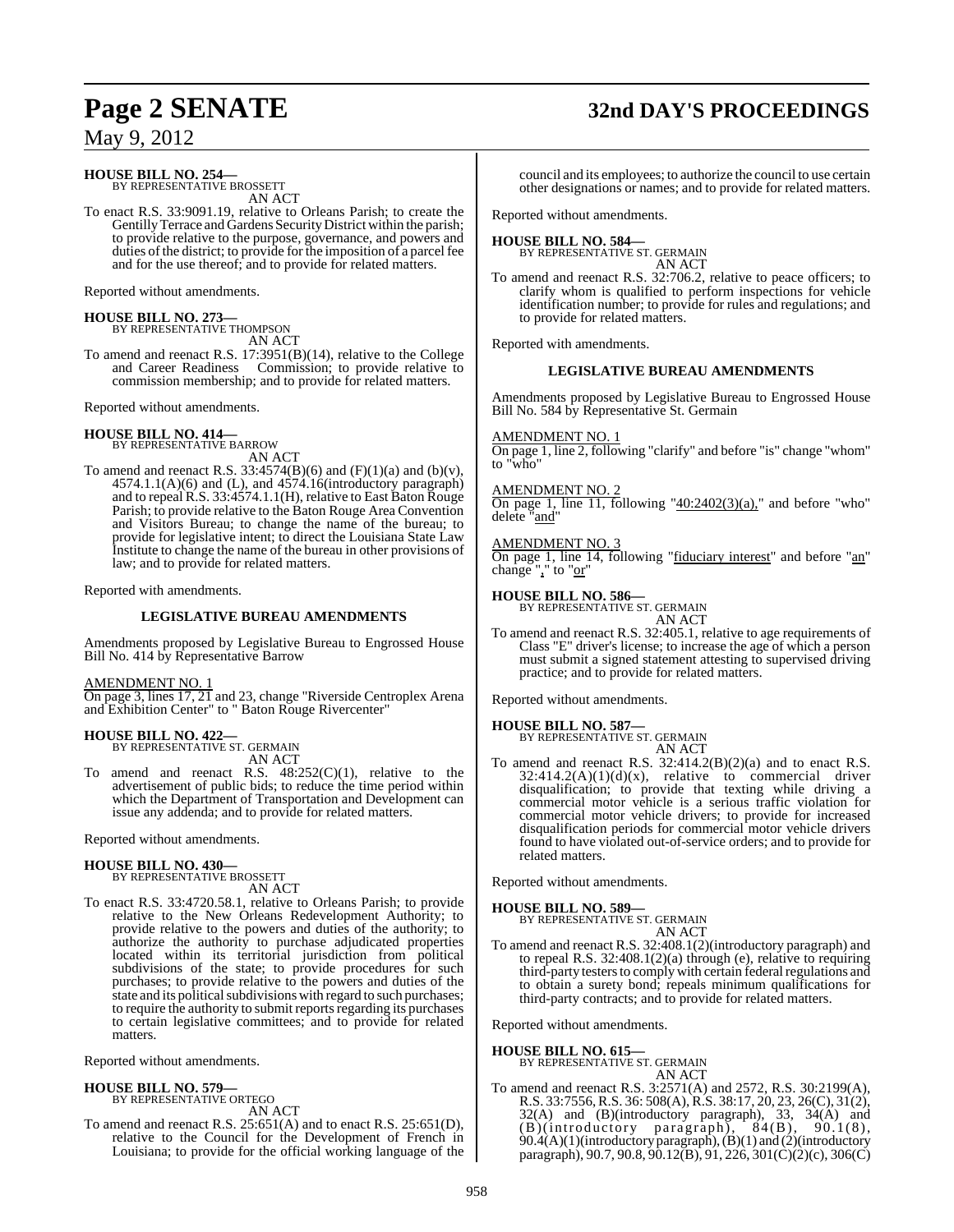**HOUSE BILL NO. 254—**
BY REPRESENTATIVE BROSSETT
AN ACT

To enact R.S. 33:9091.19, relative to Orleans Parish; to create the Gentilly Terrace and Gardens Security District within the parish; to provide relative to the purpose, governance, and powers and duties of the district; to provide for the imposition of a parcel fee and for the use thereof; and to provide for related matters.

Reported without amendments.

**HOUSE BILL NO. 273—**
BY REPRESENTATIVE THOMPSON
AN ACT

To amend and reenact R.S. 17:3951(B)(14), relative to the College and Career Readiness Commission; to provide relative to commission membership; and to provide for related matters.

Reported without amendments.

**HOUSE BILL NO. 414—**
BY REPRESENTATIVE BARROW
AN ACT

To amend and reenact R.S. 33:4574(B)(6) and (F)(1)(a) and (b)(v), 4574.1.1(A)(6) and (L), and 4574.16(introductory paragraph) and to repeal R.S. 33:4574.1.1(H), relative to East Baton Rouge Parish; to provide relative to the Baton Rouge Area Convention and Visitors Bureau; to change the name of the bureau; to provide for legislative intent; to direct the Louisiana State Law Institute to change the name of the bureau in other provisions of law; and to provide for related matters.

Reported with amendments.

**LEGISLATIVE BUREAU AMENDMENTS**

Amendments proposed by Legislative Bureau to Engrossed House Bill No. 414 by Representative Barrow

AMENDMENT NO. 1
On page 3, lines 17, 21 and 23, change "Riverside Centroplex Arena and Exhibition Center" to " Baton Rouge Rivercenter"

**HOUSE BILL NO. 422—**
BY REPRESENTATIVE ST. GERMAIN
AN ACT

To amend and reenact R.S. 48:252(C)(1), relative to the advertisement of public bids; to reduce the time period within which the Department of Transportation and Development can issue any addenda; and to provide for related matters.

Reported without amendments.

**HOUSE BILL NO. 430—**
BY REPRESENTATIVE BROSSETT
AN ACT

To enact R.S. 33:4720.58.1, relative to Orleans Parish; to provide relative to the New Orleans Redevelopment Authority; to provide relative to the powers and duties of the authority; to authorize the authority to purchase adjudicated properties located within its territorial jurisdiction from political subdivisions of the state; to provide procedures for such purchases; to provide relative to the powers and duties of the state and its political subdivisions with regard to such purchases; to require the authority to submit reports regarding its purchases to certain legislative committees; and to provide for related matters.

Reported without amendments.

**HOUSE BILL NO. 579—**
BY REPRESENTATIVE ORTEGO
AN ACT

To amend and reenact R.S. 25:651(A) and to enact R.S. 25:651(D), relative to the Council for the Development of French in Louisiana; to provide for the official working language of the council and its employees; to authorize the council to use certain other designations or names; and to provide for related matters.

Reported without amendments.

**HOUSE BILL NO. 584—**
BY REPRESENTATIVE ST. GERMAIN
AN ACT

To amend and reenact R.S. 32:706.2, relative to peace officers; to clarify whom is qualified to perform inspections for vehicle identification number; to provide for rules and regulations; and to provide for related matters.

Reported with amendments.

**LEGISLATIVE BUREAU AMENDMENTS**

Amendments proposed by Legislative Bureau to Engrossed House Bill No. 584 by Representative St. Germain

AMENDMENT NO. 1
On page 1, line 2, following "clarify" and before "is" change "whom" to "who"

AMENDMENT NO. 2
On page 1, line 11, following "40:2402(3)(a)," and before "who" delete "and"

AMENDMENT NO. 3
On page 1, line 14, following "fiduciary interest" and before "an" change "," to "or"

**HOUSE BILL NO. 586—**
BY REPRESENTATIVE ST. GERMAIN
AN ACT

To amend and reenact R.S. 32:405.1, relative to age requirements of Class "E" driver's license; to increase the age of which a person must submit a signed statement attesting to supervised driving practice; and to provide for related matters.

Reported without amendments.

**HOUSE BILL NO. 587—**
BY REPRESENTATIVE ST. GERMAIN
AN ACT

To amend and reenact R.S. 32:414.2(B)(2)(a) and to enact R.S. 32:414.2(A)(1)(d)(x), relative to commercial driver disqualification; to provide that texting while driving a commercial motor vehicle is a serious traffic violation for commercial motor vehicle drivers; to provide for increased disqualification periods for commercial motor vehicle drivers found to have violated out-of-service orders; and to provide for related matters.

Reported without amendments.

**HOUSE BILL NO. 589—**
BY REPRESENTATIVE ST. GERMAIN
AN ACT

To amend and reenact R.S. 32:408.1(2)(introductory paragraph) and to repeal R.S. 32:408.1(2)(a) through (e), relative to requiring third-party testers to comply with certain federal regulations and to obtain a surety bond; repeals minimum qualifications for third-party contracts; and to provide for related matters.

Reported without amendments.

**HOUSE BILL NO. 615—**
BY REPRESENTATIVE ST. GERMAIN
AN ACT

To amend and reenact R.S. 3:2571(A) and 2572, R.S. 30:2199(A), R.S. 33:7556, R.S. 36: 508(A), R.S. 38:17, 20, 23, 26(C), 31(2), 32(A) and (B)(introductory paragraph), 33, 34(A) and (B)(introductory paragraph), 84(B), 90.1(8), 90.4(A)(1)(introductory paragraph), (B)(1) and (2)(introductory paragraph), 90.7, 90.8, 90.12(B), 91, 226, 301(C)(2)(c), 306(C)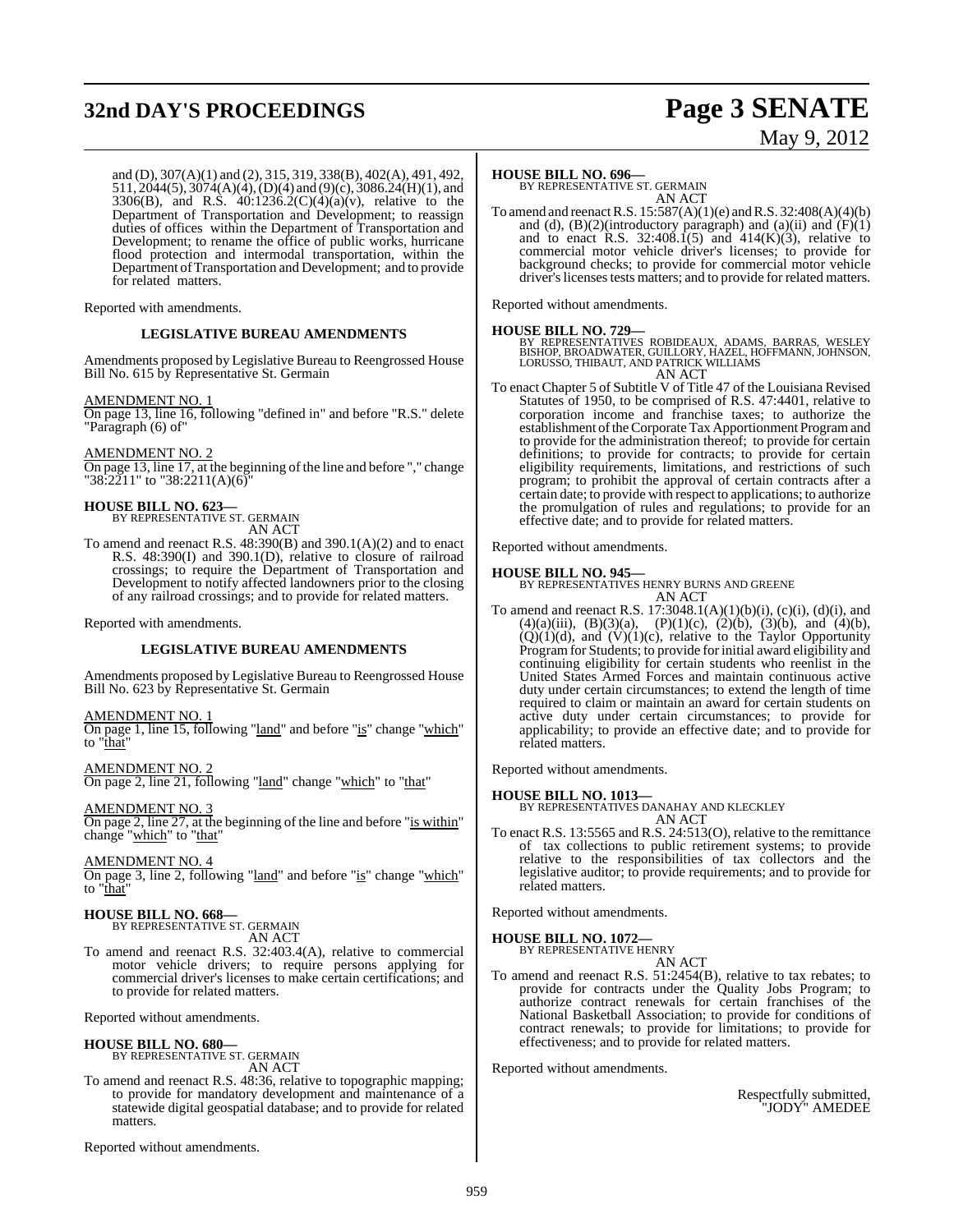and (D), 307(A)(1) and (2), 315, 319, 338(B), 402(A), 491, 492, 511, 2044(5), 3074(A)(4), (D)(4) and (9)(c), 3086.24(H)(1), and 3306(B), and R.S. 40:1236.2(C)(4)(a)(v), relative to the Department of Transportation and Development; to reassign duties of offices within the Department of Transportation and Development; to rename the office of public works, hurricane flood protection and intermodal transportation, within the Department of Transportation and Development; and to provide for related matters.

Reported with amendments.

**LEGISLATIVE BUREAU AMENDMENTS**

Amendments proposed by Legislative Bureau to Reengrossed House Bill No. 615 by Representative St. Germain

AMENDMENT NO. 1
On page 13, line 16, following "defined in" and before "R.S." delete "Paragraph (6) of"

AMENDMENT NO. 2
On page 13, line 17, at the beginning of the line and before "," change "38:2211" to "38:2211(A)(6)"

**HOUSE BILL NO. 623—**
BY REPRESENTATIVE ST. GERMAIN
AN ACT

To amend and reenact R.S. 48:390(B) and 390.1(A)(2) and to enact R.S. 48:390(I) and 390.1(D), relative to closure of railroad crossings; to require the Department of Transportation and Development to notify affected landowners prior to the closing of any railroad crossings; and to provide for related matters.

Reported with amendments.

**LEGISLATIVE BUREAU AMENDMENTS**

Amendments proposed by Legislative Bureau to Reengrossed House Bill No. 623 by Representative St. Germain

AMENDMENT NO. 1
On page 1, line 15, following "land" and before "is" change "which" to "that"

AMENDMENT NO. 2
On page 2, line 21, following "land" change "which" to "that"

AMENDMENT NO. 3
On page 2, line 27, at the beginning of the line and before "is within" change "which" to "that"

AMENDMENT NO. 4
On page 3, line 2, following "land" and before "is" change "which" to "that"

**HOUSE BILL NO. 668—**
BY REPRESENTATIVE ST. GERMAIN
AN ACT

To amend and reenact R.S. 32:403.4(A), relative to commercial motor vehicle drivers; to require persons applying for commercial driver's licenses to make certain certifications; and to provide for related matters.

Reported without amendments.

**HOUSE BILL NO. 680—**
BY REPRESENTATIVE ST. GERMAIN
AN ACT

To amend and reenact R.S. 48:36, relative to topographic mapping; to provide for mandatory development and maintenance of a statewide digital geospatial database; and to provide for related matters.

Reported without amendments.

**HOUSE BILL NO. 696—**
BY REPRESENTATIVE ST. GERMAIN
AN ACT

To amend and reenact R.S. 15:587(A)(1)(e) and R.S. 32:408(A)(4)(b) and (d), (B)(2)(introductory paragraph) and (a)(ii) and (F)(1) and to enact R.S. 32:408.1(5) and 414(K)(3), relative to commercial motor vehicle driver's licenses; to provide for background checks; to provide for commercial motor vehicle driver's licenses tests matters; and to provide for related matters.

Reported without amendments.

**HOUSE BILL NO. 729—**
BY REPRESENTATIVES ROBIDEAUX, ADAMS, BARRAS, WESLEY BISHOP, BROADWATER, GUILLORY, HAZEL, HOFFMANN, JOHNSON, LORUSSO, THIBAUT, AND PATRICK WILLIAMS
AN ACT

To enact Chapter 5 of Subtitle V of Title 47 of the Louisiana Revised Statutes of 1950, to be comprised of R.S. 47:4401, relative to corporation income and franchise taxes; to authorize the establishment of the Corporate Tax Apportionment Program and to provide for the administration thereof; to provide for certain definitions; to provide for contracts; to provide for certain eligibility requirements, limitations, and restrictions of such program; to prohibit the approval of certain contracts after a certain date; to provide with respect to applications; to authorize the promulgation of rules and regulations; to provide for an effective date; and to provide for related matters.

Reported without amendments.

**HOUSE BILL NO. 945—**
BY REPRESENTATIVES HENRY BURNS AND GREENE
AN ACT

To amend and reenact R.S. 17:3048.1(A)(1)(b)(i), (c)(i), (d)(i), and (4)(a)(iii), (B)(3)(a), (P)(1)(c), (2)(b), (3)(b), and (4)(b), (Q)(1)(d), and (V)(1)(c), relative to the Taylor Opportunity Program for Students; to provide for initial award eligibility and continuing eligibility for certain students who reenlist in the United States Armed Forces and maintain continuous active duty under certain circumstances; to extend the length of time required to claim or maintain an award for certain students on active duty under certain circumstances; to provide for applicability; to provide an effective date; and to provide for related matters.

Reported without amendments.

**HOUSE BILL NO. 1013—**
BY REPRESENTATIVES DANAHAY AND KLECKLEY
AN ACT

To enact R.S. 13:5565 and R.S. 24:513(O), relative to the remittance of tax collections to public retirement systems; to provide relative to the responsibilities of tax collectors and the legislative auditor; to provide requirements; and to provide for related matters.

Reported without amendments.

**HOUSE BILL NO. 1072—**
BY REPRESENTATIVE HENRY
AN ACT

To amend and reenact R.S. 51:2454(B), relative to tax rebates; to provide for contracts under the Quality Jobs Program; to authorize contract renewals for certain franchises of the National Basketball Association; to provide for conditions of contract renewals; to provide for limitations; to provide for effectiveness; and to provide for related matters.

Reported without amendments.

Respectfully submitted,
"JODY" AMEDEE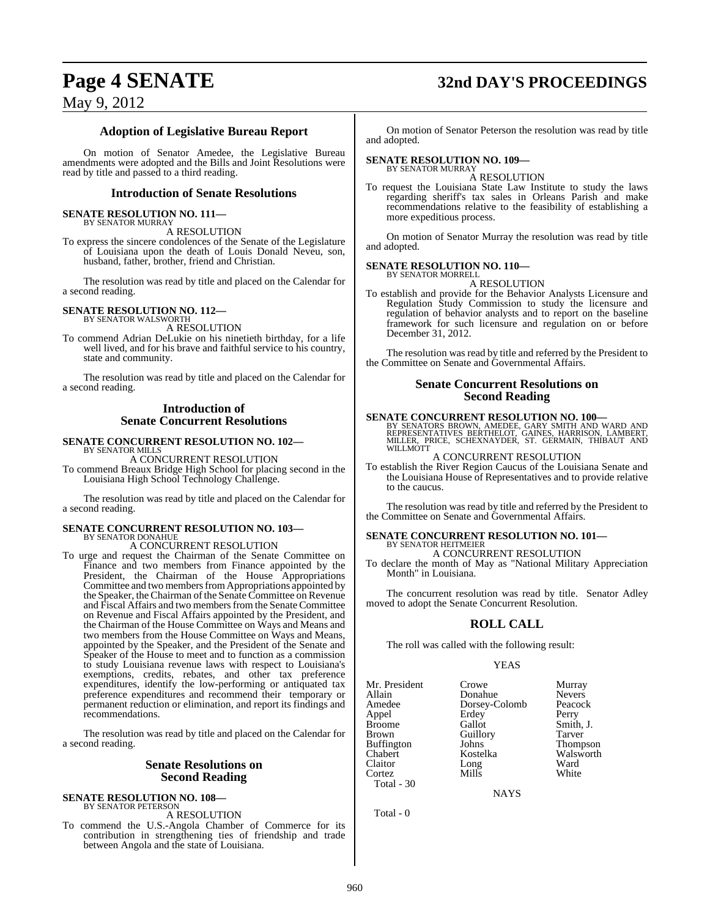### Adoption of Legislative Bureau Report

On motion of Senator Amedee, the Legislative Bureau amendments were adopted and the Bills and Joint Resolutions were read by title and passed to a third reading.

### Introduction of Senate Resolutions

**SENATE RESOLUTION NO. 111—**
BY SENATOR MURRAY

A RESOLUTION

To express the sincere condolences of the Senate of the Legislature of Louisiana upon the death of Louis Donald Neveu, son, husband, father, brother, friend and Christian.

The resolution was read by title and placed on the Calendar for a second reading.

**SENATE RESOLUTION NO. 112—**
BY SENATOR WALSWORTH

A RESOLUTION

To commend Adrian DeLukie on his ninetieth birthday, for a life well lived, and for his brave and faithful service to his country, state and community.

The resolution was read by title and placed on the Calendar for a second reading.

### Introduction of Senate Concurrent Resolutions

**SENATE CONCURRENT RESOLUTION NO. 102—**
BY SENATOR MILLS

A CONCURRENT RESOLUTION

To commend Breaux Bridge High School for placing second in the Louisiana High School Technology Challenge.

The resolution was read by title and placed on the Calendar for a second reading.

**SENATE CONCURRENT RESOLUTION NO. 103—**
BY SENATOR DONAHUE

A CONCURRENT RESOLUTION

To urge and request the Chairman of the Senate Committee on Finance and two members from Finance appointed by the President, the Chairman of the House Appropriations Committee and two members from Appropriations appointed by the Speaker, the Chairman of the Senate Committee on Revenue and Fiscal Affairs and two members from the Senate Committee on Revenue and Fiscal Affairs appointed by the President, and the Chairman of the House Committee on Ways and Means and two members from the House Committee on Ways and Means, appointed by the Speaker, and the President of the Senate and Speaker of the House to meet and to function as a commission to study Louisiana revenue laws with respect to Louisiana's exemptions, credits, rebates, and other tax preference expenditures, identify the low-performing or antiquated tax preference expenditures and recommend their temporary or permanent reduction or elimination, and report its findings and recommendations.

The resolution was read by title and placed on the Calendar for a second reading.

### Senate Resolutions on Second Reading

**SENATE RESOLUTION NO. 108—**
BY SENATOR PETERSON

A RESOLUTION

To commend the U.S.-Angola Chamber of Commerce for its contribution in strengthening ties of friendship and trade between Angola and the state of Louisiana.

On motion of Senator Peterson the resolution was read by title and adopted.

**SENATE RESOLUTION NO. 109—**
BY SENATOR MURRAY

A RESOLUTION

To request the Louisiana State Law Institute to study the laws regarding sheriff's tax sales in Orleans Parish and make recommendations relative to the feasibility of establishing a more expeditious process.

On motion of Senator Murray the resolution was read by title and adopted.

**SENATE RESOLUTION NO. 110—**
BY SENATOR MORRELL

A RESOLUTION

To establish and provide for the Behavior Analysts Licensure and Regulation Study Commission to study the licensure and regulation of behavior analysts and to report on the baseline framework for such licensure and regulation on or before December 31, 2012.

The resolution was read by title and referred by the President to the Committee on Senate and Governmental Affairs.

### Senate Concurrent Resolutions on Second Reading

**SENATE CONCURRENT RESOLUTION NO. 100—**
BY SENATORS BROWN, AMEDEE, GARY SMITH AND WARD AND REPRESENTATIVES BERTHELOT, GAINES, HARRISON, LAMBERT, MILLER, PRICE, SCHEXNAYDER, ST. GERMAIN, THIBAUT AND WILLMOTT

A CONCURRENT RESOLUTION

To establish the River Region Caucus of the Louisiana Senate and the Louisiana House of Representatives and to provide relative to the caucus.

The resolution was read by title and referred by the President to the Committee on Senate and Governmental Affairs.

**SENATE CONCURRENT RESOLUTION NO. 101—**
BY SENATOR HEITMEIER

A CONCURRENT RESOLUTION

To declare the month of May as "National Military Appreciation Month" in Louisiana.

The concurrent resolution was read by title. Senator Adley moved to adopt the Senate Concurrent Resolution.

## ROLL CALL

The roll was called with the following result:

YEAS

| | | |
|---|---|---|
| Mr. President | Crowe | Murray |
| Allain | Donahue | Nevers |
| Amedee | Dorsey-Colomb | Peacock |
| Appel | Erdey | Perry |
| Broome | Gallot | Smith, J. |
| Brown | Guillory | Tarver |
| Buffington | Johns | Thompson |
| Chabert | Kostelka | Walsworth |
| Claitor | Long | Ward |
| Cortez | Mills | White |

Total - 30

NAYS

Total - 0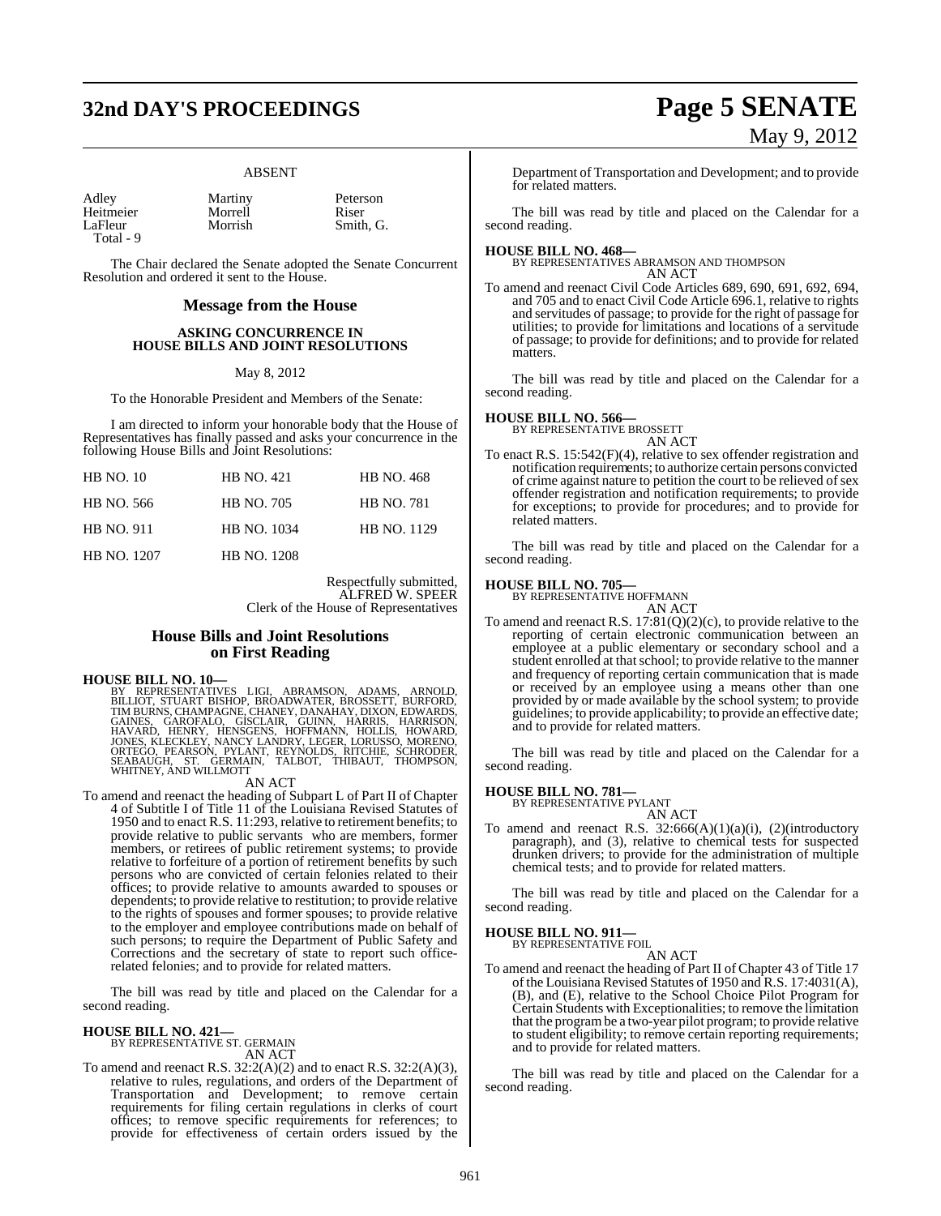ABSENT

| | | |
|---|---|---|
| Adley | Martiny | Peterson |
| Heitmeier | Morrell | Riser |
| LaFleur | Morrish | Smith, G. |
| Total - 9 | | |

The Chair declared the Senate adopted the Senate Concurrent Resolution and ordered it sent to the House.

## Message from the House

### ASKING CONCURRENCE IN HOUSE BILLS AND JOINT RESOLUTIONS

May 8, 2012

To the Honorable President and Members of the Senate:

I am directed to inform your honorable body that the House of Representatives has finally passed and asks your concurrence in the following House Bills and Joint Resolutions:

| | | |
|---|---|---|
| HB NO. 10 | HB NO. 421 | HB NO. 468 |
| HB NO. 566 | HB NO. 705 | HB NO. 781 |
| HB NO. 911 | HB NO. 1034 | HB NO. 1129 |
| HB NO. 1207 | HB NO. 1208 | |

Respectfully submitted,
ALFRED W. SPEER
Clerk of the House of Representatives

## House Bills and Joint Resolutions on First Reading

**HOUSE BILL NO. 10—**
BY REPRESENTATIVES LIGI, ABRAMSON, ADAMS, ARNOLD, BILLIOT, STUART BISHOP, BROADWATER, BROSSETT, BURFORD, TIM BURNS, CHAMPAGNE, CHANEY, DANAHAY, DIXON, EDWARDS, GAINES, GAROFALO, GISCLAIR, GUINN, HARRIS, HARRISON, HAVARD, HENRY, HENSGENS, HOFFMANN, HOLLIS, HOWARD, JONES, KLECKLEY, NANCY LANDRY, LEGER, LORUSSO, MORENO, ORTEGO, PEARSON, PYLANT, REYNOLDS, RITCHIE, SCHRODER, SEABAUGH, ST. GERMAIN, TALBOT, THIBAUT, THOMPSON, WHITNEY, AND WILLMOTT
AN ACT

To amend and reenact the heading of Subpart L of Part II of Chapter 4 of Subtitle I of Title 11 of the Louisiana Revised Statutes of 1950 and to enact R.S. 11:293, relative to retirement benefits; to provide relative to public servants who are members, former members, or retirees of public retirement systems; to provide relative to forfeiture of a portion of retirement benefits by such persons who are convicted of certain felonies related to their offices; to provide relative to amounts awarded to spouses or dependents; to provide relative to restitution; to provide relative to the rights of spouses and former spouses; to provide relative to the employer and employee contributions made on behalf of such persons; to require the Department of Public Safety and Corrections and the secretary of state to report such office-related felonies; and to provide for related matters.

The bill was read by title and placed on the Calendar for a second reading.

**HOUSE BILL NO. 421—**
BY REPRESENTATIVE ST. GERMAIN
AN ACT

To amend and reenact R.S. 32:2(A)(2) and to enact R.S. 32:2(A)(3), relative to rules, regulations, and orders of the Department of Transportation and Development; to remove certain requirements for filing certain regulations in clerks of court offices; to remove specific requirements for references; to provide for effectiveness of certain orders issued by the Department of Transportation and Development; and to provide for related matters.

The bill was read by title and placed on the Calendar for a second reading.

**HOUSE BILL NO. 468—**
BY REPRESENTATIVES ABRAMSON AND THOMPSON
AN ACT

To amend and reenact Civil Code Articles 689, 690, 691, 692, 694, and 705 and to enact Civil Code Article 696.1, relative to rights and servitudes of passage; to provide for the right of passage for utilities; to provide for limitations and locations of a servitude of passage; to provide for definitions; and to provide for related matters.

The bill was read by title and placed on the Calendar for a second reading.

**HOUSE BILL NO. 566—**
BY REPRESENTATIVE BROSSETT
AN ACT

To enact R.S. 15:542(F)(4), relative to sex offender registration and notification requirements; to authorize certain persons convicted of crime against nature to petition the court to be relieved of sex offender registration and notification requirements; to provide for exceptions; to provide for procedures; and to provide for related matters.

The bill was read by title and placed on the Calendar for a second reading.

**HOUSE BILL NO. 705—**
BY REPRESENTATIVE HOFFMANN
AN ACT

To amend and reenact R.S. 17:81(Q)(2)(c), to provide relative to the reporting of certain electronic communication between an employee at a public elementary or secondary school and a student enrolled at that school; to provide relative to the manner and frequency of reporting certain communication that is made or received by an employee using a means other than one provided by or made available by the school system; to provide guidelines; to provide applicability; to provide an effective date; and to provide for related matters.

The bill was read by title and placed on the Calendar for a second reading.

**HOUSE BILL NO. 781—**
BY REPRESENTATIVE PYLANT
AN ACT

To amend and reenact R.S. 32:666(A)(1)(a)(i), (2)(introductory paragraph), and (3), relative to chemical tests for suspected drunken drivers; to provide for the administration of multiple chemical tests; and to provide for related matters.

The bill was read by title and placed on the Calendar for a second reading.

**HOUSE BILL NO. 911—**
BY REPRESENTATIVE FOIL
AN ACT

To amend and reenact the heading of Part II of Chapter 43 of Title 17 of the Louisiana Revised Statutes of 1950 and R.S. 17:4031(A), (B), and (E), relative to the School Choice Pilot Program for Certain Students with Exceptionalities; to remove the limitation that the program be a two-year pilot program; to provide relative to student eligibility; to remove certain reporting requirements; and to provide for related matters.

The bill was read by title and placed on the Calendar for a second reading.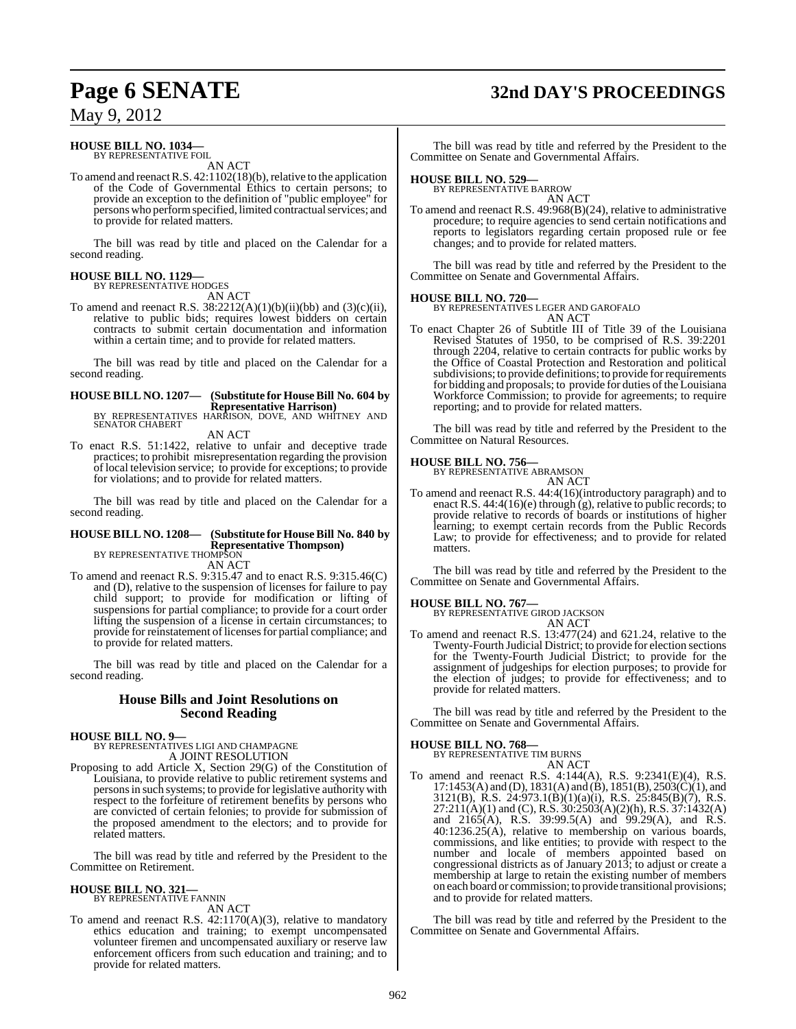**HOUSE BILL NO. 1034—**
BY REPRESENTATIVE FOIL

AN ACT

To amend and reenact R.S. 42:1102(18)(b), relative to the application of the Code of Governmental Ethics to certain persons; to provide an exception to the definition of "public employee" for persons who perform specified, limited contractual services; and to provide for related matters.

The bill was read by title and placed on the Calendar for a second reading.

**HOUSE BILL NO. 1129—**
BY REPRESENTATIVE HODGES

AN ACT

To amend and reenact R.S. 38:2212(A)(1)(b)(ii)(bb) and (3)(c)(ii), relative to public bids; requires lowest bidders on certain contracts to submit certain documentation and information within a certain time; and to provide for related matters.

The bill was read by title and placed on the Calendar for a second reading.

**HOUSE BILL NO. 1207— (Substitute for House Bill No. 604 by Representative Harrison)**
BY REPRESENTATIVES HARRISON, DOVE, AND WHITNEY AND SENATOR CHABERT

AN ACT

To enact R.S. 51:1422, relative to unfair and deceptive trade practices; to prohibit misrepresentation regarding the provision of local television service; to provide for exceptions; to provide for violations; and to provide for related matters.

The bill was read by title and placed on the Calendar for a second reading.

**HOUSE BILL NO. 1208— (Substitute for House Bill No. 840 by Representative Thompson)**
BY REPRESENTATIVE THOMPSON

AN ACT

To amend and reenact R.S. 9:315.47 and to enact R.S. 9:315.46(C) and (D), relative to the suspension of licenses for failure to pay child support; to provide for modification or lifting of suspensions for partial compliance; to provide for a court order lifting the suspension of a license in certain circumstances; to provide for reinstatement of licenses for partial compliance; and to provide for related matters.

The bill was read by title and placed on the Calendar for a second reading.

## House Bills and Joint Resolutions on Second Reading

**HOUSE BILL NO. 9—**
BY REPRESENTATIVES LIGI AND CHAMPAGNE

A JOINT RESOLUTION

Proposing to add Article X, Section 29(G) of the Constitution of Louisiana, to provide relative to public retirement systems and persons in such systems; to provide for legislative authority with respect to the forfeiture of retirement benefits by persons who are convicted of certain felonies; to provide for submission of the proposed amendment to the electors; and to provide for related matters.

The bill was read by title and referred by the President to the Committee on Retirement.

**HOUSE BILL NO. 321—**
BY REPRESENTATIVE FANNIN

AN ACT

To amend and reenact R.S. 42:1170(A)(3), relative to mandatory ethics education and training; to exempt uncompensated volunteer firemen and uncompensated auxiliary or reserve law enforcement officers from such education and training; and to provide for related matters.

The bill was read by title and referred by the President to the Committee on Senate and Governmental Affairs.

**HOUSE BILL NO. 529—**
BY REPRESENTATIVE BARROW

AN ACT

To amend and reenact R.S. 49:968(B)(24), relative to administrative procedure; to require agencies to send certain notifications and reports to legislators regarding certain proposed rule or fee changes; and to provide for related matters.

The bill was read by title and referred by the President to the Committee on Senate and Governmental Affairs.

**HOUSE BILL NO. 720—**
BY REPRESENTATIVES LEGER AND GAROFALO

AN ACT

To enact Chapter 26 of Subtitle III of Title 39 of the Louisiana Revised Statutes of 1950, to be comprised of R.S. 39:2201 through 2204, relative to certain contracts for public works by the Office of Coastal Protection and Restoration and political subdivisions; to provide definitions; to provide for requirements for bidding and proposals; to provide for duties of the Louisiana Workforce Commission; to provide for agreements; to require reporting; and to provide for related matters.

The bill was read by title and referred by the President to the Committee on Natural Resources.

**HOUSE BILL NO. 756—**
BY REPRESENTATIVE ABRAMSON

AN ACT

To amend and reenact R.S. 44:4(16)(introductory paragraph) and to enact R.S. 44:4(16)(e) through (g), relative to public records; to provide relative to records of boards or institutions of higher learning; to exempt certain records from the Public Records Law; to provide for effectiveness; and to provide for related matters.

The bill was read by title and referred by the President to the Committee on Senate and Governmental Affairs.

**HOUSE BILL NO. 767—**
BY REPRESENTATIVE GIROD JACKSON

AN ACT

To amend and reenact R.S. 13:477(24) and 621.24, relative to the Twenty-Fourth Judicial District; to provide for election sections for the Twenty-Fourth Judicial District; to provide for the assignment of judgeships for election purposes; to provide for the election of judges; to provide for effectiveness; and to provide for related matters.

The bill was read by title and referred by the President to the Committee on Senate and Governmental Affairs.

**HOUSE BILL NO. 768—**
BY REPRESENTATIVE TIM BURNS

AN ACT

To amend and reenact R.S. 4:144(A), R.S. 9:2341(E)(4), R.S. 17:1453(A) and (D), 1831(A) and (B), 1851(B), 2503(C)(1), and 3121(B), R.S. 24:973.1(B)(1)(a)(i), R.S. 25:845(B)(7), R.S. 27:211(A)(1) and (C), R.S. 30:2503(A)(2)(h), R.S. 37:1432(A) and 2165(A), R.S. 39:99.5(A) and 99.29(A), and R.S. 40:1236.25(A), relative to membership on various boards, commissions, and like entities; to provide with respect to the number and locale of members appointed based on congressional districts as of January 2013; to adjust or create a membership at large to retain the existing number of members on each board or commission; to provide transitional provisions; and to provide for related matters.

The bill was read by title and referred by the President to the Committee on Senate and Governmental Affairs.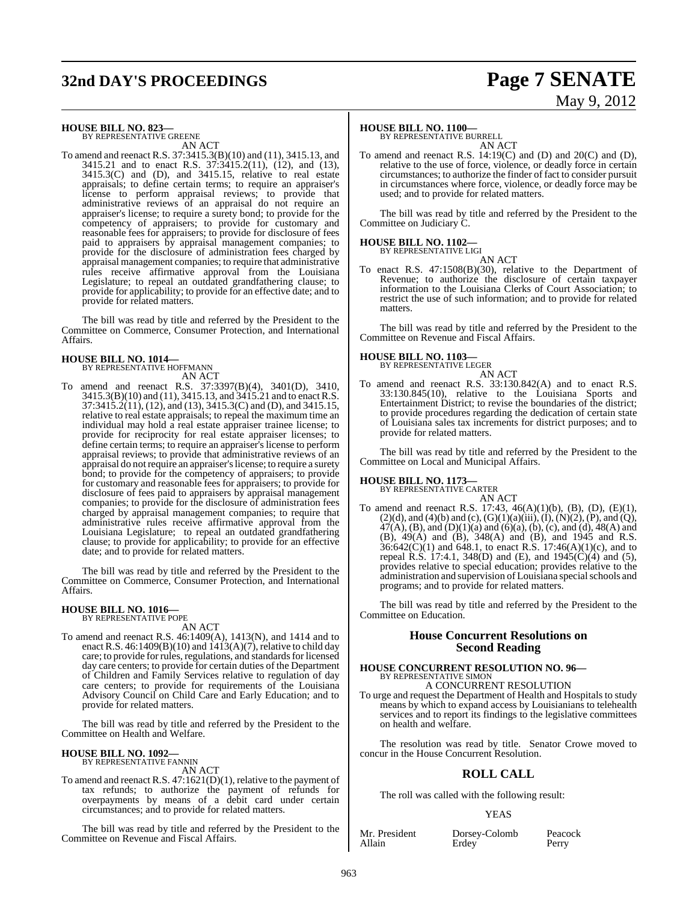**HOUSE BILL NO. 823—**
BY REPRESENTATIVE GREENE

AN ACT

To amend and reenact R.S. 37:3415.3(B)(10) and (11), 3415.13, and 3415.21 and to enact R.S. 37:3415.2(11), (12), and (13), 3415.3(C) and (D), and 3415.15, relative to real estate appraisals; to define certain terms; to require an appraiser's license to perform appraisal reviews; to provide that administrative reviews of an appraisal do not require an appraiser's license; to require a surety bond; to provide for the competency of appraisers; to provide for customary and reasonable fees for appraisers; to provide for disclosure of fees paid to appraisers by appraisal management companies; to provide for the disclosure of administration fees charged by appraisal management companies; to require that administrative rules receive affirmative approval from the Louisiana Legislature; to repeal an outdated grandfathering clause; to provide for applicability; to provide for an effective date; and to provide for related matters.

The bill was read by title and referred by the President to the Committee on Commerce, Consumer Protection, and International Affairs.

**HOUSE BILL NO. 1014—**
BY REPRESENTATIVE HOFFMANN

AN ACT

To amend and reenact R.S. 37:3397(B)(4), 3401(D), 3410, 3415.3(B)(10) and (11), 3415.13, and 3415.21 and to enact R.S. 37:3415.2(11), (12), and (13), 3415.3(C) and (D), and 3415.15, relative to real estate appraisals; to repeal the maximum time an individual may hold a real estate appraiser trainee license; to provide for reciprocity for real estate appraiser licenses; to define certain terms; to require an appraiser's license to perform appraisal reviews; to provide that administrative reviews of an appraisal do not require an appraiser's license; to require a surety bond; to provide for the competency of appraisers; to provide for customary and reasonable fees for appraisers; to provide for disclosure of fees paid to appraisers by appraisal management companies; to provide for the disclosure of administration fees charged by appraisal management companies; to require that administrative rules receive affirmative approval from the Louisiana Legislature; to repeal an outdated grandfathering clause; to provide for applicability; to provide for an effective date; and to provide for related matters.

The bill was read by title and referred by the President to the Committee on Commerce, Consumer Protection, and International Affairs.

**HOUSE BILL NO. 1016—**
BY REPRESENTATIVE POPE

AN ACT

To amend and reenact R.S. 46:1409(A), 1413(N), and 1414 and to enact R.S. 46:1409(B)(10) and 1413(A)(7), relative to child day care; to provide for rules, regulations, and standards for licensed day care centers; to provide for certain duties of the Department of Children and Family Services relative to regulation of day care centers; to provide for requirements of the Louisiana Advisory Council on Child Care and Early Education; and to provide for related matters.

The bill was read by title and referred by the President to the Committee on Health and Welfare.

**HOUSE BILL NO. 1092—**
BY REPRESENTATIVE FANNIN

AN ACT

To amend and reenact R.S. 47:1621(D)(1), relative to the payment of tax refunds; to authorize the payment of refunds for overpayments by means of a debit card under certain circumstances; and to provide for related matters.

The bill was read by title and referred by the President to the Committee on Revenue and Fiscal Affairs.

**HOUSE BILL NO. 1100—**
BY REPRESENTATIVE BURRELL

AN ACT

To amend and reenact R.S. 14:19(C) and (D) and 20(C) and (D), relative to the use of force, violence, or deadly force in certain circumstances; to authorize the finder of fact to consider pursuit in circumstances where force, violence, or deadly force may be used; and to provide for related matters.

The bill was read by title and referred by the President to the Committee on Judiciary C.

**HOUSE BILL NO. 1102—**
BY REPRESENTATIVE LIGI

AN ACT

To enact R.S. 47:1508(B)(30), relative to the Department of Revenue; to authorize the disclosure of certain taxpayer information to the Louisiana Clerks of Court Association; to restrict the use of such information; and to provide for related matters.

The bill was read by title and referred by the President to the Committee on Revenue and Fiscal Affairs.

**HOUSE BILL NO. 1103—**
BY REPRESENTATIVE LEGER

AN ACT

To amend and reenact R.S. 33:130.842(A) and to enact R.S. 33:130.845(10), relative to the Louisiana Sports and Entertainment District; to revise the boundaries of the district; to provide procedures regarding the dedication of certain state of Louisiana sales tax increments for district purposes; and to provide for related matters.

The bill was read by title and referred by the President to the Committee on Local and Municipal Affairs.

**HOUSE BILL NO. 1173—**
BY REPRESENTATIVE CARTER

AN ACT

To amend and reenact R.S. 17:43, 46(A)(1)(b), (B), (D), (E)(1), (2)(d), and (4)(b) and (c), (G)(1)(a)(iii), (I), (N)(2), (P), and (Q), 47(A), (B), and (D)(1)(a) and (6)(a), (b), (c), and (d), 48(A) and (B), 49(A) and (B), 348(A) and (B), and 1945 and R.S. 36:642(C)(1) and 648.1, to enact R.S. 17:46(A)(1)(c), and to repeal R.S. 17:4.1, 348(D) and (E), and 1945(C)(4) and (5), provides relative to special education; provides relative to the administration and supervision of Louisiana special schools and programs; and to provide for related matters.

The bill was read by title and referred by the President to the Committee on Education.

## House Concurrent Resolutions on Second Reading

**HOUSE CONCURRENT RESOLUTION NO. 96—**
BY REPRESENTATIVE SIMON

A CONCURRENT RESOLUTION

To urge and request the Department of Health and Hospitals to study means by which to expand access by Louisianians to telehealth services and to report its findings to the legislative committees on health and welfare.

The resolution was read by title. Senator Crowe moved to concur in the House Concurrent Resolution.

## ROLL CALL

The roll was called with the following result:

YEAS

| | | |
|---|---|---|
| Mr. President | Dorsey-Colomb | Peacock |
| Allain | Erdey | Perry |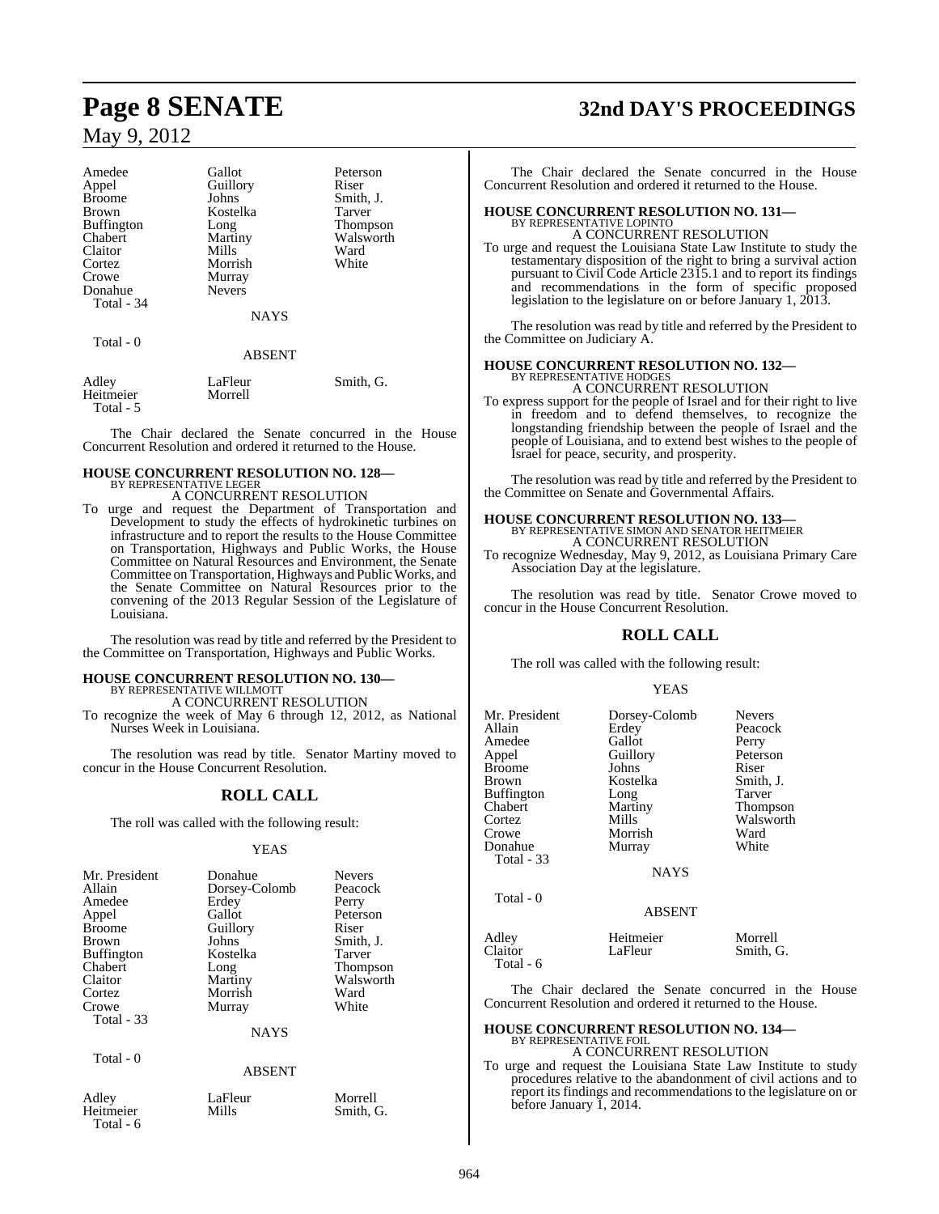| | | |
|---|---|---|
| Amedee | Gallot | Peterson |
| Appel | Guillory | Riser |
| Broome | Johns | Smith, J. |
| Brown | Kostelka | Tarver |
| Buffington | Long | Thompson |
| Chabert | Martiny | Walsworth |
| Claitor | Mills | Ward |
| Cortez | Morrish | White |
| Crowe | Murray | |
| Donahue | Nevers | |
| Total - 34 | | |

NAYS

Total - 0

ABSENT

| | | |
|---|---|---|
| Adley | LaFleur | Smith, G. |
| Heitmeier | Morrell | |
| Total - 5 | | |

The Chair declared the Senate concurred in the House Concurrent Resolution and ordered it returned to the House.

**HOUSE CONCURRENT RESOLUTION NO. 128—**
BY REPRESENTATIVE LEGER
A CONCURRENT RESOLUTION

To urge and request the Department of Transportation and Development to study the effects of hydrokinetic turbines on infrastructure and to report the results to the House Committee on Transportation, Highways and Public Works, the House Committee on Natural Resources and Environment, the Senate Committee on Transportation, Highways and Public Works, and the Senate Committee on Natural Resources prior to the convening of the 2013 Regular Session of the Legislature of Louisiana.

The resolution was read by title and referred by the President to the Committee on Transportation, Highways and Public Works.

**HOUSE CONCURRENT RESOLUTION NO. 130—**
BY REPRESENTATIVE WILLMOTT
A CONCURRENT RESOLUTION

To recognize the week of May 6 through 12, 2012, as National Nurses Week in Louisiana.

The resolution was read by title. Senator Martiny moved to concur in the House Concurrent Resolution.

## ROLL CALL

The roll was called with the following result:

YEAS

| | | |
|---|---|---|
| Mr. President | Donahue | Nevers |
| Allain | Dorsey-Colomb | Peacock |
| Amedee | Erdey | Perry |
| Appel | Gallot | Peterson |
| Broome | Guillory | Riser |
| Brown | Johns | Smith, J. |
| Buffington | Kostelka | Tarver |
| Chabert | Long | Thompson |
| Claitor | Martiny | Walsworth |
| Cortez | Morrish | Ward |
| Crowe | Murray | White |
| Total - 33 | | |

NAYS

Total - 0

ABSENT

| | | |
|---|---|---|
| Adley | LaFleur | Morrell |
| Heitmeier | Mills | Smith, G. |
| Total - 6 | | |

The Chair declared the Senate concurred in the House Concurrent Resolution and ordered it returned to the House.

**HOUSE CONCURRENT RESOLUTION NO. 131—**
BY REPRESENTATIVE LOPINTO
A CONCURRENT RESOLUTION

To urge and request the Louisiana State Law Institute to study the testamentary disposition of the right to bring a survival action pursuant to Civil Code Article 2315.1 and to report its findings and recommendations in the form of specific proposed legislation to the legislature on or before January 1, 2013.

The resolution was read by title and referred by the President to the Committee on Judiciary A.

**HOUSE CONCURRENT RESOLUTION NO. 132—**
BY REPRESENTATIVE HODGES
A CONCURRENT RESOLUTION

To express support for the people of Israel and for their right to live in freedom and to defend themselves, to recognize the longstanding friendship between the people of Israel and the people of Louisiana, and to extend best wishes to the people of Israel for peace, security, and prosperity.

The resolution was read by title and referred by the President to the Committee on Senate and Governmental Affairs.

**HOUSE CONCURRENT RESOLUTION NO. 133—**
BY REPRESENTATIVE SIMON AND SENATOR HEITMEIER
A CONCURRENT RESOLUTION

To recognize Wednesday, May 9, 2012, as Louisiana Primary Care Association Day at the legislature.

The resolution was read by title. Senator Crowe moved to concur in the House Concurrent Resolution.

## ROLL CALL

The roll was called with the following result:

YEAS

| | | |
|---|---|---|
| Mr. President | Dorsey-Colomb | Nevers |
| Allain | Erdey | Peacock |
| Amedee | Gallot | Perry |
| Appel | Guillory | Peterson |
| Broome | Johns | Riser |
| Brown | Kostelka | Smith, J. |
| Buffington | Long | Tarver |
| Chabert | Martiny | Thompson |
| Cortez | Mills | Walsworth |
| Crowe | Morrish | Ward |
| Donahue | Murray | White |
| Total - 33 | | |

NAYS

Total - 0

ABSENT

| | | |
|---|---|---|
| Adley | Heitmeier | Morrell |
| Claitor | LaFleur | Smith, G. |
| Total - 6 | | |

The Chair declared the Senate concurred in the House Concurrent Resolution and ordered it returned to the House.

**HOUSE CONCURRENT RESOLUTION NO. 134—**
BY REPRESENTATIVE FOIL
A CONCURRENT RESOLUTION

To urge and request the Louisiana State Law Institute to study procedures relative to the abandonment of civil actions and to report its findings and recommendations to the legislature on or before January 1, 2014.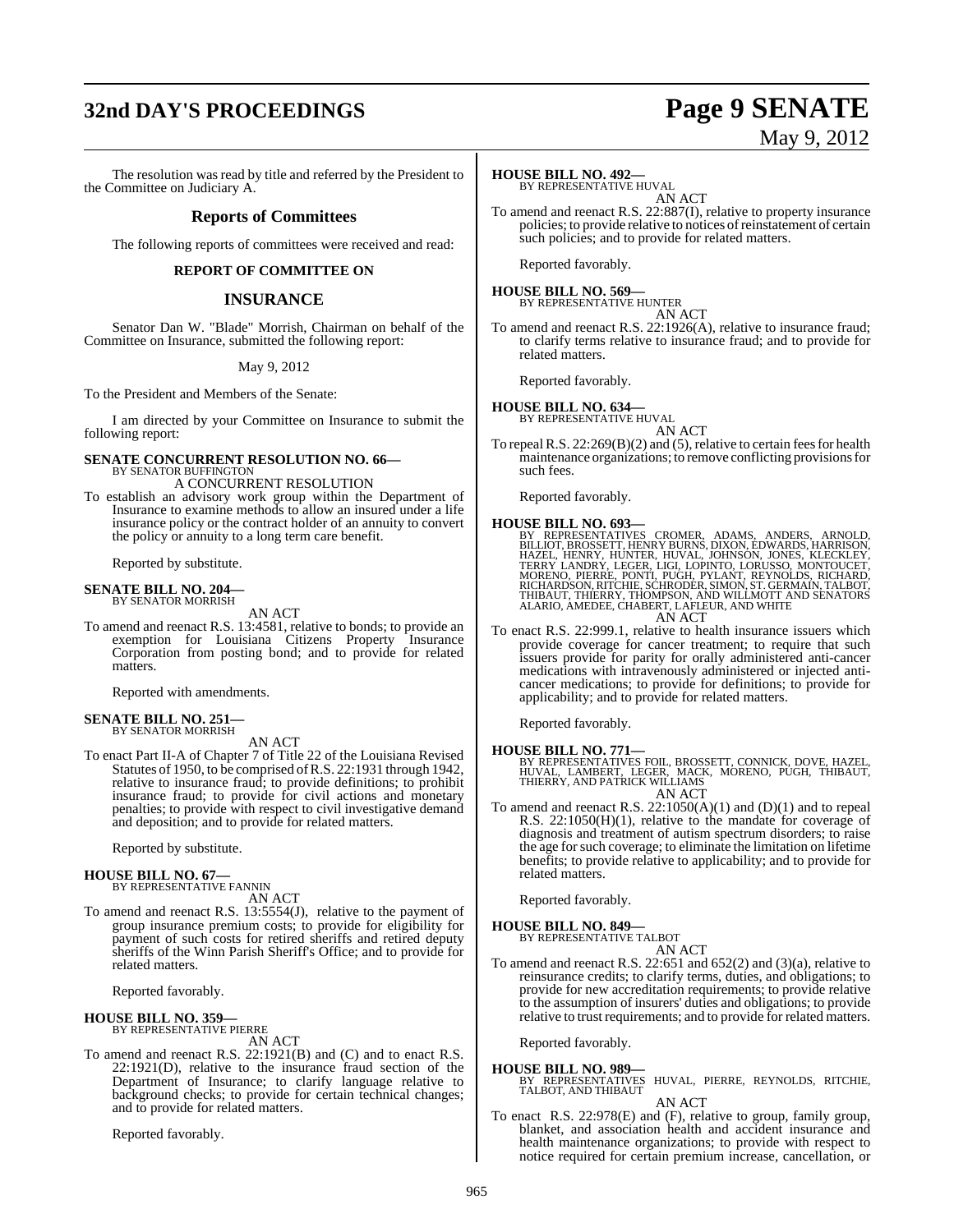The resolution was read by title and referred by the President to the Committee on Judiciary A.

## Reports of Committees

The following reports of committees were received and read:

### REPORT OF COMMITTEE ON

### INSURANCE

Senator Dan W. "Blade" Morrish, Chairman on behalf of the Committee on Insurance, submitted the following report:

May 9, 2012

To the President and Members of the Senate:

I am directed by your Committee on Insurance to submit the following report:

**SENATE CONCURRENT RESOLUTION NO. 66—**
BY SENATOR BUFFINGTON
A CONCURRENT RESOLUTION

To establish an advisory work group within the Department of Insurance to examine methods to allow an insured under a life insurance policy or the contract holder of an annuity to convert the policy or annuity to a long term care benefit.

Reported by substitute.

**SENATE BILL NO. 204—**
BY SENATOR MORRISH
AN ACT

To amend and reenact R.S. 13:4581, relative to bonds; to provide an exemption for Louisiana Citizens Property Insurance Corporation from posting bond; and to provide for related matters.

Reported with amendments.

**SENATE BILL NO. 251—**
BY SENATOR MORRISH
AN ACT

To enact Part II-A of Chapter 7 of Title 22 of the Louisiana Revised Statutes of 1950, to be comprised of R.S. 22:1931 through 1942, relative to insurance fraud; to provide definitions; to prohibit insurance fraud; to provide for civil actions and monetary penalties; to provide with respect to civil investigative demand and deposition; and to provide for related matters.

Reported by substitute.

**HOUSE BILL NO. 67—**
BY REPRESENTATIVE FANNIN
AN ACT

To amend and reenact R.S. 13:5554(J), relative to the payment of group insurance premium costs; to provide for eligibility for payment of such costs for retired sheriffs and retired deputy sheriffs of the Winn Parish Sheriff's Office; and to provide for related matters.

Reported favorably.

**HOUSE BILL NO. 359—**
BY REPRESENTATIVE PIERRE
AN ACT

To amend and reenact R.S. 22:1921(B) and (C) and to enact R.S. 22:1921(D), relative to the insurance fraud section of the Department of Insurance; to clarify language relative to background checks; to provide for certain technical changes; and to provide for related matters.

Reported favorably.

**HOUSE BILL NO. 492—**
BY REPRESENTATIVE HUVAL
AN ACT

To amend and reenact R.S. 22:887(I), relative to property insurance policies; to provide relative to notices of reinstatement of certain such policies; and to provide for related matters.

Reported favorably.

**HOUSE BILL NO. 569—**
BY REPRESENTATIVE HUNTER
AN ACT

To amend and reenact R.S. 22:1926(A), relative to insurance fraud; to clarify terms relative to insurance fraud; and to provide for related matters.

Reported favorably.

**HOUSE BILL NO. 634—**
BY REPRESENTATIVE HUVAL
AN ACT

To repeal R.S. 22:269(B)(2) and (5), relative to certain fees for health maintenance organizations; to remove conflicting provisions for such fees.

Reported favorably.

**HOUSE BILL NO. 693—**
BY REPRESENTATIVES CROMER, ADAMS, ANDERS, ARNOLD, BILLIOT, BROSSETT, HENRY BURNS, DIXON, EDWARDS, HARRISON, HAZEL, HENRY, HUNTER, HUVAL, JOHNSON, JONES, KLECKLEY, TERRY LANDRY, LEGER, LIGI, LOPINTO, LORUSSO, MONTOUCET, MORENO, PIERRE, PONTI, PUGH, PYLANT, REYNOLDS, RICHARD, RICHARDSON, RITCHIE, SCHRODER, SIMON, ST. GERMAIN, TALBOT, THIBAUT, THIERRY, THOMPSON, AND WILLMOTT AND SENATORS ALARIO, AMEDEE, CHABERT, LAFLEUR, AND WHITE
AN ACT

To enact R.S. 22:999.1, relative to health insurance issuers which provide coverage for cancer treatment; to require that such issuers provide for parity for orally administered anti-cancer medications with intravenously administered or injected anti-cancer medications; to provide for definitions; to provide for applicability; and to provide for related matters.

Reported favorably.

**HOUSE BILL NO. 771—**
BY REPRESENTATIVES FOIL, BROSSETT, CONNICK, DOVE, HAZEL, HUVAL, LAMBERT, LEGER, MACK, MORENO, PUGH, THIBAUT, THIERRY, AND PATRICK WILLIAMS
AN ACT

To amend and reenact R.S. 22:1050(A)(1) and (D)(1) and to repeal R.S. 22:1050(H)(1), relative to the mandate for coverage of diagnosis and treatment of autism spectrum disorders; to raise the age for such coverage; to eliminate the limitation on lifetime benefits; to provide relative to applicability; and to provide for related matters.

Reported favorably.

**HOUSE BILL NO. 849—**
BY REPRESENTATIVE TALBOT
AN ACT

To amend and reenact R.S. 22:651 and 652(2) and (3)(a), relative to reinsurance credits; to clarify terms, duties, and obligations; to provide for new accreditation requirements; to provide relative to the assumption of insurers' duties and obligations; to provide relative to trust requirements; and to provide for related matters.

Reported favorably.

**HOUSE BILL NO. 989—**
BY REPRESENTATIVES HUVAL, PIERRE, REYNOLDS, RITCHIE, TALBOT, AND THIBAUT
AN ACT

To enact R.S. 22:978(E) and (F), relative to group, family group, blanket, and association health and accident insurance and health maintenance organizations; to provide with respect to notice required for certain premium increase, cancellation, or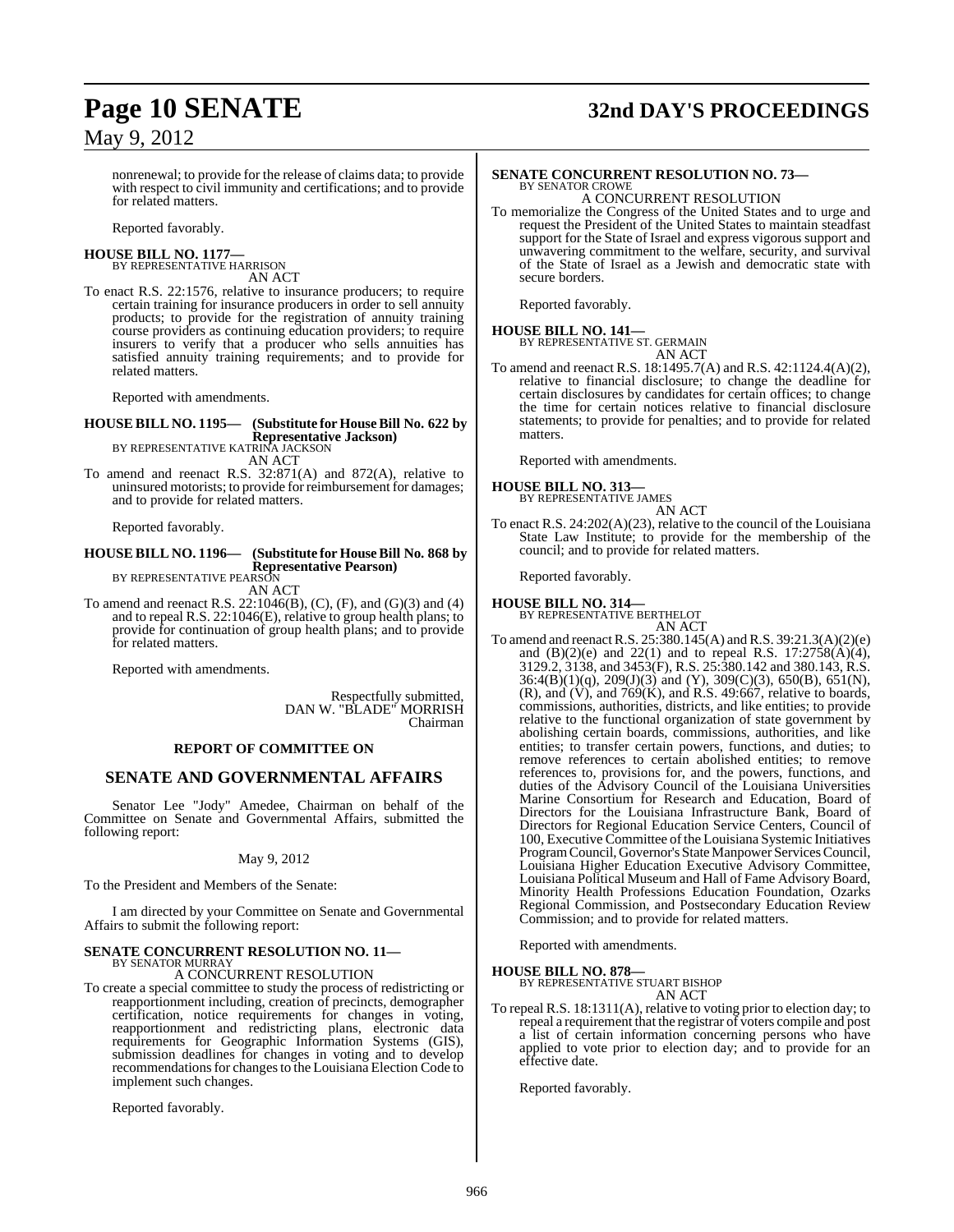nonrenewal; to provide for the release of claims data; to provide with respect to civil immunity and certifications; and to provide for related matters.

Reported favorably.

**HOUSE BILL NO. 1177—**
BY REPRESENTATIVE HARRISON
AN ACT

To enact R.S. 22:1576, relative to insurance producers; to require certain training for insurance producers in order to sell annuity products; to provide for the registration of annuity training course providers as continuing education providers; to require insurers to verify that a producer who sells annuities has satisfied annuity training requirements; and to provide for related matters.

Reported with amendments.

**HOUSE BILL NO. 1195— (Substitute for House Bill No. 622 by Representative Jackson)**
BY REPRESENTATIVE KATRINA JACKSON
AN ACT

To amend and reenact R.S. 32:871(A) and 872(A), relative to uninsured motorists; to provide for reimbursement for damages; and to provide for related matters.

Reported favorably.

**HOUSE BILL NO. 1196— (Substitute for House Bill No. 868 by Representative Pearson)**
BY REPRESENTATIVE PEARSON
AN ACT

To amend and reenact R.S. 22:1046(B), (C), (F), and (G)(3) and (4) and to repeal R.S. 22:1046(E), relative to group health plans; to provide for continuation of group health plans; and to provide for related matters.

Reported with amendments.

Respectfully submitted,
DAN W. "BLADE" MORRISH
Chairman

## REPORT OF COMMITTEE ON

## SENATE AND GOVERNMENTAL AFFAIRS

Senator Lee "Jody" Amedee, Chairman on behalf of the Committee on Senate and Governmental Affairs, submitted the following report:

May 9, 2012

To the President and Members of the Senate:

I am directed by your Committee on Senate and Governmental Affairs to submit the following report:

**SENATE CONCURRENT RESOLUTION NO. 11—**
BY SENATOR MURRAY
A CONCURRENT RESOLUTION

To create a special committee to study the process of redistricting or reapportionment including, creation of precincts, demographer certification, notice requirements for changes in voting, reapportionment and redistricting plans, electronic data requirements for Geographic Information Systems (GIS), submission deadlines for changes in voting and to develop recommendations for changes to the Louisiana Election Code to implement such changes.

Reported favorably.

**SENATE CONCURRENT RESOLUTION NO. 73—**
BY SENATOR CROWE
A CONCURRENT RESOLUTION

To memorialize the Congress of the United States and to urge and request the President of the United States to maintain steadfast support for the State of Israel and express vigorous support and unwavering commitment to the welfare, security, and survival of the State of Israel as a Jewish and democratic state with secure borders.

Reported favorably.

**HOUSE BILL NO. 141—**
BY REPRESENTATIVE ST. GERMAIN
AN ACT

To amend and reenact R.S. 18:1495.7(A) and R.S. 42:1124.4(A)(2), relative to financial disclosure; to change the deadline for certain disclosures by candidates for certain offices; to change the time for certain notices relative to financial disclosure statements; to provide for penalties; and to provide for related matters.

Reported with amendments.

**HOUSE BILL NO. 313—**
BY REPRESENTATIVE JAMES
AN ACT

To enact R.S. 24:202(A)(23), relative to the council of the Louisiana State Law Institute; to provide for the membership of the council; and to provide for related matters.

Reported favorably.

**HOUSE BILL NO. 314—**
BY REPRESENTATIVE BERTHELOT
AN ACT

To amend and reenact R.S. 25:380.145(A) and R.S. 39:21.3(A)(2)(e) and (B)(2)(e) and 22(1) and to repeal R.S. 17:2758(A)(4), 3129.2, 3138, and 3453(F), R.S. 25:380.142 and 380.143, R.S. 36:4(B)(1)(q), 209(J)(3) and (Y), 309(C)(3), 650(B), 651(N), (R), and (V), and 769(K), and R.S. 49:667, relative to boards, commissions, authorities, districts, and like entities; to provide relative to the functional organization of state government by abolishing certain boards, commissions, authorities, and like entities; to transfer certain powers, functions, and duties; to remove references to certain abolished entities; to remove references to, provisions for, and the powers, functions, and duties of the Advisory Council of the Louisiana Universities Marine Consortium for Research and Education, Board of Directors for the Louisiana Infrastructure Bank, Board of Directors for Regional Education Service Centers, Council of 100, Executive Committee of the Louisiana Systemic Initiatives Program Council, Governor's State Manpower Services Council, Louisiana Higher Education Executive Advisory Committee, Louisiana Political Museum and Hall of Fame Advisory Board, Minority Health Professions Education Foundation, Ozarks Regional Commission, and Postsecondary Education Review Commission; and to provide for related matters.

Reported with amendments.

**HOUSE BILL NO. 878—**
BY REPRESENTATIVE STUART BISHOP
AN ACT

To repeal R.S. 18:1311(A), relative to voting prior to election day; to repeal a requirement that the registrar of voters compile and post a list of certain information concerning persons who have applied to vote prior to election day; and to provide for an effective date.

Reported favorably.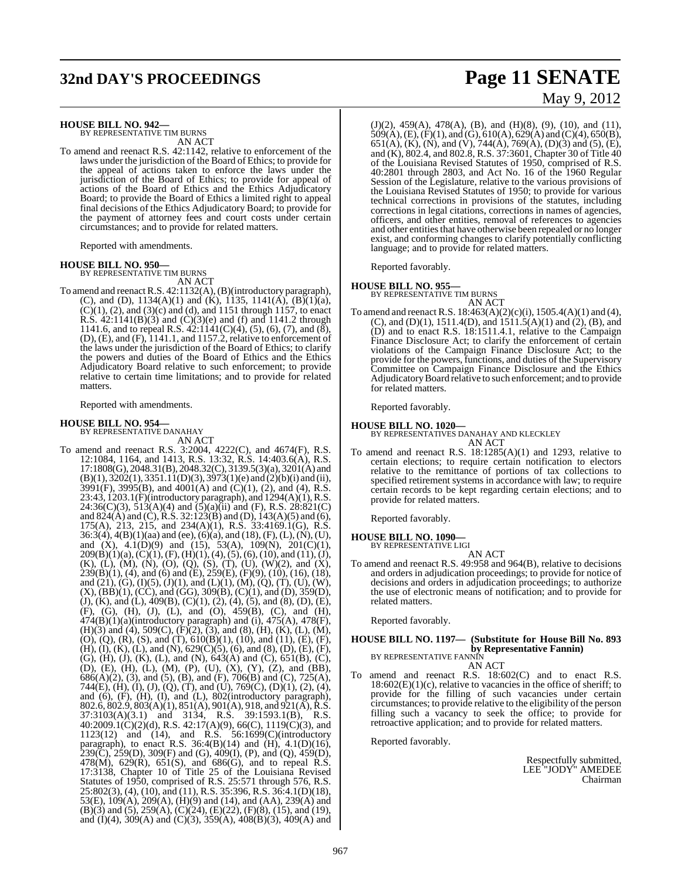**HOUSE BILL NO. 942—**
BY REPRESENTATIVE TIM BURNS

AN ACT

To amend and reenact R.S. 42:1142, relative to enforcement of the laws under the jurisdiction of the Board of Ethics; to provide for the appeal of actions taken to enforce the laws under the jurisdiction of the Board of Ethics; to provide for appeal of actions of the Board of Ethics and the Ethics Adjudicatory Board; to provide the Board of Ethics a limited right to appeal final decisions of the Ethics Adjudicatory Board; to provide for the payment of attorney fees and court costs under certain circumstances; and to provide for related matters.

Reported with amendments.

**HOUSE BILL NO. 950—**
BY REPRESENTATIVE TIM BURNS

AN ACT

To amend and reenact R.S. 42:1132(A), (B)(introductory paragraph), (C), and (D), 1134(A)(1) and (K), 1135, 1141(A), (B)(1)(a), (C)(1), (2), and (3)(c) and (d), and 1151 through 1157, to enact R.S. 42:1141(B)(3) and (C)(3)(e) and (f) and 1141.2 through 1141.6, and to repeal R.S. 42:1141(C)(4), (5), (6), (7), and (8), (D), (E), and (F), 1141.1, and 1157.2, relative to enforcement of the laws under the jurisdiction of the Board of Ethics; to clarify the powers and duties of the Board of Ethics and the Ethics Adjudicatory Board relative to such enforcement; to provide relative to certain time limitations; and to provide for related matters.

Reported with amendments.

**HOUSE BILL NO. 954—**
BY REPRESENTATIVE DANAHAY

AN ACT

To amend and reenact R.S. 3:2004, 4222(C), and 4674(F), R.S. 12:1084, 1164, and 1413, R.S. 13:32, R.S. 14:403.6(A), R.S. 17:1808(G), 2048.31(B), 2048.32(C), 3139.5(3)(a), 3201(A) and (B)(1), 3202(1), 3351.11(D)(3), 3973(1)(e) and (2)(b)(i) and (ii), 3991(F), 3995(B), and 4001(A) and (C)(1), (2), and (4), R.S. 23:43, 1203.1(F)(introductory paragraph), and 1294(A)(1), R.S. 24:36(C)(3), 513(A)(4) and (5)(a)(ii) and (F), R.S. 28:821(C) and 824(A) and (C), R.S. 32:123(B) and (D), 143(A)(5) and (6), 175(A), 213, 215, and 234(A)(1), R.S. 33:4169.1(G), R.S. 36:3(4), 4(B)(1)(aa) and (ee), (6)(a), and (18), (F), (L), (N), (U), and (X), 4.1(D)(9) and (15), 53(A), 109(N), 201(C)(1), 209(B)(1)(a), (C)(1), (F), (H)(1), (4), (5), (6), (10), and (11), (J), (K), (L), (M), (N), (O), (Q), (S), (T), (U), (W)(2), and (X), 239(B)(1), (4), and (6) and (E), 259(E), (F)(9), (10), (16), (18), and (21), (G), (I)(5), (J)(1), and (L)(1), (M), (Q), (T), (U), (W), (X), (BB)(1), (CC), and (GG), 309(B), (C)(1), and (D), 359(D), (J), (K), and (L), 409(B), (C)(1), (2), (4), (5), and (8), (D), (E), (F), (G), (H), (J), (L), and (O), 459(B), (C), and (H), 474(B)(1)(a)(introductory paragraph) and (i), 475(A), 478(F), (H)(3) and (4), 509(C), (F)(2), (3), and (8), (H), (K), (L), (M), (O), (Q), (R), (S), and (T), 610(B)(1), (10), and (11), (E), (F), (H), (I), (K), (L), and (N), 629(C)(5), (6), and (8), (D), (E), (F), (G), (H), (J), (K), (L), and (N), 643(A) and (C), 651(B), (C), (D), (E), (H), (L), (M), (P), (U), (X), (Y), (Z), and (BB), 686(A)(2), (3), and (5), (B), and (F), 706(B) and (C), 725(A), 744(E), (H), (I), (J), (Q), (T), and (U), 769(C), (D)(1), (2), (4), and (6), (F), (H), (I), and (L), 802(introductory paragraph), 802.6, 802.9, 803(A)(1), 851(A), 901(A), 918, and 921(A), R.S. 37:3103(A)(3.1) and 3134, R.S. 39:1593.1(B), R.S. 40:2009.1(C)(2)(d), R.S. 42:17(A)(9), 66(C), 1119(C)(3), and 1123(12) and (14), and R.S. 56:1699(C)(introductory paragraph), to enact R.S. 36:4(B)(14) and (H), 4.1(D)(16), 239(C), 259(D), 309(F) and (G), 409(I), (P), and (Q), 459(D), 478(M), 629(R), 651(S), and 686(G), and to repeal R.S. 17:3138, Chapter 10 of Title 25 of the Louisiana Revised Statutes of 1950, comprised of R.S. 25:571 through 576, R.S. 25:802(3), (4), (10), and (11), R.S. 35:396, R.S. 36:4.1(D)(18), 53(E), 109(A), 209(A), (H)(9) and (14), and (AA), 239(A) and (B)(3) and (5), 259(A), (C)(24), (E)(22), (F)(8), (15), and (19), and (I)(4), 309(A) and (C)(3), 359(A), 408(B)(3), 409(A) and (J)(2), 459(A), 478(A), (B), and (H)(8), (9), (10), and (11), 509(A), (E), (F)(1), and (G), 610(A), 629(A) and (C)(4), 650(B), 651(A), (K), (N), and (V), 744(A), 769(A), (D)(3) and (5), (E), and (K), 802.4, and 802.8, R.S. 37:3601, Chapter 30 of Title 40 of the Louisiana Revised Statutes of 1950, comprised of R.S. 40:2801 through 2803, and Act No. 16 of the 1960 Regular Session of the Legislature, relative to the various provisions of the Louisiana Revised Statutes of 1950; to provide for various technical corrections in provisions of the statutes, including corrections in legal citations, corrections in names of agencies, officers, and other entities, removal of references to agencies and other entities that have otherwise been repealed or no longer exist, and conforming changes to clarify potentially conflicting language; and to provide for related matters.

Reported favorably.

**HOUSE BILL NO. 955—**
BY REPRESENTATIVE TIM BURNS

AN ACT

To amend and reenact R.S. 18:463(A)(2)(c)(i), 1505.4(A)(1) and (4), (C), and (D)(1), 1511.4(D), and 1511.5(A)(1) and (2), (B), and (D) and to enact R.S. 18:1511.4.1, relative to the Campaign Finance Disclosure Act; to clarify the enforcement of certain violations of the Campaign Finance Disclosure Act; to the provide for the powers, functions, and duties of the Supervisory Committee on Campaign Finance Disclosure and the Ethics Adjudicatory Board relative to such enforcement; and to provide for related matters.

Reported favorably.

**HOUSE BILL NO. 1020—**
BY REPRESENTATIVES DANAHAY AND KLECKLEY

AN ACT

To amend and reenact R.S. 18:1285(A)(1) and 1293, relative to certain elections; to require certain notification to electors relative to the remittance of portions of tax collections to specified retirement systems in accordance with law; to require certain records to be kept regarding certain elections; and to provide for related matters.

Reported favorably.

**HOUSE BILL NO. 1090—**
BY REPRESENTATIVE LIGI

AN ACT

To amend and reenact R.S. 49:958 and 964(B), relative to decisions and orders in adjudication proceedings; to provide for notice of decisions and orders in adjudication proceedings; to authorize the use of electronic means of notification; and to provide for related matters.

Reported favorably.

**HOUSE BILL NO. 1197— (Substitute for House Bill No. 893 by Representative Fannin)**
BY REPRESENTATIVE FANNIN

AN ACT

To amend and reenact R.S. 18:602(C) and to enact R.S. 18:602(E)(1)(c), relative to vacancies in the office of sheriff; to provide for the filling of such vacancies under certain circumstances; to provide relative to the eligibility of the person filling such a vacancy to seek the office; to provide for retroactive application; and to provide for related matters.

Reported favorably.

Respectfully submitted,
LEE "JODY" AMEDEE
Chairman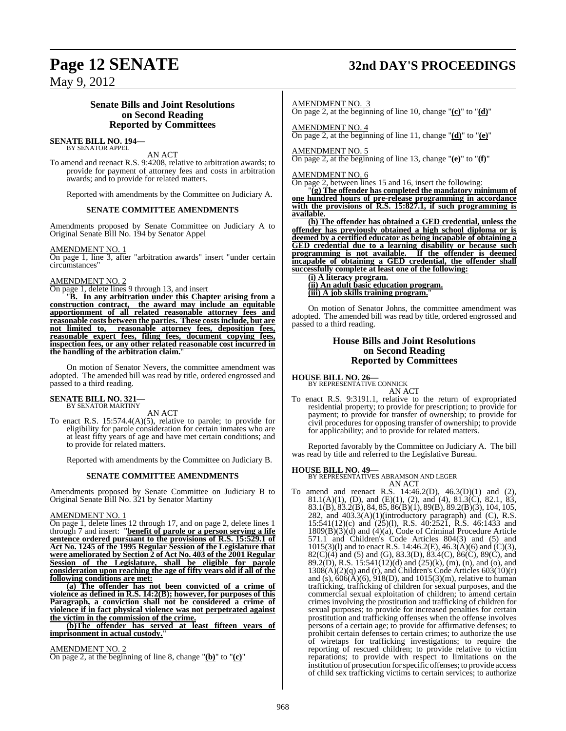## Senate Bills and Joint Resolutions on Second Reading Reported by Committees

**SENATE BILL NO. 194—**
BY SENATOR APPEL

AN ACT

To amend and reenact R.S. 9:4208, relative to arbitration awards; to provide for payment of attorney fees and costs in arbitration awards; and to provide for related matters.

Reported with amendments by the Committee on Judiciary A.

### SENATE COMMITTEE AMENDMENTS

Amendments proposed by Senate Committee on Judiciary A to Original Senate Bill No. 194 by Senator Appel

AMENDMENT NO. 1
On page 1, line 3, after "arbitration awards" insert "under certain circumstances"

AMENDMENT NO. 2
On page 1, delete lines 9 through 13, and insert

"**B. In any arbitration under this Chapter arising from a construction contract, the award may include an equitable apportionment of all related reasonable attorney fees and reasonable costs between the parties. These costs include, but are not limited to, reasonable attorney fees, deposition fees, reasonable expert fees, filing fees, document copying fees, inspection fees, or any other related reasonable cost incurred in the handling of the arbitration claim.**"

On motion of Senator Nevers, the committee amendment was adopted. The amended bill was read by title, ordered engrossed and passed to a third reading.

**SENATE BILL NO. 321—**
BY SENATOR MARTINY

AN ACT

To enact R.S. 15:574.4(A)(5), relative to parole; to provide for eligibility for parole consideration for certain inmates who are at least fifty years of age and have met certain conditions; and to provide for related matters.

Reported with amendments by the Committee on Judiciary B.

### SENATE COMMITTEE AMENDMENTS

Amendments proposed by Senate Committee on Judiciary B to Original Senate Bill No. 321 by Senator Martiny

AMENDMENT NO. 1
On page 1, delete lines 12 through 17, and on page 2, delete lines 1 through 7 and insert: "**benefit of parole or a person serving a life sentence ordered pursuant to the provisions of R.S. 15:529.1 of Act No. 1245 of the 1995 Regular Session of the Legislature that were ameliorated by Section 2 of Act No. 403 of the 2001 Regular Session of the Legislature, shall be eligible for parole consideration upon reaching the age of fifty years old if all of the following conditions are met:**

**(a) The offender has not been convicted of a crime of violence as defined in R.S. 14:2(B); however, for purposes of this Paragraph, a conviction shall not be considered a crime of violence if in fact physical violence was not perpetrated against the victim in the commission of the crime.**

**(b)The offender has served at least fifteen years of imprisonment in actual custody.**"

AMENDMENT NO. 2
On page 2, at the beginning of line 8, change "**(b)**" to "**(c)**"

AMENDMENT NO. 3
On page 2, at the beginning of line 10, change "**(c)**" to "**(d)**"

AMENDMENT NO. 4
On page 2, at the beginning of line 11, change "**(d)**" to "**(e)**"

AMENDMENT NO. 5
On page 2, at the beginning of line 13, change "**(e)**" to "**(f)**"

AMENDMENT NO. 6
On page 2, between lines 15 and 16, insert the following:

"**(g) The offender has completed the mandatory minimum of one hundred hours of pre-release programming in accordance with the provisions of R.S. 15:827.1, if such programming is available.**

**(h) The offender has obtained a GED credential, unless the offender has previously obtained a high school diploma or is deemed by a certified educator as being incapable of obtaining a GED credential due to a learning disability or because such programming is not available. If the offender is deemed incapable of obtaining a GED credential, the offender shall successfully complete at least one of the following:**

**(i) A literacy program.**

**(ii) An adult basic education program.**

**(iii) A job skills training program.**"

On motion of Senator Johns, the committee amendment was adopted. The amended bill was read by title, ordered engrossed and passed to a third reading.

## House Bills and Joint Resolutions on Second Reading Reported by Committees

**HOUSE BILL NO. 26—**
BY REPRESENTATIVE CONNICK

AN ACT

To enact R.S. 9:3191.1, relative to the return of expropriated residential property; to provide for prescription; to provide for payment; to provide for transfer of ownership; to provide for civil procedures for opposing transfer of ownership; to provide for applicability; and to provide for related matters.

Reported favorably by the Committee on Judiciary A. The bill was read by title and referred to the Legislative Bureau.

**HOUSE BILL NO. 49—**
BY REPRESENTATIVES ABRAMSON AND LEGER

AN ACT

To amend and reenact R.S. 14:46.2(D), 46.3(D)(1) and (2), 81.1(A)(1), (D), and (E)(1), (2), and (4), 81.3(C), 82.1, 83, 83.1(B), 83.2(B), 84, 85, 86(B)(1), 89(B), 89.2(B)(3), 104, 105, 282, and 403.3(A)(1)(introductory paragraph) and (C), R.S. 15:541(12)(c) and (25)(l), R.S. 40:2521, R.S. 46:1433 and 1809(B)(3)(d) and (4)(a), Code of Criminal Procedure Article 571.1 and Children's Code Articles 804(3) and (5) and 1015(3)(l) and to enact R.S. 14:46.2(E), 46.3(A)(6) and (C)(3), 82(C)(4) and (5) and (G), 83.3(D), 83.4(C), 86(C), 89(C), and 89.2(D), R.S. 15:541(12)(d) and (25)(k), (m), (n), and (o), and 1308(A)(2)(q) and (r), and Children's Code Articles 603(10)(r) and (s), 606(A)(6), 918(D), and 1015(3)(m), relative to human trafficking, trafficking of children for sexual purposes, and the commercial sexual exploitation of children; to amend certain crimes involving the prostitution and trafficking of children for sexual purposes; to provide for increased penalties for certain prostitution and trafficking offenses when the offense involves persons of a certain age; to provide for affirmative defenses; to prohibit certain defenses to certain crimes; to authorize the use of wiretaps for trafficking investigations; to require the reporting of rescued children; to provide relative to victim reparations; to provide with respect to limitations on the institution of prosecution for specific offenses; to provide access of child sex trafficking victims to certain services; to authorize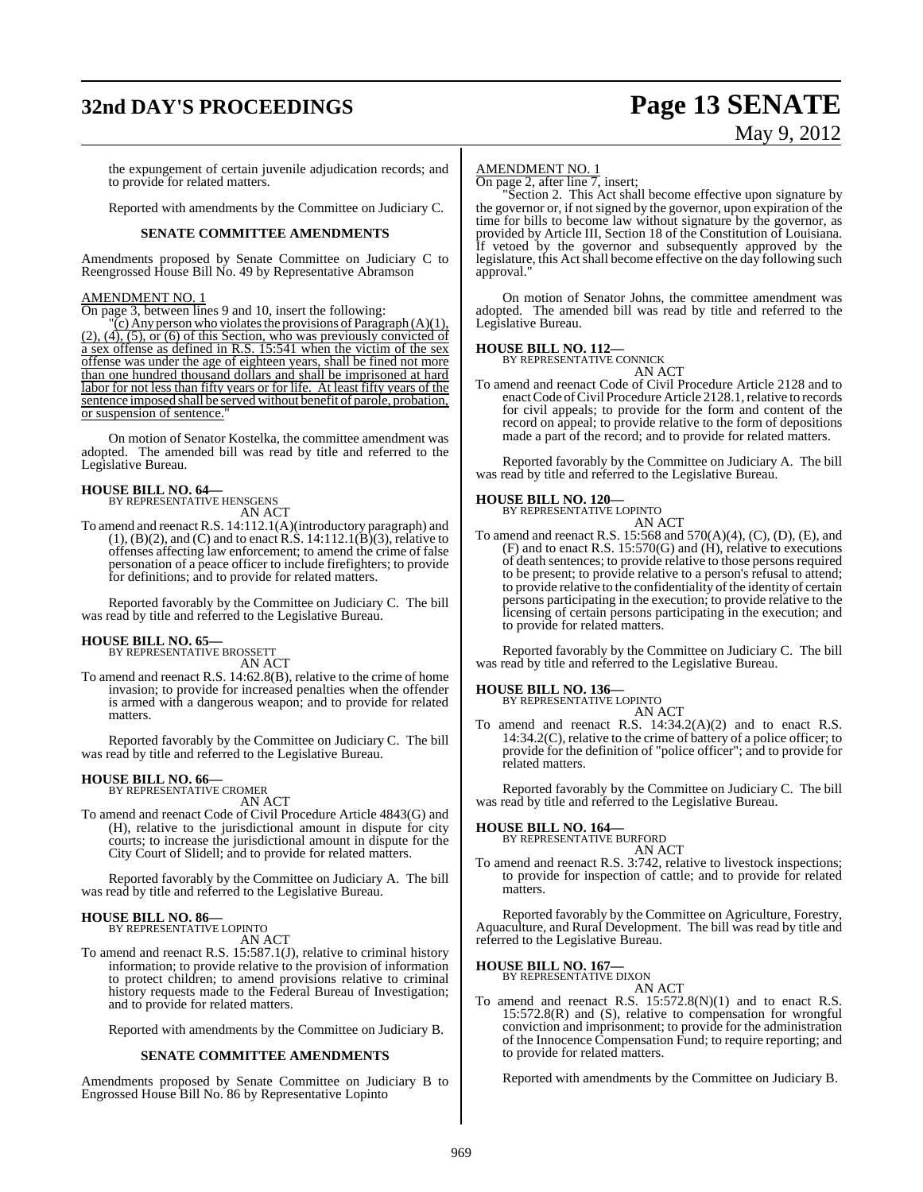the expungement of certain juvenile adjudication records; and to provide for related matters.

Reported with amendments by the Committee on Judiciary C.

**SENATE COMMITTEE AMENDMENTS**

Amendments proposed by Senate Committee on Judiciary C to Reengrossed House Bill No. 49 by Representative Abramson

AMENDMENT NO. 1

On page 3, between lines 9 and 10, insert the following:

"(c) Any person who violates the provisions of Paragraph (A)(1), (2), (4), (5), or (6) of this Section, who was previously convicted of a sex offense as defined in R.S. 15:541 when the victim of the sex offense was under the age of eighteen years, shall be fined not more than one hundred thousand dollars and shall be imprisoned at hard labor for not less than fifty years or for life. At least fifty years of the sentence imposed shall be served without benefit of parole, probation, or suspension of sentence."

On motion of Senator Kostelka, the committee amendment was adopted. The amended bill was read by title and referred to the Legislative Bureau.

**HOUSE BILL NO. 64—**
BY REPRESENTATIVE HENSGENS
AN ACT

To amend and reenact R.S. 14:112.1(A)(introductory paragraph) and (1), (B)(2), and (C) and to enact R.S. 14:112.1(B)(3), relative to offenses affecting law enforcement; to amend the crime of false personation of a peace officer to include firefighters; to provide for definitions; and to provide for related matters.

Reported favorably by the Committee on Judiciary C. The bill was read by title and referred to the Legislative Bureau.

**HOUSE BILL NO. 65—**
BY REPRESENTATIVE BROSSETT
AN ACT

To amend and reenact R.S. 14:62.8(B), relative to the crime of home invasion; to provide for increased penalties when the offender is armed with a dangerous weapon; and to provide for related matters.

Reported favorably by the Committee on Judiciary C. The bill was read by title and referred to the Legislative Bureau.

**HOUSE BILL NO. 66—**
BY REPRESENTATIVE CROMER
AN ACT

To amend and reenact Code of Civil Procedure Article 4843(G) and (H), relative to the jurisdictional amount in dispute for city courts; to increase the jurisdictional amount in dispute for the City Court of Slidell; and to provide for related matters.

Reported favorably by the Committee on Judiciary A. The bill was read by title and referred to the Legislative Bureau.

**HOUSE BILL NO. 86—**
BY REPRESENTATIVE LOPINTO
AN ACT

To amend and reenact R.S. 15:587.1(J), relative to criminal history information; to provide relative to the provision of information to protect children; to amend provisions relative to criminal history requests made to the Federal Bureau of Investigation; and to provide for related matters.

Reported with amendments by the Committee on Judiciary B.

**SENATE COMMITTEE AMENDMENTS**

Amendments proposed by Senate Committee on Judiciary B to Engrossed House Bill No. 86 by Representative Lopinto

AMENDMENT NO. 1

On page 2, after line 7, insert;

"Section 2. This Act shall become effective upon signature by the governor or, if not signed by the governor, upon expiration of the time for bills to become law without signature by the governor, as provided by Article III, Section 18 of the Constitution of Louisiana. If vetoed by the governor and subsequently approved by the legislature, this Act shall become effective on the day following such approval."

On motion of Senator Johns, the committee amendment was adopted. The amended bill was read by title and referred to the Legislative Bureau.

**HOUSE BILL NO. 112—**
BY REPRESENTATIVE CONNICK
AN ACT

To amend and reenact Code of Civil Procedure Article 2128 and to enact Code of Civil Procedure Article 2128.1, relative to records for civil appeals; to provide for the form and content of the record on appeal; to provide relative to the form of depositions made a part of the record; and to provide for related matters.

Reported favorably by the Committee on Judiciary A. The bill was read by title and referred to the Legislative Bureau.

**HOUSE BILL NO. 120—**
BY REPRESENTATIVE LOPINTO
AN ACT

To amend and reenact R.S. 15:568 and 570(A)(4), (C), (D), (E), and (F) and to enact R.S. 15:570(G) and (H), relative to executions of death sentences; to provide relative to those persons required to be present; to provide relative to a person's refusal to attend; to provide relative to the confidentiality of the identity of certain persons participating in the execution; to provide relative to the licensing of certain persons participating in the execution; and to provide for related matters.

Reported favorably by the Committee on Judiciary C. The bill was read by title and referred to the Legislative Bureau.

**HOUSE BILL NO. 136—**
BY REPRESENTATIVE LOPINTO
AN ACT

To amend and reenact R.S. 14:34.2(A)(2) and to enact R.S. 14:34.2(C), relative to the crime of battery of a police officer; to provide for the definition of "police officer"; and to provide for related matters.

Reported favorably by the Committee on Judiciary C. The bill was read by title and referred to the Legislative Bureau.

**HOUSE BILL NO. 164—**
BY REPRESENTATIVE BURFORD
AN ACT

To amend and reenact R.S. 3:742, relative to livestock inspections; to provide for inspection of cattle; and to provide for related matters.

Reported favorably by the Committee on Agriculture, Forestry, Aquaculture, and Rural Development. The bill was read by title and referred to the Legislative Bureau.

**HOUSE BILL NO. 167—**
BY REPRESENTATIVE DIXON
AN ACT

To amend and reenact R.S. 15:572.8(N)(1) and to enact R.S. 15:572.8(R) and (S), relative to compensation for wrongful conviction and imprisonment; to provide for the administration of the Innocence Compensation Fund; to require reporting; and to provide for related matters.

Reported with amendments by the Committee on Judiciary B.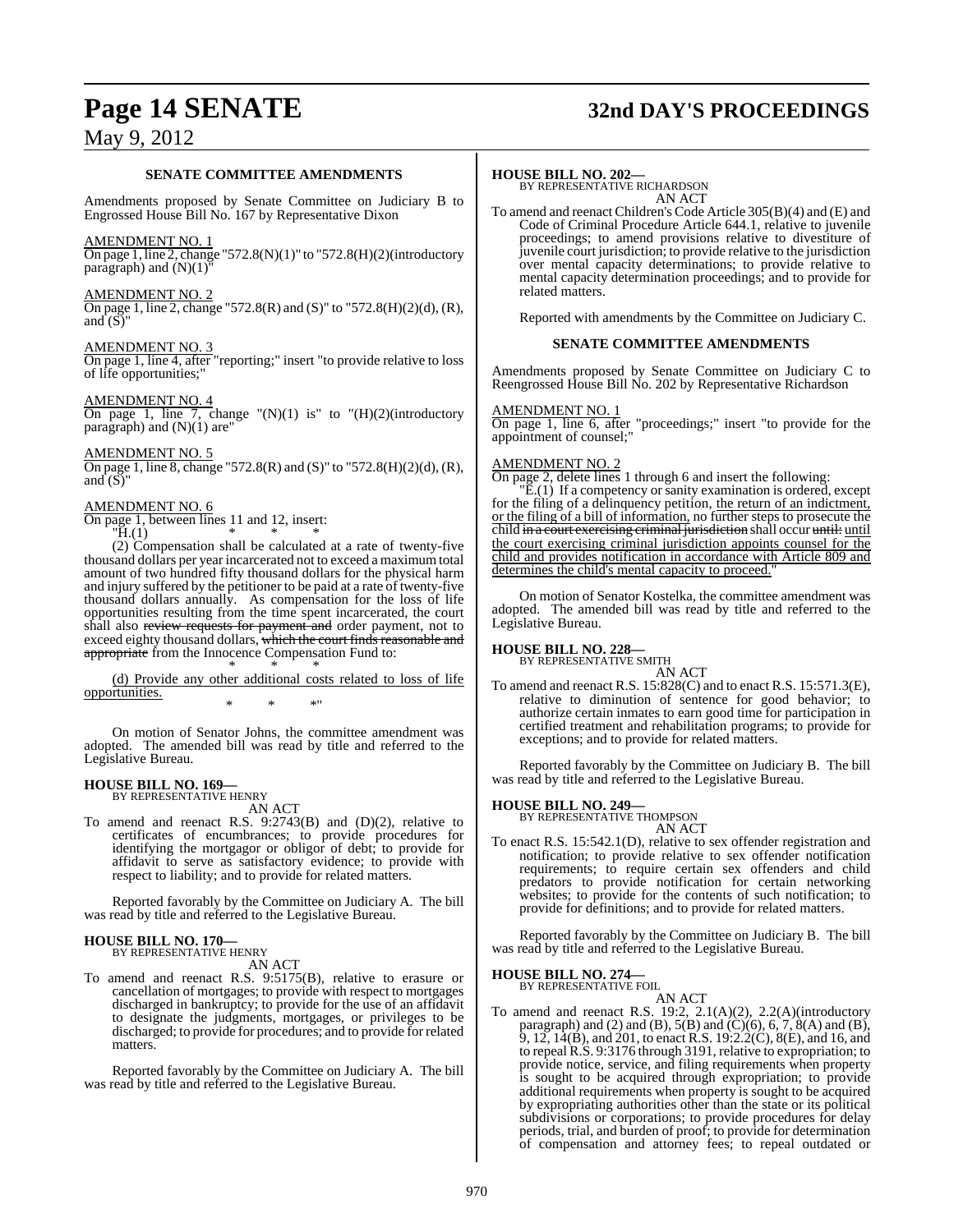**SENATE COMMITTEE AMENDMENTS**

Amendments proposed by Senate Committee on Judiciary B to Engrossed House Bill No. 167 by Representative Dixon

AMENDMENT NO. 1

On page 1, line 2, change "572.8(N)(1)" to "572.8(H)(2)(introductory paragraph) and (N)(1)"

AMENDMENT NO. 2

On page 1, line 2, change "572.8(R) and (S)" to "572.8(H)(2)(d), (R), and (S)"

AMENDMENT NO. 3

On page 1, line 4, after "reporting;" insert "to provide relative to loss of life opportunities;"

AMENDMENT NO. 4

On page 1, line 7, change "(N)(1) is" to "(H)(2)(introductory paragraph) and (N)(1) are"

AMENDMENT NO. 5

On page 1, line 8, change "572.8(R) and (S)" to "572.8(H)(2)(d), (R), and (S)"

AMENDMENT NO. 6

On page 1, between lines 11 and 12, insert:

"H.(1) * * *

(2) Compensation shall be calculated at a rate of twenty-five thousand dollars per year incarcerated not to exceed a maximum total amount of two hundred fifty thousand dollars for the physical harm and injury suffered by the petitioner to be paid at a rate of twenty-five thousand dollars annually. As compensation for the loss of life opportunities resulting from the time spent incarcerated, the court shall also ~~review requests for payment and~~ order payment, not to exceed eighty thousand dollars, ~~which the court finds reasonable and appropriate~~ from the Innocence Compensation Fund to:

\* \* \*

(d) Provide any other additional costs related to loss of life opportunities.

\* \* \*"

On motion of Senator Johns, the committee amendment was adopted. The amended bill was read by title and referred to the Legislative Bureau.

**HOUSE BILL NO. 169—**
BY REPRESENTATIVE HENRY

AN ACT

To amend and reenact R.S. 9:2743(B) and (D)(2), relative to certificates of encumbrances; to provide procedures for identifying the mortgagor or obligor of debt; to provide for affidavit to serve as satisfactory evidence; to provide with respect to liability; and to provide for related matters.

Reported favorably by the Committee on Judiciary A. The bill was read by title and referred to the Legislative Bureau.

**HOUSE BILL NO. 170—**
BY REPRESENTATIVE HENRY

AN ACT

To amend and reenact R.S. 9:5175(B), relative to erasure or cancellation of mortgages; to provide with respect to mortgages discharged in bankruptcy; to provide for the use of an affidavit to designate the judgments, mortgages, or privileges to be discharged; to provide for procedures; and to provide for related matters.

Reported favorably by the Committee on Judiciary A. The bill was read by title and referred to the Legislative Bureau.

**HOUSE BILL NO. 202—**
BY REPRESENTATIVE RICHARDSON

AN ACT

To amend and reenact Children's Code Article 305(B)(4) and (E) and Code of Criminal Procedure Article 644.1, relative to juvenile proceedings; to amend provisions relative to divestiture of juvenile court jurisdiction; to provide relative to the jurisdiction over mental capacity determinations; to provide relative to mental capacity determination proceedings; and to provide for related matters.

Reported with amendments by the Committee on Judiciary C.

**SENATE COMMITTEE AMENDMENTS**

Amendments proposed by Senate Committee on Judiciary C to Reengrossed House Bill No. 202 by Representative Richardson

AMENDMENT NO. 1

On page 1, line 6, after "proceedings;" insert "to provide for the appointment of counsel;"

AMENDMENT NO. 2

On page 2, delete lines 1 through 6 and insert the following:

"E.(1) If a competency or sanity examination is ordered, except for the filing of a delinquency petition, the return of an indictment, or the filing of a bill of information, no further steps to prosecute the child ~~in a court exercising criminal jurisdiction~~ shall occur ~~until.~~ until the court exercising criminal jurisdiction appoints counsel for the child and provides notification in accordance with Article 809 and determines the child's mental capacity to proceed."

On motion of Senator Kostelka, the committee amendment was adopted. The amended bill was read by title and referred to the Legislative Bureau.

**HOUSE BILL NO. 228—**
BY REPRESENTATIVE SMITH

AN ACT

To amend and reenact R.S. 15:828(C) and to enact R.S. 15:571.3(E), relative to diminution of sentence for good behavior; to authorize certain inmates to earn good time for participation in certified treatment and rehabilitation programs; to provide for exceptions; and to provide for related matters.

Reported favorably by the Committee on Judiciary B. The bill was read by title and referred to the Legislative Bureau.

**HOUSE BILL NO. 249—**
BY REPRESENTATIVE THOMPSON

AN ACT

To enact R.S. 15:542.1(D), relative to sex offender registration and notification; to provide relative to sex offender notification requirements; to require certain sex offenders and child predators to provide notification for certain networking websites; to provide for the contents of such notification; to provide for definitions; and to provide for related matters.

Reported favorably by the Committee on Judiciary B. The bill was read by title and referred to the Legislative Bureau.

**HOUSE BILL NO. 274—**
BY REPRESENTATIVE FOIL

AN ACT

To amend and reenact R.S. 19:2, 2.1(A)(2), 2.2(A)(introductory paragraph) and (2) and (B), 5(B) and (C)(6), 6, 7, 8(A) and (B), 9, 12, 14(B), and 201, to enact R.S. 19:2.2(C), 8(E), and 16, and to repeal R.S. 9:3176 through 3191, relative to expropriation; to provide notice, service, and filing requirements when property is sought to be acquired through expropriation; to provide additional requirements when property is sought to be acquired by expropriating authorities other than the state or its political subdivisions or corporations; to provide procedures for delay periods, trial, and burden of proof; to provide for determination of compensation and attorney fees; to repeal outdated or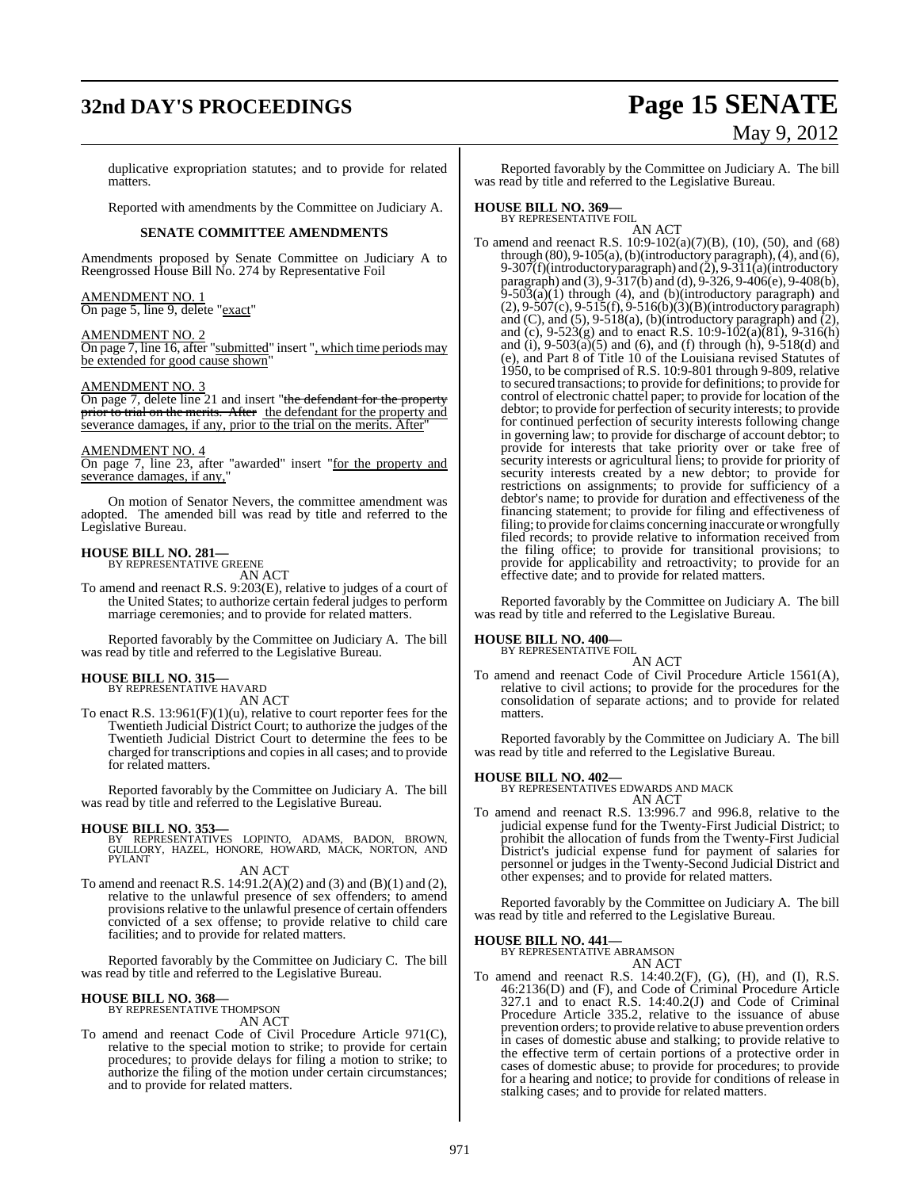duplicative expropriation statutes; and to provide for related matters.

Reported with amendments by the Committee on Judiciary A.

**SENATE COMMITTEE AMENDMENTS**

Amendments proposed by Senate Committee on Judiciary A to Reengrossed House Bill No. 274 by Representative Foil

AMENDMENT NO. 1
On page 5, line 9, delete "exact"

AMENDMENT NO. 2
On page 7, line 16, after "submitted" insert ", which time periods may be extended for good cause shown"

AMENDMENT NO. 3
On page 7, delete line 21 and insert "~~the defendant for the property prior to trial on the merits. After~~ the defendant for the property and severance damages, if any, prior to the trial on the merits. After"

AMENDMENT NO. 4
On page 7, line 23, after "awarded" insert "for the property and severance damages, if any,"

On motion of Senator Nevers, the committee amendment was adopted. The amended bill was read by title and referred to the Legislative Bureau.

**HOUSE BILL NO. 281—**
BY REPRESENTATIVE GREENE
AN ACT
To amend and reenact R.S. 9:203(E), relative to judges of a court of the United States; to authorize certain federal judges to perform marriage ceremonies; and to provide for related matters.

Reported favorably by the Committee on Judiciary A. The bill was read by title and referred to the Legislative Bureau.

**HOUSE BILL NO. 315—**
BY REPRESENTATIVE HAVARD
AN ACT
To enact R.S. 13:961(F)(1)(u), relative to court reporter fees for the Twentieth Judicial District Court; to authorize the judges of the Twentieth Judicial District Court to determine the fees to be charged for transcriptions and copies in all cases; and to provide for related matters.

Reported favorably by the Committee on Judiciary A. The bill was read by title and referred to the Legislative Bureau.

**HOUSE BILL NO. 353—**
BY REPRESENTATIVES LOPINTO, ADAMS, BADON, BROWN, GUILLORY, HAZEL, HONORE, HOWARD, MACK, NORTON, AND PYLANT
AN ACT
To amend and reenact R.S. 14:91.2(A)(2) and (3) and (B)(1) and (2), relative to the unlawful presence of sex offenders; to amend provisions relative to the unlawful presence of certain offenders convicted of a sex offense; to provide relative to child care facilities; and to provide for related matters.

Reported favorably by the Committee on Judiciary C. The bill was read by title and referred to the Legislative Bureau.

**HOUSE BILL NO. 368—**
BY REPRESENTATIVE THOMPSON
AN ACT
To amend and reenact Code of Civil Procedure Article 971(C), relative to the special motion to strike; to provide for certain procedures; to provide delays for filing a motion to strike; to authorize the filing of the motion under certain circumstances; and to provide for related matters.

Reported favorably by the Committee on Judiciary A. The bill was read by title and referred to the Legislative Bureau.

**HOUSE BILL NO. 369—**
BY REPRESENTATIVE FOIL
AN ACT
To amend and reenact R.S. 10:9-102(a)(7)(B), (10), (50), and (68) through (80), 9-105(a), (b)(introductory paragraph), (4), and (6), 9-307(f)(introductory paragraph) and (2), 9-311(a)(introductory paragraph) and (3), 9-317(b) and (d), 9-326, 9-406(e), 9-408(b), 9-503(a)(1) through (4), and (b)(introductory paragraph) and (2), 9-507(c), 9-515(f), 9-516(b)(3)(B)(introductory paragraph) and (C), and (5), 9-518(a), (b)(introductory paragraph) and (2), and (c), 9-523(g) and to enact R.S. 10:9-102(a)(81), 9-316(h) and (i), 9-503(a)(5) and (6), and (f) through (h), 9-518(d) and (e), and Part 8 of Title 10 of the Louisiana revised Statutes of 1950, to be comprised of R.S. 10:9-801 through 9-809, relative to secured transactions; to provide for definitions; to provide for control of electronic chattel paper; to provide for location of the debtor; to provide for perfection of security interests; to provide for continued perfection of security interests following change in governing law; to provide for discharge of account debtor; to provide for interests that take priority over or take free of security interests or agricultural liens; to provide for priority of security interests created by a new debtor; to provide for restrictions on assignments; to provide for sufficiency of a debtor's name; to provide for duration and effectiveness of the financing statement; to provide for filing and effectiveness of filing; to provide for claims concerning inaccurate or wrongfully filed records; to provide relative to information received from the filing office; to provide for transitional provisions; to provide for applicability and retroactivity; to provide for an effective date; and to provide for related matters.

Reported favorably by the Committee on Judiciary A. The bill was read by title and referred to the Legislative Bureau.

**HOUSE BILL NO. 400—**
BY REPRESENTATIVE FOIL
AN ACT
To amend and reenact Code of Civil Procedure Article 1561(A), relative to civil actions; to provide for the procedures for the consolidation of separate actions; and to provide for related matters.

Reported favorably by the Committee on Judiciary A. The bill was read by title and referred to the Legislative Bureau.

**HOUSE BILL NO. 402—**
BY REPRESENTATIVES EDWARDS AND MACK
AN ACT
To amend and reenact R.S. 13:996.7 and 996.8, relative to the judicial expense fund for the Twenty-First Judicial District; to prohibit the allocation of funds from the Twenty-First Judicial District's judicial expense fund for payment of salaries for personnel or judges in the Twenty-Second Judicial District and other expenses; and to provide for related matters.

Reported favorably by the Committee on Judiciary A. The bill was read by title and referred to the Legislative Bureau.

**HOUSE BILL NO. 441—**
BY REPRESENTATIVE ABRAMSON
AN ACT
To amend and reenact R.S. 14:40.2(F), (G), (H), and (I), R.S. 46:2136(D) and (F), and Code of Criminal Procedure Article 327.1 and to enact R.S. 14:40.2(J) and Code of Criminal Procedure Article 335.2, relative to the issuance of abuse prevention orders; to provide relative to abuse prevention orders in cases of domestic abuse and stalking; to provide relative to the effective term of certain portions of a protective order in cases of domestic abuse; to provide for procedures; to provide for a hearing and notice; to provide for conditions of release in stalking cases; and to provide for related matters.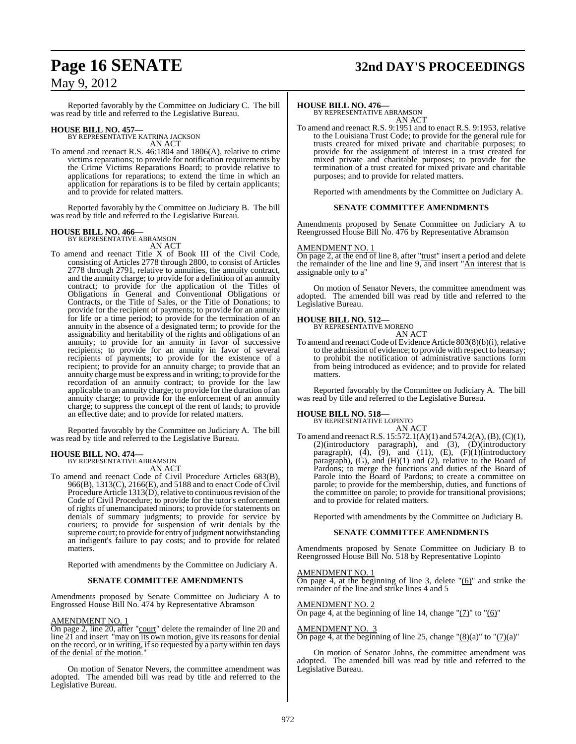Reported favorably by the Committee on Judiciary C. The bill was read by title and referred to the Legislative Bureau.

**HOUSE BILL NO. 457—**
BY REPRESENTATIVE KATRINA JACKSON
AN ACT

To amend and reenact R.S. 46:1804 and 1806(A), relative to crime victims reparations; to provide for notification requirements by the Crime Victims Reparations Board; to provide relative to applications for reparations; to extend the time in which an application for reparations is to be filed by certain applicants; and to provide for related matters.

Reported favorably by the Committee on Judiciary B. The bill was read by title and referred to the Legislative Bureau.

**HOUSE BILL NO. 466—**
BY REPRESENTATIVE ABRAMSON
AN ACT

To amend and reenact Title X of Book III of the Civil Code, consisting of Articles 2778 through 2800, to consist of Articles 2778 through 2791, relative to annuities, the annuity contract, and the annuity charge; to provide for a definition of an annuity contract; to provide for the application of the Titles of Obligations in General and Conventional Obligations or Contracts, or the Title of Sales, or the Title of Donations; to provide for the recipient of payments; to provide for an annuity for life or a time period; to provide for the termination of an annuity in the absence of a designated term; to provide for the assignability and heritability of the rights and obligations of an annuity; to provide for an annuity in favor of successive recipients; to provide for an annuity in favor of several recipients of payments; to provide for the existence of a recipient; to provide for an annuity charge; to provide that an annuity charge must be express and in writing; to provide for the recordation of an annuity contract; to provide for the law applicable to an annuity charge; to provide for the duration of an annuity charge; to provide for the enforcement of an annuity charge; to suppress the concept of the rent of lands; to provide an effective date; and to provide for related matters.

Reported favorably by the Committee on Judiciary A. The bill was read by title and referred to the Legislative Bureau.

**HOUSE BILL NO. 474—**
BY REPRESENTATIVE ABRAMSON
AN ACT

To amend and reenact Code of Civil Procedure Articles 683(B), 966(B), 1313(C), 2166(E), and 5188 and to enact Code of Civil Procedure Article 1313(D), relative to continuous revision of the Code of Civil Procedure; to provide for the tutor's enforcement of rights of unemancipated minors; to provide for statements on denials of summary judgments; to provide for service by couriers; to provide for suspension of writ denials by the supreme court; to provide for entry of judgment notwithstanding an indigent's failure to pay costs; and to provide for related matters.

Reported with amendments by the Committee on Judiciary A.

**SENATE COMMITTEE AMENDMENTS**

Amendments proposed by Senate Committee on Judiciary A to Engrossed House Bill No. 474 by Representative Abramson

AMENDMENT NO. 1
On page 2, line 20, after "court" delete the remainder of line 20 and line 21 and insert "may on its own motion, give its reasons for denial on the record, or in writing, if so requested by a party within ten days of the denial of the motion."

On motion of Senator Nevers, the committee amendment was adopted. The amended bill was read by title and referred to the Legislative Bureau.

**HOUSE BILL NO. 476—**
BY REPRESENTATIVE ABRAMSON
AN ACT

To amend and reenact R.S. 9:1951 and to enact R.S. 9:1953, relative to the Louisiana Trust Code; to provide for the general rule for trusts created for mixed private and charitable purposes; to provide for the assignment of interest in a trust created for mixed private and charitable purposes; to provide for the termination of a trust created for mixed private and charitable purposes; and to provide for related matters.

Reported with amendments by the Committee on Judiciary A.

**SENATE COMMITTEE AMENDMENTS**

Amendments proposed by Senate Committee on Judiciary A to Reengrossed House Bill No. 476 by Representative Abramson

AMENDMENT NO. 1
On page 2, at the end of line 8, after "trust" insert a period and delete the remainder of the line and line 9, and insert "An interest that is assignable only to a"

On motion of Senator Nevers, the committee amendment was adopted. The amended bill was read by title and referred to the Legislative Bureau.

**HOUSE BILL NO. 512—**
BY REPRESENTATIVE MORENO
AN ACT

To amend and reenact Code of Evidence Article 803(8)(b)(i), relative to the admission of evidence; to provide with respect to hearsay; to prohibit the notification of administrative sanctions form from being introduced as evidence; and to provide for related matters.

Reported favorably by the Committee on Judiciary A. The bill was read by title and referred to the Legislative Bureau.

**HOUSE BILL NO. 518—**
BY REPRESENTATIVE LOPINTO
AN ACT

To amend and reenact R.S. 15:572.1(A)(1) and 574.2(A), (B), (C)(1), (2)(introductory paragraph), and (3), (D)(introductory paragraph), (4), (9), and (11), (E), (F)(1)(introductory paragraph), (G), and (H)(1) and (2), relative to the Board of Pardons; to merge the functions and duties of the Board of Parole into the Board of Pardons; to create a committee on parole; to provide for the membership, duties, and functions of the committee on parole; to provide for transitional provisions; and to provide for related matters.

Reported with amendments by the Committee on Judiciary B.

**SENATE COMMITTEE AMENDMENTS**

Amendments proposed by Senate Committee on Judiciary B to Reengrossed House Bill No. 518 by Representative Lopinto

AMENDMENT NO. 1
On page 4, at the beginning of line 3, delete "(6)" and strike the remainder of the line and strike lines 4 and 5

AMENDMENT NO. 2
On page 4, at the beginning of line 14, change "(7)" to "(6)"

AMENDMENT NO. 3
On page 4, at the beginning of line 25, change "(8)(a)" to "(7)(a)"

On motion of Senator Johns, the committee amendment was adopted. The amended bill was read by title and referred to the Legislative Bureau.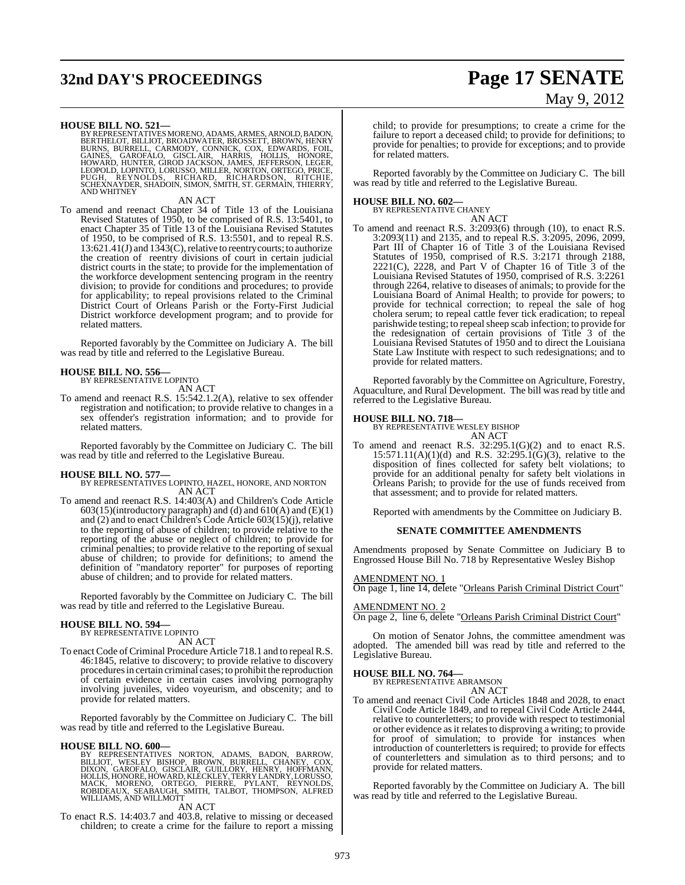**HOUSE BILL NO. 521—**
BY REPRESENTATIVES MORENO, ADAMS, ARMES, ARNOLD, BADON, BERTHELOT, BILLIOT, BROADWATER, BROSSETT, BROWN, HENRY BURNS, BURRELL, CARMODY, CONNICK, COX, EDWARDS, FOIL, GAINES, GAROFALO, GISCLAIR, HARRIS, HOLLIS, HONORE, HOWARD, HUNTER, GIROD JACKSON, JAMES, JEFFERSON, LEGER, LEOPOLD, LOPINTO, LORUSSO, MILLER, NORTON, ORTEGO, PRICE, PUGH, REYNOLDS, RICHARD, RICHARDSON, RITCHIE, SCHEXNAYDER, SHADOIN, SIMON, SMITH, ST. GERMAIN, THIERRY, AND WHITNEY

AN ACT

To amend and reenact Chapter 34 of Title 13 of the Louisiana Revised Statutes of 1950, to be comprised of R.S. 13:5401, to enact Chapter 35 of Title 13 of the Louisiana Revised Statutes of 1950, to be comprised of R.S. 13:5501, and to repeal R.S. 13:621.41(J) and 1343(C), relative to reentry courts; to authorize the creation of reentry divisions of court in certain judicial district courts in the state; to provide for the implementation of the workforce development sentencing program in the reentry division; to provide for conditions and procedures; to provide for applicability; to repeal provisions related to the Criminal District Court of Orleans Parish or the Forty-First Judicial District workforce development program; and to provide for related matters.

Reported favorably by the Committee on Judiciary A. The bill was read by title and referred to the Legislative Bureau.

**HOUSE BILL NO. 556—**
BY REPRESENTATIVE LOPINTO

AN ACT

To amend and reenact R.S. 15:542.1.2(A), relative to sex offender registration and notification; to provide relative to changes in a sex offender's registration information; and to provide for related matters.

Reported favorably by the Committee on Judiciary C. The bill was read by title and referred to the Legislative Bureau.

**HOUSE BILL NO. 577—**
BY REPRESENTATIVES LOPINTO, HAZEL, HONORE, AND NORTON

AN ACT

To amend and reenact R.S. 14:403(A) and Children's Code Article 603(15)(introductory paragraph) and (d) and 610(A) and (E)(1) and (2) and to enact Children's Code Article 603(15)(j), relative to the reporting of abuse of children; to provide relative to the reporting of the abuse or neglect of children; to provide for criminal penalties; to provide relative to the reporting of sexual abuse of children; to provide for definitions; to amend the definition of "mandatory reporter" for purposes of reporting abuse of children; and to provide for related matters.

Reported favorably by the Committee on Judiciary C. The bill was read by title and referred to the Legislative Bureau.

**HOUSE BILL NO. 594—**
BY REPRESENTATIVE LOPINTO

AN ACT

To enact Code of Criminal Procedure Article 718.1 and to repeal R.S. 46:1845, relative to discovery; to provide relative to discovery procedures in certain criminal cases; to prohibit the reproduction of certain evidence in certain cases involving pornography involving juveniles, video voyeurism, and obscenity; and to provide for related matters.

Reported favorably by the Committee on Judiciary C. The bill was read by title and referred to the Legislative Bureau.

**HOUSE BILL NO. 600—**
BY REPRESENTATIVES NORTON, ADAMS, BADON, BARROW, BILLIOT, WESLEY BISHOP, BROWN, BURRELL, CHANEY, COX, DIXON, GAROFALO, GISCLAIR, GUILLORY, HENRY, HOFFMANN, HOLLIS, HONORE, HOWARD, KLECKLEY, TERRY LANDRY, LORUSSO, MACK, MORENO, ORTEGO, PIERRE, PYLANT, REYNOLDS, ROBIDEAUX, SEABAUGH, SMITH, TALBOT, THOMPSON, ALFRED WILLIAMS, AND WILLMOTT

AN ACT

To enact R.S. 14:403.7 and 403.8, relative to missing or deceased children; to create a crime for the failure to report a missing child; to provide for presumptions; to create a crime for the failure to report a deceased child; to provide for definitions; to provide for penalties; to provide for exceptions; and to provide for related matters.

Reported favorably by the Committee on Judiciary C. The bill was read by title and referred to the Legislative Bureau.

**HOUSE BILL NO. 602—**
BY REPRESENTATIVE CHANEY

AN ACT

To amend and reenact R.S. 3:2093(6) through (10), to enact R.S. 3:2093(11) and 2135, and to repeal R.S. 3:2095, 2096, 2099, Part III of Chapter 16 of Title 3 of the Louisiana Revised Statutes of 1950, comprised of R.S. 3:2171 through 2188, 2221(C), 2228, and Part V of Chapter 16 of Title 3 of the Louisiana Revised Statutes of 1950, comprised of R.S. 3:2261 through 2264, relative to diseases of animals; to provide for the Louisiana Board of Animal Health; to provide for powers; to provide for technical correction; to repeal the sale of hog cholera serum; to repeal cattle fever tick eradication; to repeal parishwide testing; to repeal sheep scab infection; to provide for the redesignation of certain provisions of Title 3 of the Louisiana Revised Statutes of 1950 and to direct the Louisiana State Law Institute with respect to such redesignations; and to provide for related matters.

Reported favorably by the Committee on Agriculture, Forestry, Aquaculture, and Rural Development. The bill was read by title and referred to the Legislative Bureau.

**HOUSE BILL NO. 718—**
BY REPRESENTATIVE WESLEY BISHOP

AN ACT

To amend and reenact R.S. 32:295.1(G)(2) and to enact R.S. 15:571.11(A)(1)(d) and R.S. 32:295.1(G)(3), relative to the disposition of fines collected for safety belt violations; to provide for an additional penalty for safety belt violations in Orleans Parish; to provide for the use of funds received from that assessment; and to provide for related matters.

Reported with amendments by the Committee on Judiciary B.

**SENATE COMMITTEE AMENDMENTS**

Amendments proposed by Senate Committee on Judiciary B to Engrossed House Bill No. 718 by Representative Wesley Bishop

AMENDMENT NO. 1
On page 1, line 14, delete "Orleans Parish Criminal District Court"

AMENDMENT NO. 2
On page 2, line 6, delete "Orleans Parish Criminal District Court"

On motion of Senator Johns, the committee amendment was adopted. The amended bill was read by title and referred to the Legislative Bureau.

**HOUSE BILL NO. 764—**
BY REPRESENTATIVE ABRAMSON

AN ACT

To amend and reenact Civil Code Articles 1848 and 2028, to enact Civil Code Article 1849, and to repeal Civil Code Article 2444, relative to counterletters; to provide with respect to testimonial or other evidence as it relates to disproving a writing; to provide for proof of simulation; to provide for instances when introduction of counterletters is required; to provide for effects of counterletters and simulation as to third persons; and to provide for related matters.

Reported favorably by the Committee on Judiciary A. The bill was read by title and referred to the Legislative Bureau.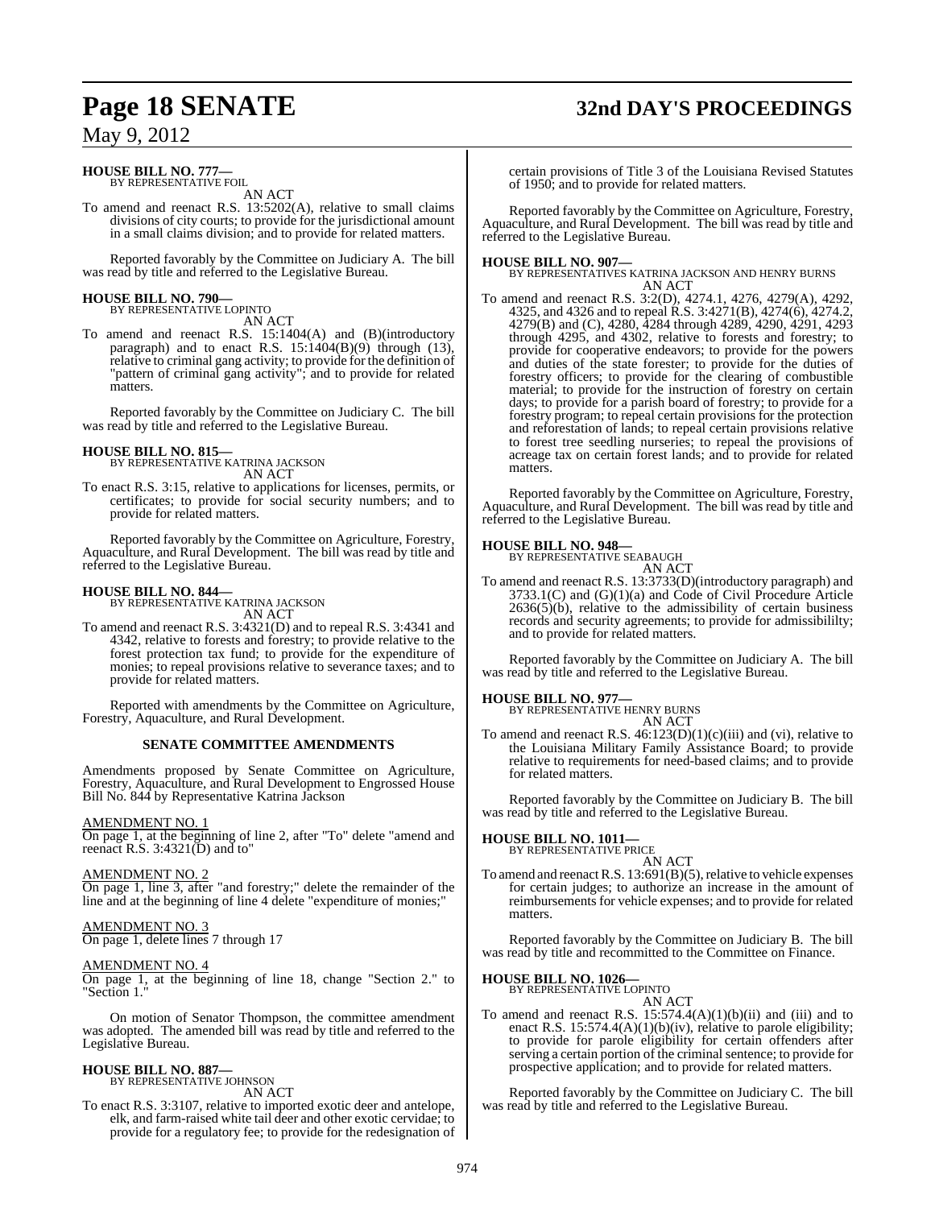**HOUSE BILL NO. 777—**
BY REPRESENTATIVE FOIL

AN ACT

To amend and reenact R.S. 13:5202(A), relative to small claims divisions of city courts; to provide for the jurisdictional amount in a small claims division; and to provide for related matters.

Reported favorably by the Committee on Judiciary A. The bill was read by title and referred to the Legislative Bureau.

**HOUSE BILL NO. 790—**
BY REPRESENTATIVE LOPINTO

AN ACT

To amend and reenact R.S. 15:1404(A) and (B)(introductory paragraph) and to enact R.S. 15:1404(B)(9) through (13), relative to criminal gang activity; to provide for the definition of "pattern of criminal gang activity"; and to provide for related matters.

Reported favorably by the Committee on Judiciary C. The bill was read by title and referred to the Legislative Bureau.

**HOUSE BILL NO. 815—**
BY REPRESENTATIVE KATRINA JACKSON

AN ACT

To enact R.S. 3:15, relative to applications for licenses, permits, or certificates; to provide for social security numbers; and to provide for related matters.

Reported favorably by the Committee on Agriculture, Forestry, Aquaculture, and Rural Development. The bill was read by title and referred to the Legislative Bureau.

**HOUSE BILL NO. 844—**
BY REPRESENTATIVE KATRINA JACKSON

AN ACT

To amend and reenact R.S. 3:4321(D) and to repeal R.S. 3:4341 and 4342, relative to forests and forestry; to provide relative to the forest protection tax fund; to provide for the expenditure of monies; to repeal provisions relative to severance taxes; and to provide for related matters.

Reported with amendments by the Committee on Agriculture, Forestry, Aquaculture, and Rural Development.

**SENATE COMMITTEE AMENDMENTS**

Amendments proposed by Senate Committee on Agriculture, Forestry, Aquaculture, and Rural Development to Engrossed House Bill No. 844 by Representative Katrina Jackson

AMENDMENT NO. 1

On page 1, at the beginning of line 2, after "To" delete "amend and reenact R.S. 3:4321(D) and to"

AMENDMENT NO. 2

On page 1, line 3, after "and forestry;" delete the remainder of the line and at the beginning of line 4 delete "expenditure of monies;"

AMENDMENT NO. 3

On page 1, delete lines 7 through 17

AMENDMENT NO. 4

On page 1, at the beginning of line 18, change "Section 2." to "Section 1."

On motion of Senator Thompson, the committee amendment was adopted. The amended bill was read by title and referred to the Legislative Bureau.

**HOUSE BILL NO. 887—**
BY REPRESENTATIVE JOHNSON

AN ACT

To enact R.S. 3:3107, relative to imported exotic deer and antelope, elk, and farm-raised white tail deer and other exotic cervidae; to provide for a regulatory fee; to provide for the redesignation of certain provisions of Title 3 of the Louisiana Revised Statutes of 1950; and to provide for related matters.

Reported favorably by the Committee on Agriculture, Forestry, Aquaculture, and Rural Development. The bill was read by title and referred to the Legislative Bureau.

**HOUSE BILL NO. 907—**
BY REPRESENTATIVES KATRINA JACKSON AND HENRY BURNS

AN ACT

To amend and reenact R.S. 3:2(D), 4274.1, 4276, 4279(A), 4292, 4325, and 4326 and to repeal R.S. 3:4271(B), 4274(6), 4274.2, 4279(B) and (C), 4280, 4284 through 4289, 4290, 4291, 4293 through 4295, and 4302, relative to forests and forestry; to provide for cooperative endeavors; to provide for the powers and duties of the state forester; to provide for the duties of forestry officers; to provide for the clearing of combustible material; to provide for the instruction of forestry on certain days; to provide for a parish board of forestry; to provide for a forestry program; to repeal certain provisions for the protection and reforestation of lands; to repeal certain provisions relative to forest tree seedling nurseries; to repeal the provisions of acreage tax on certain forest lands; and to provide for related matters.

Reported favorably by the Committee on Agriculture, Forestry, Aquaculture, and Rural Development. The bill was read by title and referred to the Legislative Bureau.

**HOUSE BILL NO. 948—**
BY REPRESENTATIVE SEABAUGH

AN ACT

To amend and reenact R.S. 13:3733(D)(introductory paragraph) and 3733.1(C) and (G)(1)(a) and Code of Civil Procedure Article 2636(5)(b), relative to the admissibility of certain business records and security agreements; to provide for admissibililty; and to provide for related matters.

Reported favorably by the Committee on Judiciary A. The bill was read by title and referred to the Legislative Bureau.

**HOUSE BILL NO. 977—**
BY REPRESENTATIVE HENRY BURNS

AN ACT

To amend and reenact R.S. 46:123(D)(1)(c)(iii) and (vi), relative to the Louisiana Military Family Assistance Board; to provide relative to requirements for need-based claims; and to provide for related matters.

Reported favorably by the Committee on Judiciary B. The bill was read by title and referred to the Legislative Bureau.

**HOUSE BILL NO. 1011—**
BY REPRESENTATIVE PRICE

AN ACT

To amend and reenact R.S. 13:691(B)(5), relative to vehicle expenses for certain judges; to authorize an increase in the amount of reimbursements for vehicle expenses; and to provide for related matters.

Reported favorably by the Committee on Judiciary B. The bill was read by title and recommitted to the Committee on Finance.

**HOUSE BILL NO. 1026—**
BY REPRESENTATIVE LOPINTO

AN ACT

To amend and reenact R.S. 15:574.4(A)(1)(b)(ii) and (iii) and to enact R.S. 15:574.4(A)(1)(b)(iv), relative to parole eligibility; to provide for parole eligibility for certain offenders after serving a certain portion of the criminal sentence; to provide for prospective application; and to provide for related matters.

Reported favorably by the Committee on Judiciary C. The bill was read by title and referred to the Legislative Bureau.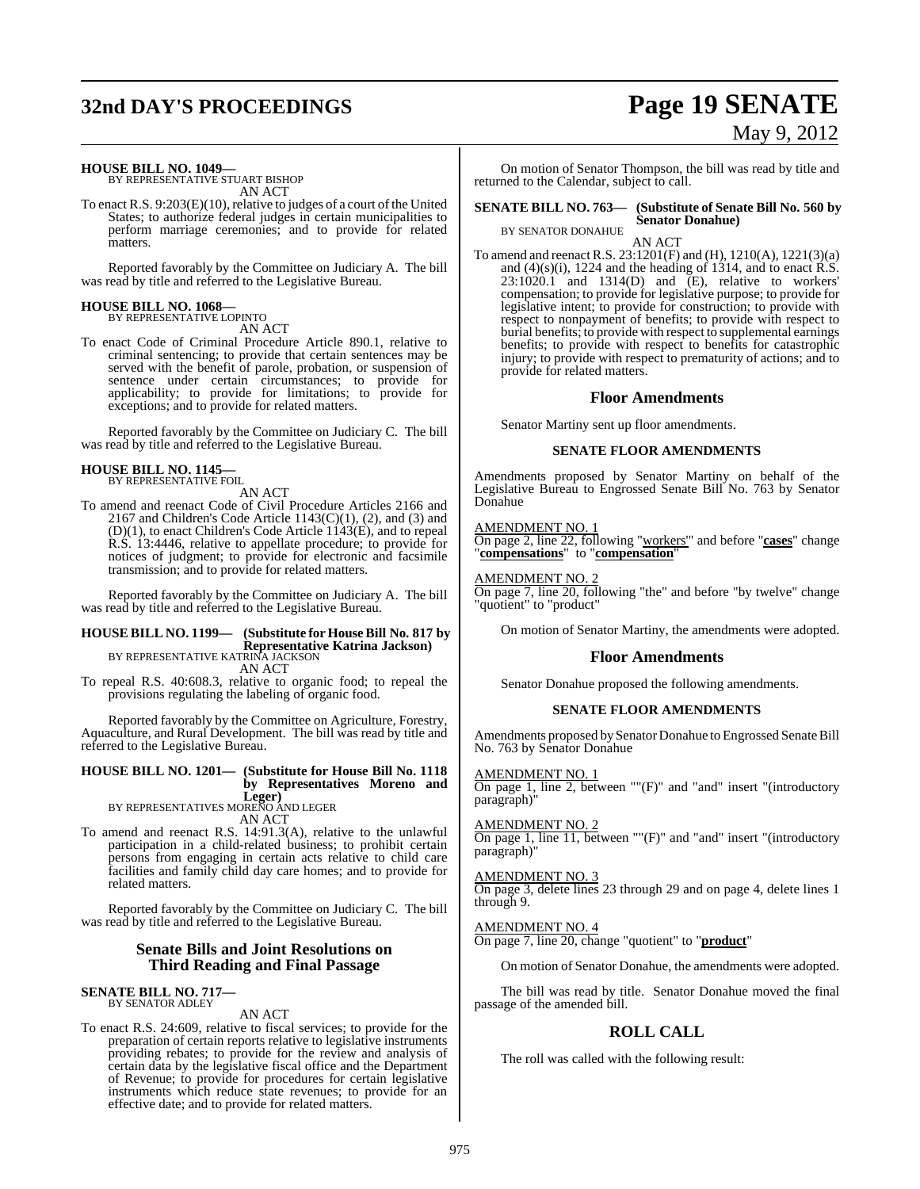**HOUSE BILL NO. 1049—**
BY REPRESENTATIVE STUART BISHOP

AN ACT

To enact R.S. 9:203(E)(10), relative to judges of a court of the United States; to authorize federal judges in certain municipalities to perform marriage ceremonies; and to provide for related matters.

Reported favorably by the Committee on Judiciary A. The bill was read by title and referred to the Legislative Bureau.

**HOUSE BILL NO. 1068—**
BY REPRESENTATIVE LOPINTO

AN ACT

To enact Code of Criminal Procedure Article 890.1, relative to criminal sentencing; to provide that certain sentences may be served with the benefit of parole, probation, or suspension of sentence under certain circumstances; to provide for applicability; to provide for limitations; to provide for exceptions; and to provide for related matters.

Reported favorably by the Committee on Judiciary C. The bill was read by title and referred to the Legislative Bureau.

**HOUSE BILL NO. 1145—**
BY REPRESENTATIVE FOIL

AN ACT

To amend and reenact Code of Civil Procedure Articles 2166 and 2167 and Children's Code Article 1143(C)(1), (2), and (3) and (D)(1), to enact Children's Code Article 1143(E), and to repeal R.S. 13:4446, relative to appellate procedure; to provide for notices of judgment; to provide for electronic and facsimile transmission; and to provide for related matters.

Reported favorably by the Committee on Judiciary A. The bill was read by title and referred to the Legislative Bureau.

**HOUSE BILL NO. 1199— (Substitute for House Bill No. 817 by Representative Katrina Jackson)**
BY REPRESENTATIVE KATRINA JACKSON

AN ACT

To repeal R.S. 40:608.3, relative to organic food; to repeal the provisions regulating the labeling of organic food.

Reported favorably by the Committee on Agriculture, Forestry, Aquaculture, and Rural Development. The bill was read by title and referred to the Legislative Bureau.

**HOUSE BILL NO. 1201— (Substitute for House Bill No. 1118 by Representatives Moreno and Leger)**
BY REPRESENTATIVES MORENO AND LEGER

AN ACT

To amend and reenact R.S. 14:91.3(A), relative to the unlawful participation in a child-related business; to prohibit certain persons from engaging in certain acts relative to child care facilities and family child day care homes; and to provide for related matters.

Reported favorably by the Committee on Judiciary C. The bill was read by title and referred to the Legislative Bureau.

## Senate Bills and Joint Resolutions on Third Reading and Final Passage

**SENATE BILL NO. 717—**
BY SENATOR ADLEY

AN ACT

To enact R.S. 24:609, relative to fiscal services; to provide for the preparation of certain reports relative to legislative instruments providing rebates; to provide for the review and analysis of certain data by the legislative fiscal office and the Department of Revenue; to provide for procedures for certain legislative instruments which reduce state revenues; to provide for an effective date; and to provide for related matters.

On motion of Senator Thompson, the bill was read by title and returned to the Calendar, subject to call.

**SENATE BILL NO. 763— (Substitute of Senate Bill No. 560 by Senator Donahue)**
BY SENATOR DONAHUE

AN ACT

To amend and reenact R.S. 23:1201(F) and (H), 1210(A), 1221(3)(a) and (4)(s)(i), 1224 and the heading of 1314, and to enact R.S. 23:1020.1 and 1314(D) and (E), relative to workers' compensation; to provide for legislative purpose; to provide for legislative intent; to provide for construction; to provide with respect to nonpayment of benefits; to provide with respect to burial benefits; to provide with respect to supplemental earnings benefits; to provide with respect to benefits for catastrophic injury; to provide with respect to prematurity of actions; and to provide for related matters.

### Floor Amendments

Senator Martiny sent up floor amendments.

#### SENATE FLOOR AMENDMENTS

Amendments proposed by Senator Martiny on behalf of the Legislative Bureau to Engrossed Senate Bill No. 763 by Senator Donahue

AMENDMENT NO. 1
On page 2, line 22, following "workers'" and before "**cases**" change "**compensations**" to "**compensation**"

AMENDMENT NO. 2
On page 7, line 20, following "the" and before "by twelve" change "quotient" to "product"

On motion of Senator Martiny, the amendments were adopted.

### Floor Amendments

Senator Donahue proposed the following amendments.

#### SENATE FLOOR AMENDMENTS

Amendments proposed by Senator Donahue to Engrossed Senate Bill No. 763 by Senator Donahue

AMENDMENT NO. 1
On page 1, line 2, between ""(F)" and "and" insert "(introductory paragraph)"

AMENDMENT NO. 2
On page 1, line 11, between ""(F)" and "and" insert "(introductory paragraph)"

AMENDMENT NO. 3
On page 3, delete lines 23 through 29 and on page 4, delete lines 1 through 9.

AMENDMENT NO. 4
On page 7, line 20, change "quotient" to "**product**"

On motion of Senator Donahue, the amendments were adopted.

The bill was read by title. Senator Donahue moved the final passage of the amended bill.

## ROLL CALL

The roll was called with the following result: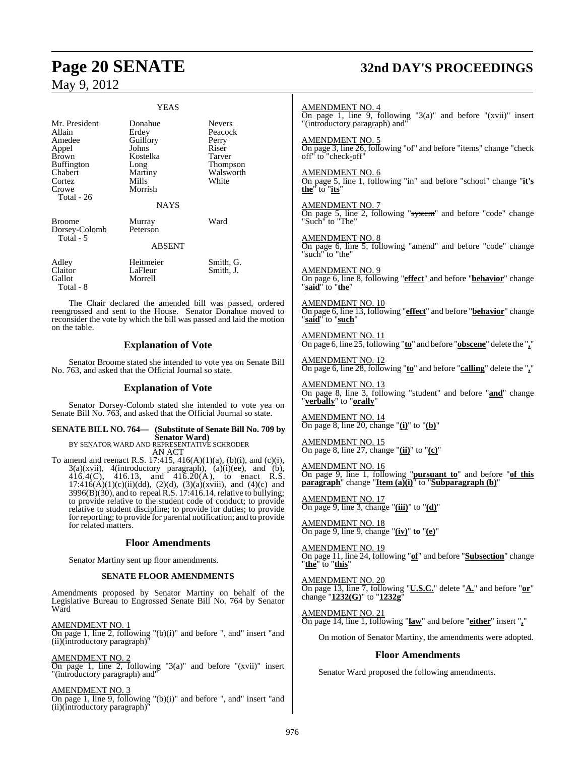## YEAS

| | | |
|---|---|---|
| Mr. President | Donahue | Nevers |
| Allain | Erdey | Peacock |
| Amedee | Guillory | Perry |
| Appel | Johns | Riser |
| Brown | Kostelka | Tarver |
| Buffington | Long | Thompson |
| Chabert | Martiny | Walsworth |
| Cortez | Mills | White |
| Crowe | Morrish | |
| Total - 26 | | |

## NAYS

| | | |
|---|---|---|
| Broome | Murray | Ward |
| Dorsey-Colomb | Peterson | |
| Total - 5 | | |

## ABSENT

| | | |
|---|---|---|
| Adley | Heitmeier | Smith, G. |
| Claitor | LaFleur | Smith, J. |
| Gallot | Morrell | |
| Total - 8 | | |

The Chair declared the amended bill was passed, ordered reengrossed and sent to the House. Senator Donahue moved to reconsider the vote by which the bill was passed and laid the motion on the table.

## Explanation of Vote

Senator Broome stated she intended to vote yea on Senate Bill No. 763, and asked that the Official Journal so state.

## Explanation of Vote

Senator Dorsey-Colomb stated she intended to vote yea on Senate Bill No. 763, and asked that the Official Journal so state.

**SENATE BILL NO. 764— (Substitute of Senate Bill No. 709 by Senator Ward)**

BY SENATOR WARD AND REPRESENTATIVE SCHRODER

AN ACT

To amend and reenact R.S. 17:415, 416(A)(1)(a), (b)(i), and (c)(i), 3(a)(xvii), 4(introductory paragraph), (a)(i)(ee), and (b), 416.4(C), 416.13, and 416.20(A), to enact R.S. 17:416(A)(1)(c)(ii)(dd), (2)(d), (3)(a)(xviii), and (4)(c) and 3996(B)(30), and to repeal R.S. 17:416.14, relative to bullying; to provide relative to the student code of conduct; to provide relative to student discipline; to provide for duties; to provide for reporting; to provide for parental notification; and to provide for related matters.

## Floor Amendments

Senator Martiny sent up floor amendments.

### SENATE FLOOR AMENDMENTS

Amendments proposed by Senator Martiny on behalf of the Legislative Bureau to Engrossed Senate Bill No. 764 by Senator Ward

AMENDMENT NO. 1
On page 1, line 2, following "(b)(i)" and before ", and" insert "and (ii)(introductory paragraph)"

AMENDMENT NO. 2
On page 1, line 2, following "3(a)" and before "(xvii)" insert "(introductory paragraph) and"

AMENDMENT NO. 3
On page 1, line 9, following "(b)(i)" and before ", and" insert "and (ii)(introductory paragraph)"

AMENDMENT NO. 4
On page 1, line 9, following "3(a)" and before "(xvii)" insert "(introductory paragraph) and"

AMENDMENT NO. 5
On page 3, line 26, following "of" and before "items" change "check off" to "check-off"

AMENDMENT NO. 6
On page 5, line 1, following "in" and before "school" change "**it's the**" to "**its**"

AMENDMENT NO. 7
On page 5, line 2, following "~~system~~" and before "code" change "Such" to "The"

AMENDMENT NO. 8
On page 6, line 5, following "amend" and before "code" change "such" to "the"

AMENDMENT NO. 9
On page 6, line 8, following "**effect**" and before "**behavior**" change "**said**" to "**the**"

AMENDMENT NO. 10
On page 6, line 13, following "**effect**" and before "**behavior**" change "**said**" to "**such**"

AMENDMENT NO. 11
On page 6, line 25, following "**to**" and before "**obscene**" delete the "**,**"

AMENDMENT NO. 12
On page 6, line 28, following "**to**" and before "**calling**" delete the "**,**"

AMENDMENT NO. 13
On page 8, line 3, following "student" and before "**and**" change "**verbally**" to "**orally**"

AMENDMENT NO. 14
On page 8, line 20, change "**(i)**" to "**(b)**"

AMENDMENT NO. 15
On page 8, line 27, change "**(ii)**" to "**(c)**"

AMENDMENT NO. 16
On page 9, line 1, following "**pursuant to**" and before "**of this paragraph**" change "**Item (a)(i)**" to "**Subparagraph (b)**"

AMENDMENT NO. 17
On page 9, line 3, change "**(iii)**" to "**(d)**"

AMENDMENT NO. 18
On page 9, line 9, change "**(iv)**" **to** "**(e)**"

AMENDMENT NO. 19
On page 11, line 24, following "**of**" and before "**Subsection**" change "**the**" to "**this**"

AMENDMENT NO. 20
On page 13, line 7, following "**U.S.C.**" delete "**A.**" and before "**or**" change "**1232(G)**" to "**1232g**"

AMENDMENT NO. 21
On page 14, line 1, following "**law**" and before "**either**" insert "**,**"

On motion of Senator Martiny, the amendments were adopted.

## Floor Amendments

Senator Ward proposed the following amendments.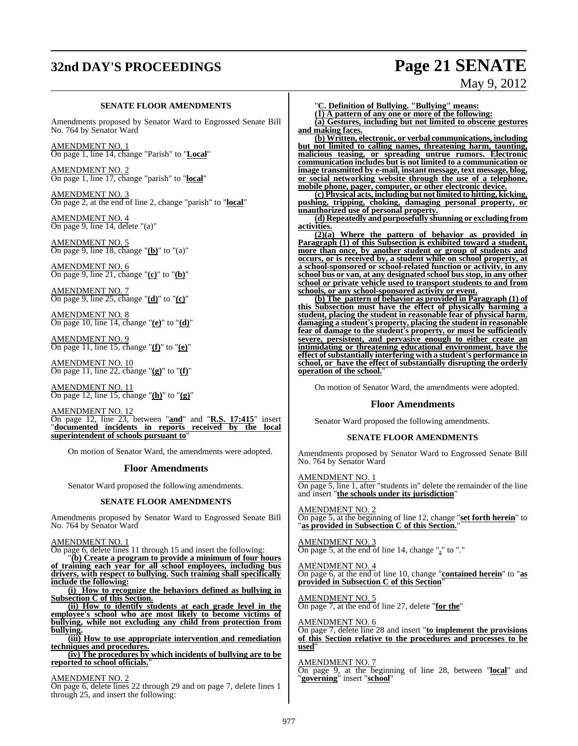### SENATE FLOOR AMENDMENTS

Amendments proposed by Senator Ward to Engrossed Senate Bill No. 764 by Senator Ward

AMENDMENT NO. 1
On page 1, line 14, change "Parish" to "**Local**"

AMENDMENT NO. 2
On page 1, line 17, change "parish" to "**local**"

AMENDMENT NO. 3
On page 2, at the end of line 2, change "parish" to "**local**"

AMENDMENT NO. 4
On page 9, line 14, delete "(a)"

AMENDMENT NO. 5
On page 9, line 18, change "**(b)**" to "(a)"

AMENDMENT NO. 6
On page 9, line 21, change "**(c)**" to "**(b)**"

AMENDMENT NO. 7
On page 9, line 25, change "**(d)**" to "**(c)**"

AMENDMENT NO. 8
On page 10, line 14, change "**(e)**" to "**(d)**"

AMENDMENT NO. 9
On page 11, line 15, change "**(f)**" to "**(e)**"

AMENDMENT NO. 10
On page 11, line 22, change "**(g)**" to "**(f)**"

AMENDMENT NO. 11
On page 12, line 15, change "**(h)**" to "**(g)**"

AMENDMENT NO. 12
On page 12, line 23, between "**and**" and "**R.S. 17:415**" insert "**documented incidents in reports received by the local superintendent of schools pursuant to**"

On motion of Senator Ward, the amendments were adopted.

## Floor Amendments

Senator Ward proposed the following amendments.

### SENATE FLOOR AMENDMENTS

Amendments proposed by Senator Ward to Engrossed Senate Bill No. 764 by Senator Ward

AMENDMENT NO. 1
On page 6, delete lines 11 through 15 and insert the following:

"**(b) Create a program to provide a minimum of four hours of training each year for all school employees, including bus drivers, with respect to bullying. Such training shall specifically include the following:**

**(i) How to recognize the behaviors defined as bullying in Subsection C of this Section.**

**(ii) How to identify students at each grade level in the employee's school who are most likely to become victims of bullying, while not excluding any child from protection from bullying.**

**(iii) How to use appropriate intervention and remediation techniques and procedures.**

**(iv) The procedures by which incidents of bullying are to be reported to school officials.**"

AMENDMENT NO. 2
On page 6, delete lines 22 through 29 and on page 7, delete lines 1 through 25, and insert the following:

"**C. Definition of Bullying. "Bullying" means:**

**(1) A pattern of any one or more of the following:**

**(a) Gestures, including but not limited to obscene gestures and making faces.**

**(b) Written, electronic, or verbal communications, including but not limited to calling names, threatening harm, taunting, malicious teasing, or spreading untrue rumors. Electronic communication includes but is not limited to a communication or image transmitted by e-mail, instant message, text message, blog, or social networking website through the use of a telephone, mobile phone, pager, computer, or other electronic device.**

**(c) Physical acts, including but not limited to hitting, kicking, pushing, tripping, choking, damaging personal property, or unauthorized use of personal property.**

**(d) Repeatedly and purposefully shunning or excluding from activities.**

**(2)(a) Where the pattern of behavior as provided in Paragraph (1) of this Subsection is exhibited toward a student, more than once, by another student or group of students and occurs, or is received by, a student while on school property, at a school-sponsored or school-related function or activity, in any school bus or van, at any designated school bus stop, in any other school or private vehicle used to transport students to and from schools, or any school-sponsored activity or event.**

**(b) The pattern of behavior as provided in Paragraph (1) of this Subsection must have the effect of physically harming a student, placing the student in reasonable fear of physical harm, damaging a student's property, placing the student in reasonable fear of damage to the student's property, or must be sufficiently severe, persistent, and pervasive enough to either create an intimidating or threatening educational environment, have the effect of substantially interfering with a student's performance in school, or have the effect of substantially disrupting the orderly operation of the school.**"

On motion of Senator Ward, the amendments were adopted.

## Floor Amendments

Senator Ward proposed the following amendments.

### SENATE FLOOR AMENDMENTS

Amendments proposed by Senator Ward to Engrossed Senate Bill No. 764 by Senator Ward

AMENDMENT NO. 1
On page 5, line 1, after "students in" delete the remainder of the line and insert "**the schools under its jurisdiction**"

AMENDMENT NO. 2
On page 5, at the beginning of line 12, change "**set forth herein**" to "**as provided in Subsection C of this Section.**"

AMENDMENT NO. 3
On page 5, at the end of line 14, change "**.**" to "."

AMENDMENT NO. 4
On page 6, at the end of line 10, change "**contained herein**" to "**as provided in Subsection C of this Section**"

AMENDMENT NO. 5
On page 7, at the end of line 27, delete "**for the**"

AMENDMENT NO. 6
On page 7, delete line 28 and insert "**to implement the provisions of this Section relative to the procedures and processes to be used**"

AMENDMENT NO. 7
On page 9, at the beginning of line 28, between "**local**" and "**governing**" insert "**school**"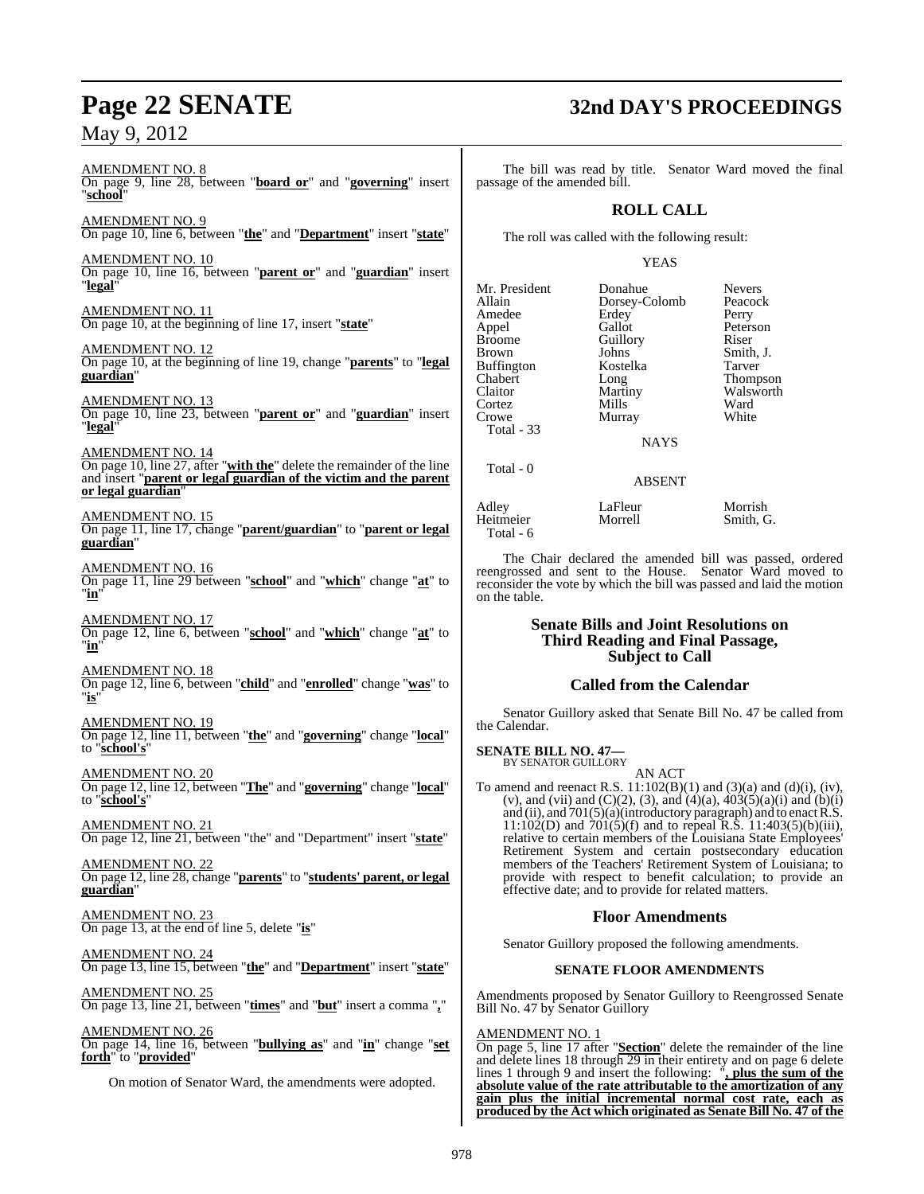AMENDMENT NO. 8
On page 9, line 28, between "**board or**" and "**governing**" insert "**school**"

AMENDMENT NO. 9
On page 10, line 6, between "**the**" and "**Department**" insert "**state**"

AMENDMENT NO. 10
On page 10, line 16, between "**parent or**" and "**guardian**" insert "**legal**"

AMENDMENT NO. 11
On page 10, at the beginning of line 17, insert "**state**"

AMENDMENT NO. 12
On page 10, at the beginning of line 19, change "**parents**" to "**legal guardian**"

AMENDMENT NO. 13
On page 10, line 23, between "**parent or**" and "**guardian**" insert "**legal**"

AMENDMENT NO. 14
On page 10, line 27, after "**with the**" delete the remainder of the line and insert "**parent or legal guardian of the victim and the parent or legal guardian**"

AMENDMENT NO. 15
On page 11, line 17, change "**parent/guardian**" to "**parent or legal guardian**"

AMENDMENT NO. 16
On page 11, line 29 between "**school**" and "**which**" change "**at**" to "**in**"

AMENDMENT NO. 17
On page 12, line 6, between "**school**" and "**which**" change "**at**" to "**in**"

AMENDMENT NO. 18
On page 12, line 6, between "**child**" and "**enrolled**" change "**was**" to "**is**"

AMENDMENT NO. 19
On page 12, line 11, between "**the**" and "**governing**" change "**local**" to "**school's**"

AMENDMENT NO. 20
On page 12, line 12, between "**The**" and "**governing**" change "**local**" to "**school's**"

AMENDMENT NO. 21
On page 12, line 21, between "the" and "Department" insert "**state**"

AMENDMENT NO. 22
On page 12, line 28, change "**parents**" to "**students' parent, or legal guardian**"

AMENDMENT NO. 23
On page 13, at the end of line 5, delete "**is**"

AMENDMENT NO. 24
On page 13, line 15, between "**the**" and "**Department**" insert "**state**"

AMENDMENT NO. 25
On page 13, line 21, between "**times**" and "**but**" insert a comma "**,**"

AMENDMENT NO. 26
On page 14, line 16, between "**bullying as**" and "**in**" change "**set forth**" to "**provided**"

On motion of Senator Ward, the amendments were adopted.

The bill was read by title. Senator Ward moved the final passage of the amended bill.

## ROLL CALL

The roll was called with the following result:

YEAS

| | | |
|---|---|---|
| Mr. President | Donahue | Nevers |
| Allain | Dorsey-Colomb | Peacock |
| Amedee | Erdey | Perry |
| Appel | Gallot | Peterson |
| Broome | Guillory | Riser |
| Brown | Johns | Smith, J. |
| Buffington | Kostelka | Tarver |
| Chabert | Long | Thompson |
| Claitor | Martiny | Walsworth |
| Cortez | Mills | Ward |
| Crowe | Murray | White |

Total - 33

NAYS

Total - 0

ABSENT

| | | |
|---|---|---|
| Adley | LaFleur | Morrish |
| Heitmeier | Morrell | Smith, G. |

Total - 6

The Chair declared the amended bill was passed, ordered reengrossed and sent to the House. Senator Ward moved to reconsider the vote by which the bill was passed and laid the motion on the table.

## Senate Bills and Joint Resolutions on Third Reading and Final Passage, Subject to Call

## Called from the Calendar

Senator Guillory asked that Senate Bill No. 47 be called from the Calendar.

**SENATE BILL NO. 47—**
BY SENATOR GUILLORY

AN ACT

To amend and reenact R.S. 11:102(B)(1) and (3)(a) and (d)(i), (iv), (v), and (vii) and (C)(2), (3), and (4)(a), 403(5)(a)(i) and (b)(i) and (ii), and 701(5)(a)(introductory paragraph) and to enact R.S. 11:102(D) and 701(5)(f) and to repeal R.S. 11:403(5)(b)(iii), relative to certain members of the Louisiana State Employees' Retirement System and certain postsecondary education members of the Teachers' Retirement System of Louisiana; to provide with respect to benefit calculation; to provide an effective date; and to provide for related matters.

## Floor Amendments

Senator Guillory proposed the following amendments.

### SENATE FLOOR AMENDMENTS

Amendments proposed by Senator Guillory to Reengrossed Senate Bill No. 47 by Senator Guillory

AMENDMENT NO. 1
On page 5, line 17 after "**Section**" delete the remainder of the line and delete lines 18 through 29 in their entirety and on page 6 delete lines 1 through 9 and insert the following: "**, plus the sum of the absolute value of the rate attributable to the amortization of any gain plus the initial incremental normal cost rate, each as produced by the Act which originated as Senate Bill No. 47 of the**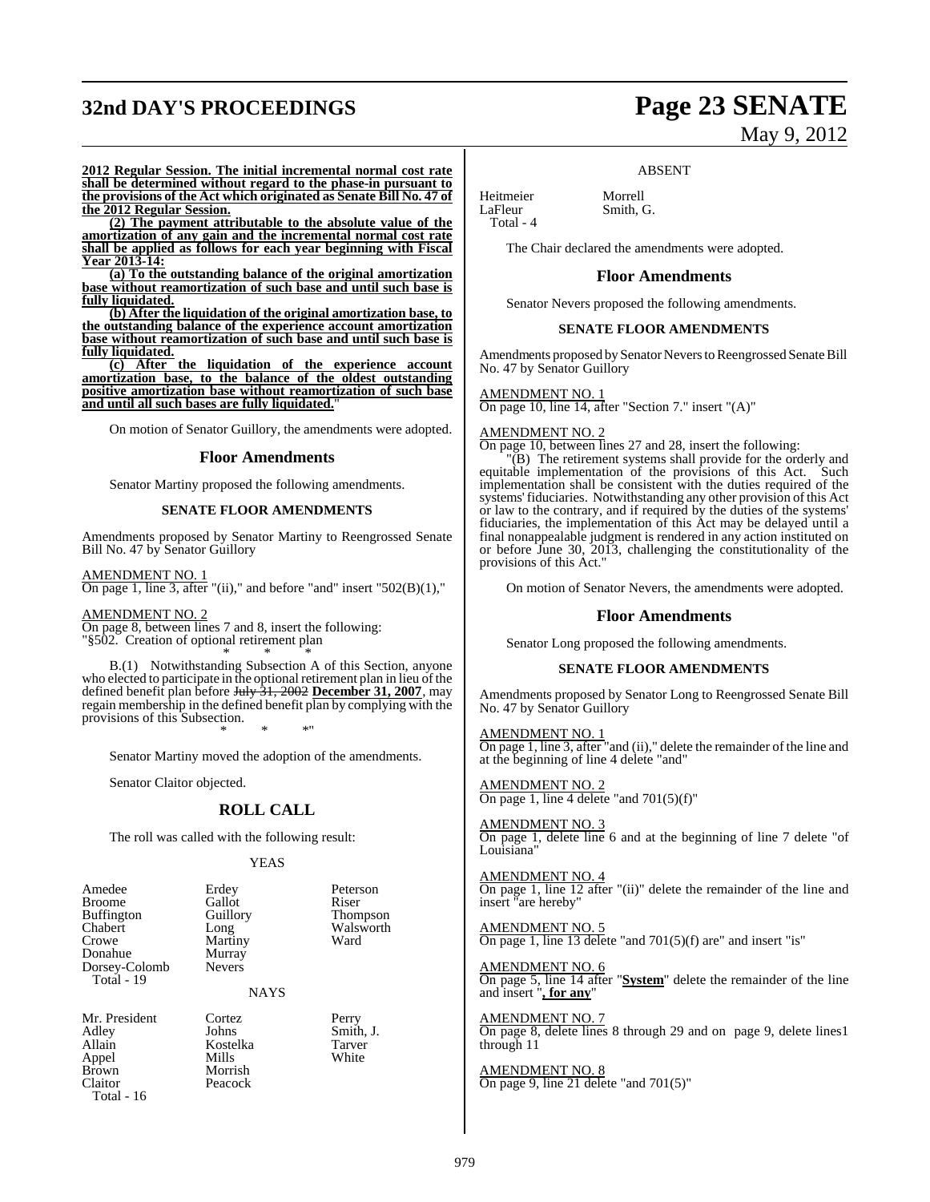**2012 Regular Session. The initial incremental normal cost rate shall be determined without regard to the phase-in pursuant to the provisions of the Act which originated as Senate Bill No. 47 of the 2012 Regular Session.**

**(2) The payment attributable to the absolute value of the amortization of any gain and the incremental normal cost rate shall be applied as follows for each year beginning with Fiscal Year 2013-14:**

**(a) To the outstanding balance of the original amortization base without reamortization of such base and until such base is fully liquidated.**

**(b) After the liquidation of the original amortization base, to the outstanding balance of the experience account amortization base without reamortization of such base and until such base is fully liquidated.**

**(c) After the liquidation of the experience account amortization base, to the balance of the oldest outstanding positive amortization base without reamortization of such base and until all such bases are fully liquidated.**"

On motion of Senator Guillory, the amendments were adopted.

## Floor Amendments

Senator Martiny proposed the following amendments.

### SENATE FLOOR AMENDMENTS

Amendments proposed by Senator Martiny to Reengrossed Senate Bill No. 47 by Senator Guillory

AMENDMENT NO. 1
On page 1, line 3, after "(ii)," and before "and" insert "502(B)(1),"

AMENDMENT NO. 2
On page 8, between lines 7 and 8, insert the following:
"§502. Creation of optional retirement plan

\* \* \*

B.(1) Notwithstanding Subsection A of this Section, anyone who elected to participate in the optional retirement plan in lieu of the defined benefit plan before ~~July 31, 2002~~ **December 31, 2007**, may regain membership in the defined benefit plan by complying with the provisions of this Subsection.

\* \* \*"

Senator Martiny moved the adoption of the amendments.

Senator Claitor objected.

## ROLL CALL

The roll was called with the following result:

YEAS

| | | |
|---|---|---|
| Amedee | Erdey | Peterson |
| Broome | Gallot | Riser |
| Buffington | Guillory | Thompson |
| Chabert | Long | Walsworth |
| Crowe | Martiny | Ward |
| Donahue | Murray | |
| Dorsey-Colomb | Nevers | |

Total - 19

NAYS

| | | |
|---|---|---|
| Mr. President | Cortez | Perry |
| Adley | Johns | Smith, J. |
| Allain | Kostelka | Tarver |
| Appel | Mills | White |
| Brown | Morrish | |
| Claitor | Peacock | |

Total - 16

ABSENT

| | |
|---|---|
| Heitmeier | Morrell |
| LaFleur | Smith, G. |

Total - 4

The Chair declared the amendments were adopted.

## Floor Amendments

Senator Nevers proposed the following amendments.

### SENATE FLOOR AMENDMENTS

Amendments proposed by Senator Nevers to Reengrossed Senate Bill No. 47 by Senator Guillory

AMENDMENT NO. 1
On page 10, line 14, after "Section 7." insert "(A)"

AMENDMENT NO. 2
On page 10, between lines 27 and 28, insert the following:

"(B) The retirement systems shall provide for the orderly and equitable implementation of the provisions of this Act. Such implementation shall be consistent with the duties required of the systems' fiduciaries. Notwithstanding any other provision of this Act or law to the contrary, and if required by the duties of the systems' fiduciaries, the implementation of this Act may be delayed until a final nonappealable judgment is rendered in any action instituted on or before June 30, 2013, challenging the constitutionality of the provisions of this Act."

On motion of Senator Nevers, the amendments were adopted.

## Floor Amendments

Senator Long proposed the following amendments.

### SENATE FLOOR AMENDMENTS

Amendments proposed by Senator Long to Reengrossed Senate Bill No. 47 by Senator Guillory

AMENDMENT NO. 1
On page 1, line 3, after "and (ii)," delete the remainder of the line and at the beginning of line 4 delete "and"

AMENDMENT NO. 2
On page 1, line 4 delete "and 701(5)(f)"

AMENDMENT NO. 3
On page 1, delete line 6 and at the beginning of line 7 delete "of Louisiana"

AMENDMENT NO. 4
On page 1, line 12 after "(ii)" delete the remainder of the line and insert "are hereby"

AMENDMENT NO. 5
On page 1, line 13 delete "and 701(5)(f) are" and insert "is"

AMENDMENT NO. 6
On page 5, line 14 after "**System**" delete the remainder of the line and insert "**, for any**"

AMENDMENT NO. 7
On page 8, delete lines 8 through 29 and on page 9, delete lines1 through 11

AMENDMENT NO. 8
On page 9, line 21 delete "and 701(5)"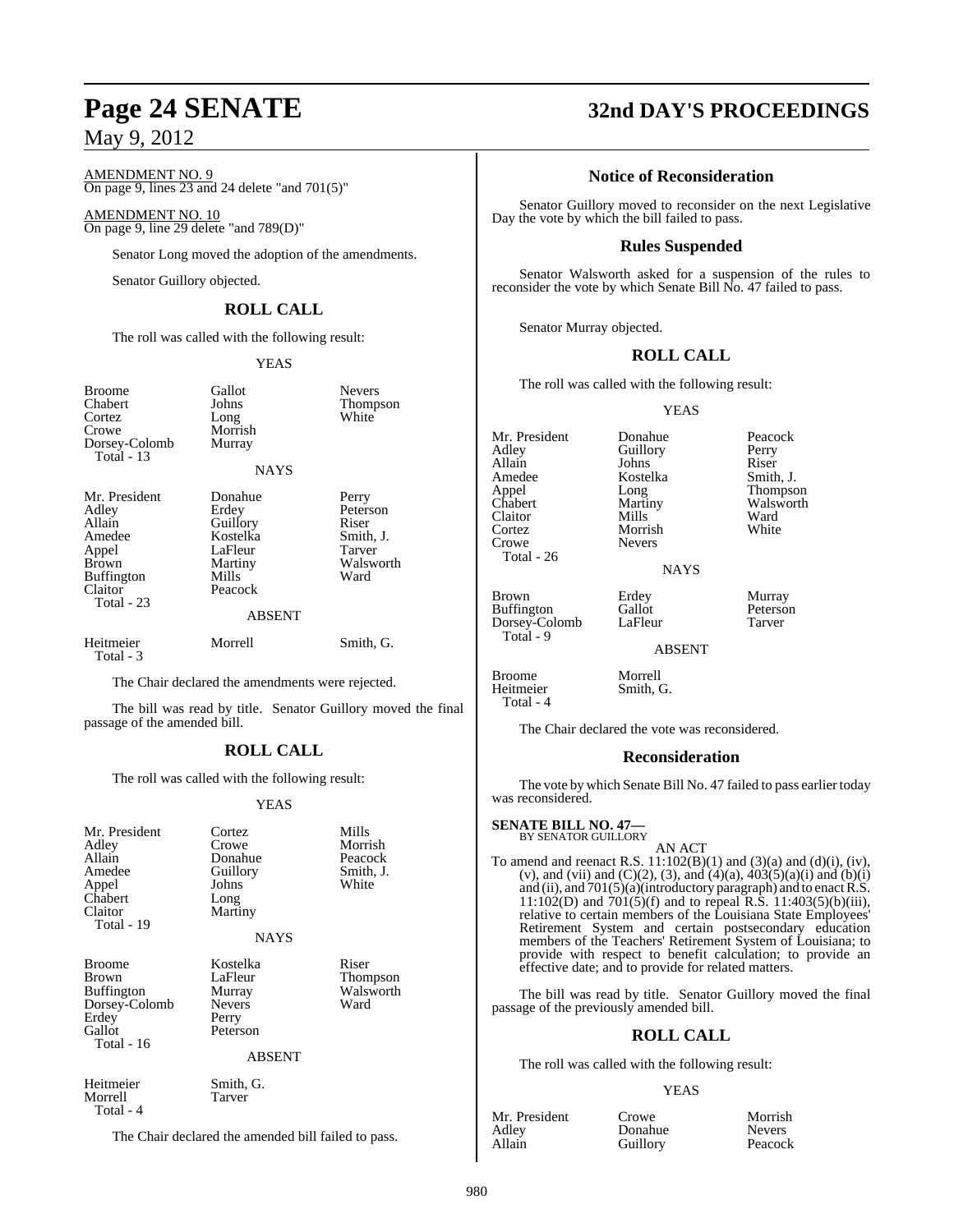AMENDMENT NO. 9
On page 9, lines 23 and 24 delete "and 701(5)"

AMENDMENT NO. 10
On page 9, line 29 delete "and 789(D)"

Senator Long moved the adoption of the amendments.

Senator Guillory objected.

## ROLL CALL

The roll was called with the following result:

YEAS

| | | |
|---|---|---|
| Broome | Gallot | Nevers |
| Chabert | Johns | Thompson |
| Cortez | Long | White |
| Crowe | Morrish | |
| Dorsey-Colomb | Murray | |
| Total - 13 | | |

NAYS

| | | |
|---|---|---|
| Mr. President | Donahue | Perry |
| Adley | Erdey | Peterson |
| Allain | Guillory | Riser |
| Amedee | Kostelka | Smith, J. |
| Appel | LaFleur | Tarver |
| Brown | Martiny | Walsworth |
| Buffington | Mills | Ward |
| Claitor | Peacock | |
| Total - 23 | | |

ABSENT

| | | |
|---|---|---|
| Heitmeier | Morrell | Smith, G. |
| Total - 3 | | |

The Chair declared the amendments were rejected.

The bill was read by title. Senator Guillory moved the final passage of the amended bill.

## ROLL CALL

The roll was called with the following result:

YEAS

| | | |
|---|---|---|
| Mr. President | Cortez | Mills |
| Adley | Crowe | Morrish |
| Allain | Donahue | Peacock |
| Amedee | Guillory | Smith, J. |
| Appel | Johns | White |
| Chabert | Long | |
| Claitor | Martiny | |
| Total - 19 | | |

NAYS

| | | |
|---|---|---|
| Broome | Kostelka | Riser |
| Brown | LaFleur | Thompson |
| Buffington | Murray | Walsworth |
| Dorsey-Colomb | Nevers | Ward |
| Erdey | Perry | |
| Gallot | Peterson | |
| Total - 16 | | |

ABSENT

| | |
|---|---|
| Heitmeier | Smith, G. |
| Morrell | Tarver |
| Total - 4 | |

The Chair declared the amended bill failed to pass.

## Notice of Reconsideration

Senator Guillory moved to reconsider on the next Legislative Day the vote by which the bill failed to pass.

## Rules Suspended

Senator Walsworth asked for a suspension of the rules to reconsider the vote by which Senate Bill No. 47 failed to pass.

Senator Murray objected.

## ROLL CALL

The roll was called with the following result:

YEAS

| | | |
|---|---|---|
| Mr. President | Donahue | Peacock |
| Adley | Guillory | Perry |
| Allain | Johns | Riser |
| Amedee | Kostelka | Smith, J. |
| Appel | Long | Thompson |
| Chabert | Martiny | Walsworth |
| Claitor | Mills | Ward |
| Cortez | Morrish | White |
| Crowe | Nevers | |
| Total - 26 | | |

NAYS

| | | |
|---|---|---|
| Brown | Erdey | Murray |
| Buffington | Gallot | Peterson |
| Dorsey-Colomb | LaFleur | Tarver |
| Total - 9 | | |

ABSENT

| | |
|---|---|
| Broome | Morrell |
| Heitmeier | Smith, G. |
| Total - 4 | |

The Chair declared the vote was reconsidered.

## Reconsideration

The vote by which Senate Bill No. 47 failed to pass earlier today was reconsidered.

**SENATE BILL NO. 47—**
BY SENATOR GUILLORY

AN ACT

To amend and reenact R.S. 11:102(B)(1) and (3)(a) and (d)(i), (iv), (v), and (vii) and (C)(2), (3), and (4)(a), 403(5)(a)(i) and (b)(i) and (ii), and 701(5)(a)(introductory paragraph) and to enact R.S. 11:102(D) and 701(5)(f) and to repeal R.S. 11:403(5)(b)(iii), relative to certain members of the Louisiana State Employees' Retirement System and certain postsecondary education members of the Teachers' Retirement System of Louisiana; to provide with respect to benefit calculation; to provide an effective date; and to provide for related matters.

The bill was read by title. Senator Guillory moved the final passage of the previously amended bill.

## ROLL CALL

The roll was called with the following result:

YEAS

| | | |
|---|---|---|
| Mr. President | Crowe | Morrish |
| Adley | Donahue | Nevers |
| Allain | Guillory | Peacock |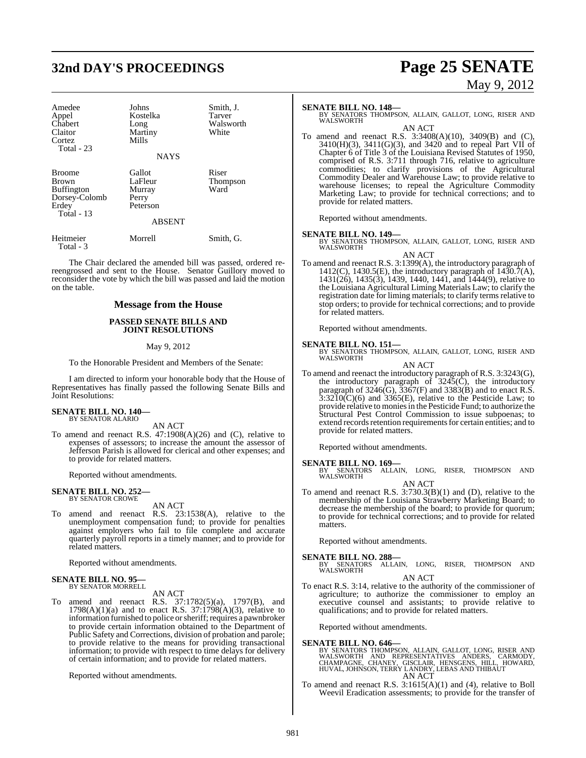| Amedee | Johns | Smith, J. |
|---|---|---|
| Appel | Kostelka | Tarver |
| Chabert | Long | Walsworth |
| Claitor | Martiny | White |
| Cortez | Mills | |
| Total - 23 | | |

NAYS

| Broome | Gallot | Riser |
|---|---|---|
| Brown | LaFleur | Thompson |
| Buffington | Murray | Ward |
| Dorsey-Colomb | Perry | |
| Erdey | Peterson | |
| Total - 13 | | |

ABSENT

| Heitmeier | Morrell | Smith, G. |
|---|---|---|
| Total - 3 | | |

The Chair declared the amended bill was passed, ordered re-reengrossed and sent to the House. Senator Guillory moved to reconsider the vote by which the bill was passed and laid the motion on the table.

## Message from the House

### PASSED SENATE BILLS AND JOINT RESOLUTIONS

May 9, 2012

To the Honorable President and Members of the Senate:

I am directed to inform your honorable body that the House of Representatives has finally passed the following Senate Bills and Joint Resolutions:

**SENATE BILL NO. 140—**
BY SENATOR ALARIO

AN ACT

To amend and reenact R.S. 47:1908(A)(26) and (C), relative to expenses of assessors; to increase the amount the assessor of Jefferson Parish is allowed for clerical and other expenses; and to provide for related matters.

Reported without amendments.

**SENATE BILL NO. 252—**
BY SENATOR CROWE

AN ACT

To amend and reenact R.S. 23:1538(A), relative to the unemployment compensation fund; to provide for penalties against employers who fail to file complete and accurate quarterly payroll reports in a timely manner; and to provide for related matters.

Reported without amendments.

**SENATE BILL NO. 95—**
BY SENATOR MORRELL

AN ACT

To amend and reenact R.S. 37:1782(5)(a), 1797(B), and 1798(A)(1)(a) and to enact R.S. 37:1798(A)(3), relative to information furnished to police or sheriff; requires a pawnbroker to provide certain information obtained to the Department of Public Safety and Corrections, division of probation and parole; to provide relative to the means for providing transactional information; to provide with respect to time delays for delivery of certain information; and to provide for related matters.

Reported without amendments.

**SENATE BILL NO. 148—**
BY SENATORS THOMPSON, ALLAIN, GALLOT, LONG, RISER AND WALSWORTH

AN ACT

To amend and reenact R.S. 3:3408(A)(10), 3409(B) and (C), 3410(H)(3), 3411(G)(3), and 3420 and to repeal Part VII of Chapter 6 of Title 3 of the Louisiana Revised Statutes of 1950, comprised of R.S. 3:711 through 716, relative to agriculture commodities; to clarify provisions of the Agricultural Commodity Dealer and Warehouse Law; to provide relative to warehouse licenses; to repeal the Agriculture Commodity Marketing Law; to provide for technical corrections; and to provide for related matters.

Reported without amendments.

**SENATE BILL NO. 149—**
BY SENATORS THOMPSON, ALLAIN, GALLOT, LONG, RISER AND WALSWORTH

AN ACT

To amend and reenact R.S. 3:1399(A), the introductory paragraph of 1412(C), 1430.5(E), the introductory paragraph of 1430.7(A), 1431(26), 1435(3), 1439, 1440, 1441, and 1444(9), relative to the Louisiana Agricultural Liming Materials Law; to clarify the registration date for liming materials; to clarify terms relative to stop orders; to provide for technical corrections; and to provide for related matters.

Reported without amendments.

**SENATE BILL NO. 151—**
BY SENATORS THOMPSON, ALLAIN, GALLOT, LONG, RISER AND WALSWORTH

AN ACT

To amend and reenact the introductory paragraph of R.S. 3:3243(G), the introductory paragraph of 3245(C), the introductory paragraph of 3246(G), 3367(F) and 3383(B) and to enact R.S. 3:3210(C)(6) and 3365(E), relative to the Pesticide Law; to provide relative to monies in the Pesticide Fund; to authorize the Structural Pest Control Commission to issue subpoenas; to extend records retention requirements for certain entities; and to provide for related matters.

Reported without amendments.

**SENATE BILL NO. 169—**
BY SENATORS ALLAIN, LONG, RISER, THOMPSON AND WALSWORTH

AN ACT

To amend and reenact R.S. 3:730.3(B)(1) and (D), relative to the membership of the Louisiana Strawberry Marketing Board; to decrease the membership of the board; to provide for quorum; to provide for technical corrections; and to provide for related matters.

Reported without amendments.

**SENATE BILL NO. 288—**
BY SENATORS ALLAIN, LONG, RISER, THOMPSON AND WALSWORTH

AN ACT

To enact R.S. 3:14, relative to the authority of the commissioner of agriculture; to authorize the commissioner to employ an executive counsel and assistants; to provide relative to qualifications; and to provide for related matters.

Reported without amendments.

**SENATE BILL NO. 646—**
BY SENATORS THOMPSON, ALLAIN, GALLOT, LONG, RISER AND WALSWORTH AND REPRESENTATIVES ANDERS, CARMODY, CHAMPAGNE, CHANEY, GISCLAIR, HENSGENS, HILL, HOWARD, HUVAL, JOHNSON, TERRY LANDRY, LEBAS AND THIBAUT

AN ACT

To amend and reenact R.S. 3:1615(A)(1) and (4), relative to Boll Weevil Eradication assessments; to provide for the transfer of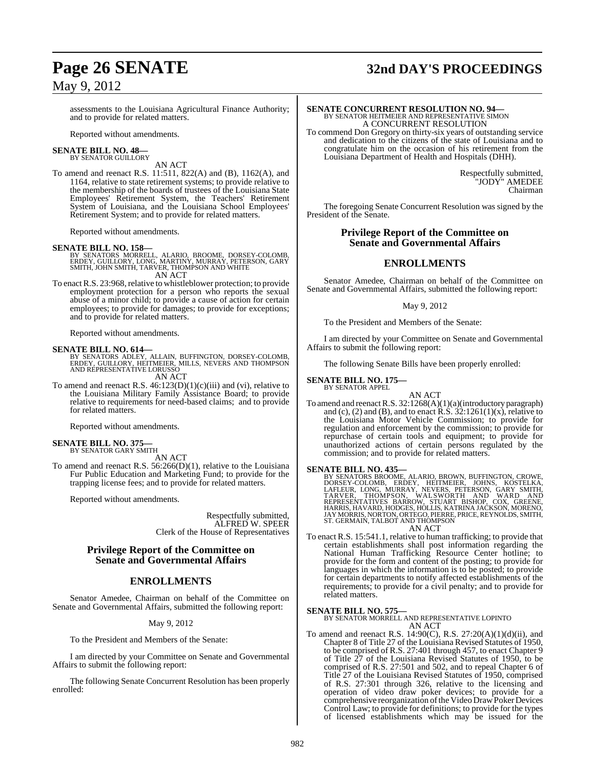assessments to the Louisiana Agricultural Finance Authority; and to provide for related matters.

Reported without amendments.

**SENATE BILL NO. 48—**
BY SENATOR GUILLORY

AN ACT

To amend and reenact R.S. 11:511, 822(A) and (B), 1162(A), and 1164, relative to state retirement systems; to provide relative to the membership of the boards of trustees of the Louisiana State Employees' Retirement System, the Teachers' Retirement System of Louisiana, and the Louisiana School Employees' Retirement System; and to provide for related matters.

Reported without amendments.

**SENATE BILL NO. 158—**
BY SENATORS MORRELL, ALARIO, BROOME, DORSEY-COLOMB, ERDEY, GUILLORY, LONG, MARTINY, MURRAY, PETERSON, GARY SMITH, JOHN SMITH, TARVER, THOMPSON AND WHITE

AN ACT

To enact R.S. 23:968, relative to whistleblower protection; to provide employment protection for a person who reports the sexual abuse of a minor child; to provide a cause of action for certain employees; to provide for damages; to provide for exceptions; and to provide for related matters.

Reported without amendments.

**SENATE BILL NO. 614—**
BY SENATORS ADLEY, ALLAIN, BUFFINGTON, DORSEY-COLOMB, ERDEY, GUILLORY, HEITMEIER, MILLS, NEVERS AND THOMPSON AND REPRESENTATIVE LORUSSO

AN ACT

To amend and reenact R.S. 46:123(D)(1)(c)(iii) and (vi), relative to the Louisiana Military Family Assistance Board; to provide relative to requirements for need-based claims; and to provide for related matters.

Reported without amendments.

**SENATE BILL NO. 375—**
BY SENATOR GARY SMITH

AN ACT

To amend and reenact R.S. 56:266(D)(1), relative to the Louisiana Fur Public Education and Marketing Fund; to provide for the trapping license fees; and to provide for related matters.

Reported without amendments.

Respectfully submitted,
ALFRED W. SPEER
Clerk of the House of Representatives

## Privilege Report of the Committee on Senate and Governmental Affairs

## ENROLLMENTS

Senator Amedee, Chairman on behalf of the Committee on Senate and Governmental Affairs, submitted the following report:

May 9, 2012

To the President and Members of the Senate:

I am directed by your Committee on Senate and Governmental Affairs to submit the following report:

The following Senate Concurrent Resolution has been properly enrolled:

**SENATE CONCURRENT RESOLUTION NO. 94—**
BY SENATOR HEITMEIER AND REPRESENTATIVE SIMON

A CONCURRENT RESOLUTION

To commend Don Gregory on thirty-six years of outstanding service and dedication to the citizens of the state of Louisiana and to congratulate him on the occasion of his retirement from the Louisiana Department of Health and Hospitals (DHH).

Respectfully submitted,
"JODY" AMEDEE
Chairman

The foregoing Senate Concurrent Resolution was signed by the President of the Senate.

## Privilege Report of the Committee on Senate and Governmental Affairs

## ENROLLMENTS

Senator Amedee, Chairman on behalf of the Committee on Senate and Governmental Affairs, submitted the following report:

May 9, 2012

To the President and Members of the Senate:

I am directed by your Committee on Senate and Governmental Affairs to submit the following report:

The following Senate Bills have been properly enrolled:

**SENATE BILL NO. 175—**
BY SENATOR APPEL

AN ACT

To amend and reenact R.S. 32:1268(A)(1)(a)(introductory paragraph) and (c), (2) and (B), and to enact R.S. 32:1261(1)(x), relative to the Louisiana Motor Vehicle Commission; to provide for regulation and enforcement by the commission; to provide for repurchase of certain tools and equipment; to provide for unauthorized actions of certain persons regulated by the commission; and to provide for related matters.

**SENATE BILL NO. 435—**
BY SENATORS BROOME, ALARIO, BROWN, BUFFINGTON, CROWE, DORSEY-COLOMB, ERDEY, HEITMEIER, JOHNS, KOSTELKA, LAFLEUR, LONG, MURRAY, NEVERS, PETERSON, GARY SMITH, TARVER, THOMPSON, WALSWORTH AND WARD AND REPRESENTATIVES BARROW, STUART BISHOP, COX, GREENE, HARRIS, HAVARD, HODGES, HOLLIS, KATRINA JACKSON, MORENO, JAY MORRIS, NORTON, ORTEGO, PIERRE, PRICE, REYNOLDS, SMITH, ST. GERMAIN, TALBOT AND THOMPSON

AN ACT

To enact R.S. 15:541.1, relative to human trafficking; to provide that certain establishments shall post information regarding the National Human Trafficking Resource Center hotline; to provide for the form and content of the posting; to provide for languages in which the information is to be posted; to provide for certain departments to notify affected establishments of the requirements; to provide for a civil penalty; and to provide for related matters.

**SENATE BILL NO. 575—**
BY SENATOR MORRELL AND REPRESENTATIVE LOPINTO

AN ACT

To amend and reenact R.S. 14:90(C), R.S. 27:20(A)(1)(d)(ii), and Chapter 8 of Title 27 of the Louisiana Revised Statutes of 1950, to be comprised of R.S. 27:401 through 457, to enact Chapter 9 of Title 27 of the Louisiana Revised Statutes of 1950, to be comprised of R.S. 27:501 and 502, and to repeal Chapter 6 of Title 27 of the Louisiana Revised Statutes of 1950, comprised of R.S. 27:301 through 326, relative to the licensing and operation of video draw poker devices; to provide for a comprehensive reorganization of the Video Draw Poker Devices Control Law; to provide for definitions; to provide for the types of licensed establishments which may be issued for the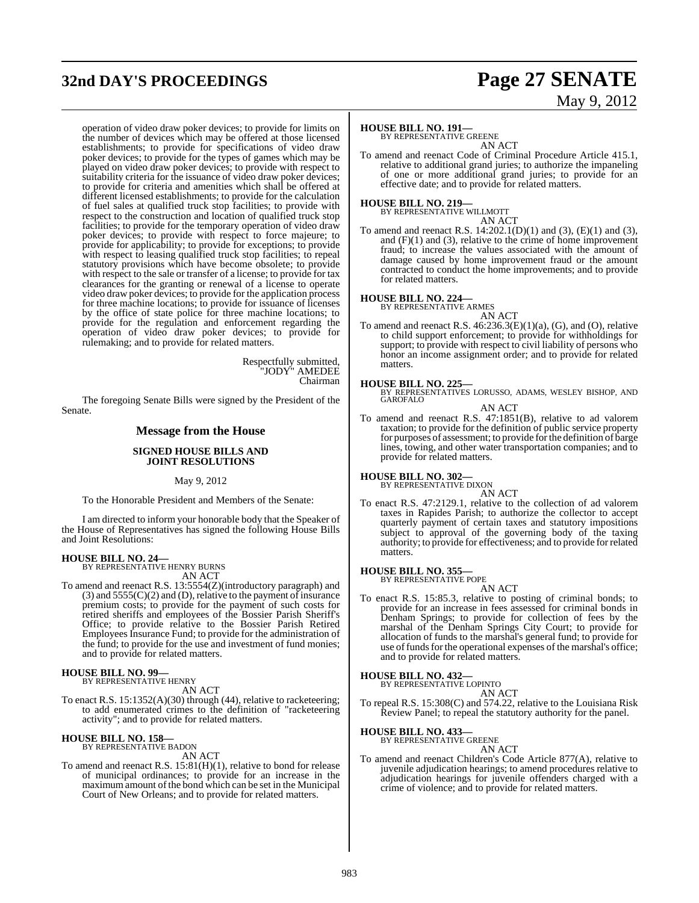operation of video draw poker devices; to provide for limits on the number of devices which may be offered at those licensed establishments; to provide for specifications of video draw poker devices; to provide for the types of games which may be played on video draw poker devices; to provide with respect to suitability criteria for the issuance of video draw poker devices; to provide for criteria and amenities which shall be offered at different licensed establishments; to provide for the calculation of fuel sales at qualified truck stop facilities; to provide with respect to the construction and location of qualified truck stop facilities; to provide for the temporary operation of video draw poker devices; to provide with respect to force majeure; to provide for applicability; to provide for exceptions; to provide with respect to leasing qualified truck stop facilities; to repeal statutory provisions which have become obsolete; to provide with respect to the sale or transfer of a license; to provide for tax clearances for the granting or renewal of a license to operate video draw poker devices; to provide for the application process for three machine locations; to provide for issuance of licenses by the office of state police for three machine locations; to provide for the regulation and enforcement regarding the operation of video draw poker devices; to provide for rulemaking; and to provide for related matters.

Respectfully submitted,
"JODY" AMEDEE
Chairman

The foregoing Senate Bills were signed by the President of the Senate.

## Message from the House

### SIGNED HOUSE BILLS AND JOINT RESOLUTIONS

May 9, 2012

To the Honorable President and Members of the Senate:

I am directed to inform your honorable body that the Speaker of the House of Representatives has signed the following House Bills and Joint Resolutions:

**HOUSE BILL NO. 24—**
BY REPRESENTATIVE HENRY BURNS
AN ACT

To amend and reenact R.S. 13:5554(Z)(introductory paragraph) and (3) and 5555(C)(2) and (D), relative to the payment of insurance premium costs; to provide for the payment of such costs for retired sheriffs and employees of the Bossier Parish Sheriff's Office; to provide relative to the Bossier Parish Retired Employees Insurance Fund; to provide for the administration of the fund; to provide for the use and investment of fund monies; and to provide for related matters.

**HOUSE BILL NO. 99—**
BY REPRESENTATIVE HENRY
AN ACT

To enact R.S. 15:1352(A)(30) through (44), relative to racketeering; to add enumerated crimes to the definition of "racketeering activity"; and to provide for related matters.

**HOUSE BILL NO. 158—**
BY REPRESENTATIVE BADON
AN ACT

To amend and reenact R.S. 15:81(H)(1), relative to bond for release of municipal ordinances; to provide for an increase in the maximum amount of the bond which can be set in the Municipal Court of New Orleans; and to provide for related matters.

**HOUSE BILL NO. 191—**
BY REPRESENTATIVE GREENE
AN ACT

To amend and reenact Code of Criminal Procedure Article 415.1, relative to additional grand juries; to authorize the impaneling of one or more additional grand juries; to provide for an effective date; and to provide for related matters.

**HOUSE BILL NO. 219—**
BY REPRESENTATIVE WILLMOTT
AN ACT

To amend and reenact R.S. 14:202.1(D)(1) and (3), (E)(1) and (3), and (F)(1) and (3), relative to the crime of home improvement fraud; to increase the values associated with the amount of damage caused by home improvement fraud or the amount contracted to conduct the home improvements; and to provide for related matters.

**HOUSE BILL NO. 224—**
BY REPRESENTATIVE ARMES
AN ACT

To amend and reenact R.S. 46:236.3(E)(1)(a), (G), and (O), relative to child support enforcement; to provide for withholdings for support; to provide with respect to civil liability of persons who honor an income assignment order; and to provide for related matters.

**HOUSE BILL NO. 225—**
BY REPRESENTATIVES LORUSSO, ADAMS, WESLEY BISHOP, AND GAROFALO
AN ACT

To amend and reenact R.S. 47:1851(B), relative to ad valorem taxation; to provide for the definition of public service property for purposes of assessment; to provide for the definition of barge lines, towing, and other water transportation companies; and to provide for related matters.

**HOUSE BILL NO. 302—**
BY REPRESENTATIVE DIXON
AN ACT

To enact R.S. 47:2129.1, relative to the collection of ad valorem taxes in Rapides Parish; to authorize the collector to accept quarterly payment of certain taxes and statutory impositions subject to approval of the governing body of the taxing authority; to provide for effectiveness; and to provide for related matters.

**HOUSE BILL NO. 355—**
BY REPRESENTATIVE POPE
AN ACT

To enact R.S. 15:85.3, relative to posting of criminal bonds; to provide for an increase in fees assessed for criminal bonds in Denham Springs; to provide for collection of fees by the marshal of the Denham Springs City Court; to provide for allocation of funds to the marshal's general fund; to provide for use of funds for the operational expenses of the marshal's office; and to provide for related matters.

**HOUSE BILL NO. 432—**
BY REPRESENTATIVE LOPINTO
AN ACT

To repeal R.S. 15:308(C) and 574.22, relative to the Louisiana Risk Review Panel; to repeal the statutory authority for the panel.

**HOUSE BILL NO. 433—**
BY REPRESENTATIVE GREENE
AN ACT

To amend and reenact Children's Code Article 877(A), relative to juvenile adjudication hearings; to amend procedures relative to adjudication hearings for juvenile offenders charged with a crime of violence; and to provide for related matters.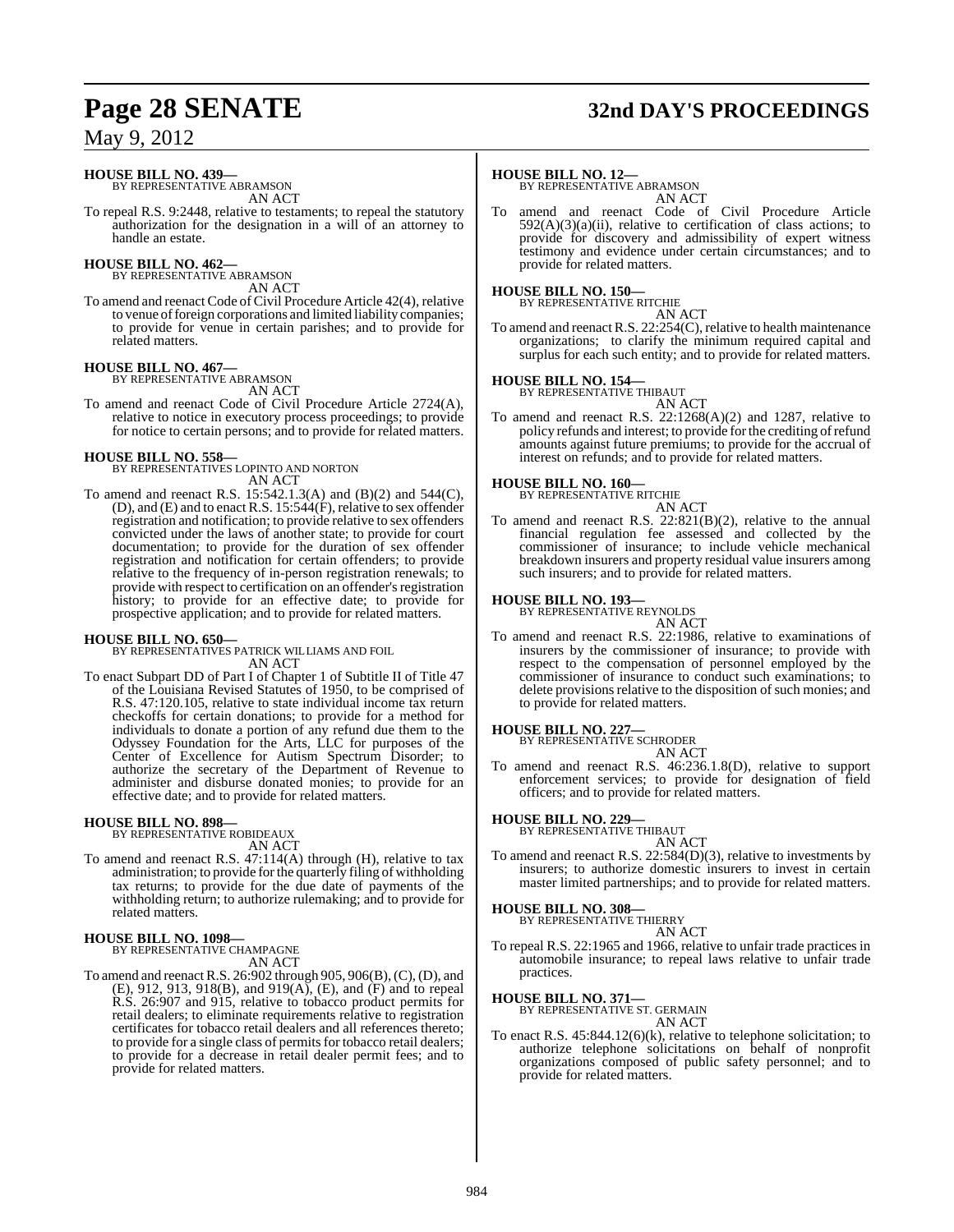**HOUSE BILL NO. 439—**
BY REPRESENTATIVE ABRAMSON
AN ACT

To repeal R.S. 9:2448, relative to testaments; to repeal the statutory authorization for the designation in a will of an attorney to handle an estate.

**HOUSE BILL NO. 462—**
BY REPRESENTATIVE ABRAMSON
AN ACT

To amend and reenact Code of Civil Procedure Article 42(4), relative to venue of foreign corporations and limited liability companies; to provide for venue in certain parishes; and to provide for related matters.

**HOUSE BILL NO. 467—**
BY REPRESENTATIVE ABRAMSON
AN ACT

To amend and reenact Code of Civil Procedure Article 2724(A), relative to notice in executory process proceedings; to provide for notice to certain persons; and to provide for related matters.

**HOUSE BILL NO. 558—**
BY REPRESENTATIVES LOPINTO AND NORTON
AN ACT

To amend and reenact R.S. 15:542.1.3(A) and (B)(2) and 544(C), (D), and (E) and to enact R.S. 15:544(F), relative to sex offender registration and notification; to provide relative to sex offenders convicted under the laws of another state; to provide for court documentation; to provide for the duration of sex offender registration and notification for certain offenders; to provide relative to the frequency of in-person registration renewals; to provide with respect to certification on an offender's registration history; to provide for an effective date; to provide for prospective application; and to provide for related matters.

**HOUSE BILL NO. 650—**
BY REPRESENTATIVES PATRICK WILLIAMS AND FOIL
AN ACT

To enact Subpart DD of Part I of Chapter 1 of Subtitle II of Title 47 of the Louisiana Revised Statutes of 1950, to be comprised of R.S. 47:120.105, relative to state individual income tax return checkoffs for certain donations; to provide for a method for individuals to donate a portion of any refund due them to the Odyssey Foundation for the Arts, LLC for purposes of the Center of Excellence for Autism Spectrum Disorder; to authorize the secretary of the Department of Revenue to administer and disburse donated monies; to provide for an effective date; and to provide for related matters.

**HOUSE BILL NO. 898—**
BY REPRESENTATIVE ROBIDEAUX
AN ACT

To amend and reenact R.S. 47:114(A) through (H), relative to tax administration; to provide for the quarterly filing of withholding tax returns; to provide for the due date of payments of the withholding return; to authorize rulemaking; and to provide for related matters.

**HOUSE BILL NO. 1098—**
BY REPRESENTATIVE CHAMPAGNE
AN ACT

To amend and reenact R.S. 26:902 through 905, 906(B), (C), (D), and (E), 912, 913, 918(B), and 919(A), (E), and (F) and to repeal R.S. 26:907 and 915, relative to tobacco product permits for retail dealers; to eliminate requirements relative to registration certificates for tobacco retail dealers and all references thereto; to provide for a single class of permits for tobacco retail dealers; to provide for a decrease in retail dealer permit fees; and to provide for related matters.

**HOUSE BILL NO. 12—**
BY REPRESENTATIVE ABRAMSON
AN ACT

To amend and reenact Code of Civil Procedure Article 592(A)(3)(a)(ii), relative to certification of class actions; to provide for discovery and admissibility of expert witness testimony and evidence under certain circumstances; and to provide for related matters.

**HOUSE BILL NO. 150—**
BY REPRESENTATIVE RITCHIE
AN ACT

To amend and reenact R.S. 22:254(C), relative to health maintenance organizations; to clarify the minimum required capital and surplus for each such entity; and to provide for related matters.

**HOUSE BILL NO. 154—**
BY REPRESENTATIVE THIBAUT
AN ACT

To amend and reenact R.S. 22:1268(A)(2) and 1287, relative to policy refunds and interest; to provide for the crediting of refund amounts against future premiums; to provide for the accrual of interest on refunds; and to provide for related matters.

**HOUSE BILL NO. 160—**
BY REPRESENTATIVE RITCHIE
AN ACT

To amend and reenact R.S. 22:821(B)(2), relative to the annual financial regulation fee assessed and collected by the commissioner of insurance; to include vehicle mechanical breakdown insurers and property residual value insurers among such insurers; and to provide for related matters.

**HOUSE BILL NO. 193—**
BY REPRESENTATIVE REYNOLDS
AN ACT

To amend and reenact R.S. 22:1986, relative to examinations of insurers by the commissioner of insurance; to provide with respect to the compensation of personnel employed by the commissioner of insurance to conduct such examinations; to delete provisions relative to the disposition of such monies; and to provide for related matters.

**HOUSE BILL NO. 227—**
BY REPRESENTATIVE SCHRODER
AN ACT

To amend and reenact R.S. 46:236.1.8(D), relative to support enforcement services; to provide for designation of field officers; and to provide for related matters.

**HOUSE BILL NO. 229—**
BY REPRESENTATIVE THIBAUT
AN ACT

To amend and reenact R.S. 22:584(D)(3), relative to investments by insurers; to authorize domestic insurers to invest in certain master limited partnerships; and to provide for related matters.

**HOUSE BILL NO. 308—**
BY REPRESENTATIVE THIERRY
AN ACT

To repeal R.S. 22:1965 and 1966, relative to unfair trade practices in automobile insurance; to repeal laws relative to unfair trade practices.

**HOUSE BILL NO. 371—**
BY REPRESENTATIVE ST. GERMAIN
AN ACT

To enact R.S. 45:844.12(6)(k), relative to telephone solicitation; to authorize telephone solicitations on behalf of nonprofit organizations composed of public safety personnel; and to provide for related matters.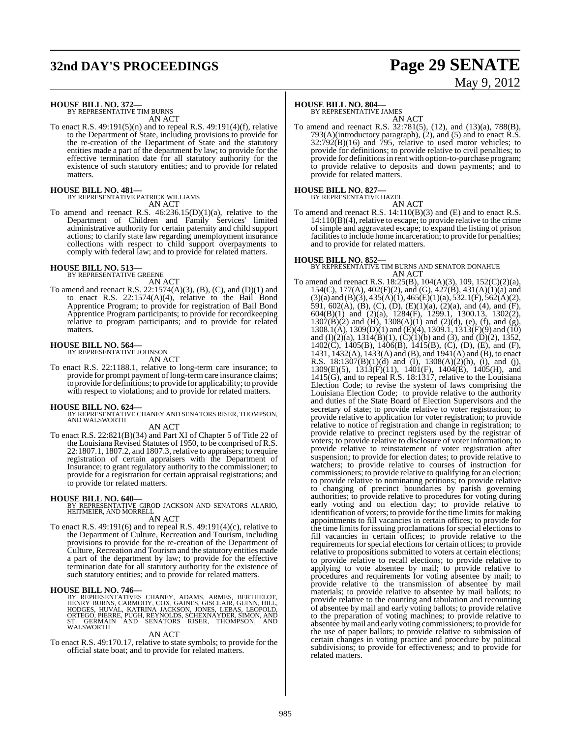**HOUSE BILL NO. 372—**
BY REPRESENTATIVE TIM BURNS

AN ACT

To enact R.S. 49:191(5)(n) and to repeal R.S. 49:191(4)(f), relative to the Department of State, including provisions to provide for the re-creation of the Department of State and the statutory entities made a part of the department by law; to provide for the effective termination date for all statutory authority for the existence of such statutory entities; and to provide for related matters.

**HOUSE BILL NO. 481—**
BY REPRESENTATIVE PATRICK WILLIAMS

AN ACT

To amend and reenact R.S. 46:236.15(D)(1)(a), relative to the Department of Children and Family Services' limited administrative authority for certain paternity and child support actions; to clarify state law regarding unemployment insurance collections with respect to child support overpayments to comply with federal law; and to provide for related matters.

**HOUSE BILL NO. 513—**
BY REPRESENTATIVE GREENE

AN ACT

To amend and reenact R.S. 22:1574(A)(3), (B), (C), and (D)(1) and to enact R.S. 22:1574(A)(4), relative to the Bail Bond Apprentice Program; to provide for registration of Bail Bond Apprentice Program participants; to provide for recordkeeping relative to program participants; and to provide for related matters.

**HOUSE BILL NO. 564—**
BY REPRESENTATIVE JOHNSON

AN ACT

To enact R.S. 22:1188.1, relative to long-term care insurance; to provide for prompt payment of long-term care insurance claims; to provide for definitions; to provide for applicability; to provide with respect to violations; and to provide for related matters.

**HOUSE BILL NO. 624—**
BY REPRESENTATIVE CHANEY AND SENATORS RISER, THOMPSON, AND WALSWORTH

AN ACT

To enact R.S. 22:821(B)(34) and Part XI of Chapter 5 of Title 22 of the Louisiana Revised Statutes of 1950, to be comprised of R.S. 22:1807.1, 1807.2, and 1807.3, relative to appraisers; to require registration of certain appraisers with the Department of Insurance; to grant regulatory authority to the commissioner; to provide for a registration for certain appraisal registrations; and to provide for related matters.

**HOUSE BILL NO. 640—**
BY REPRESENTATIVE GIROD JACKSON AND SENATORS ALARIO, HEITMEIER, AND MORRELL

AN ACT

To enact R.S. 49:191(6) and to repeal R.S. 49:191(4)(c), relative to the Department of Culture, Recreation and Tourism, including provisions to provide for the re-creation of the Department of Culture, Recreation and Tourism and the statutory entities made a part of the department by law; to provide for the effective termination date for all statutory authority for the existence of such statutory entities; and to provide for related matters.

**HOUSE BILL NO. 746—**
BY REPRESENTATIVES CHANEY, ADAMS, ARMES, BERTHELOT, HENRY BURNS, CARMODY, COX, GAINES, GISCLAIR, GUINN, HILL, HODGES, HUVAL, KATRINA JACKSON, JONES, LEBAS, LEOPOLD, ORTEGO, PIERRE, PUGH, REYNOLDS, SCHEXNAYDER, SIMON, AND ST. GERMAIN AND SENATORS RISER, THOMPSON, AND WALSWORTH

AN ACT

To enact R.S. 49:170.17, relative to state symbols; to provide for the official state boat; and to provide for related matters.

**HOUSE BILL NO. 804—**
BY REPRESENTATIVE JAMES

AN ACT

To amend and reenact R.S. 32:781(5), (12), and (13)(a), 788(B), 793(A)(introductory paragraph), (2), and (5) and to enact R.S. 32:792(B)(16) and 795, relative to used motor vehicles; to provide for definitions; to provide relative to civil penalties; to provide for definitions in rent with option-to-purchase program; to provide relative to deposits and down payments; and to provide for related matters.

**HOUSE BILL NO. 827—**
BY REPRESENTATIVE HAZEL

AN ACT

To amend and reenact R.S. 14:110(B)(3) and (E) and to enact R.S. 14:110(B)(4), relative to escape; to provide relative to the crime of simple and aggravated escape; to expand the listing of prison facilities to include home incarceration; to provide for penalties; and to provide for related matters.

**HOUSE BILL NO. 852—**
BY REPRESENTATIVE TIM BURNS AND SENATOR DONAHUE

AN ACT

To amend and reenact R.S. 18:25(B), 104(A)(3), 109, 152(C)(2)(a), 154(C), 177(A), 402(F)(2), and (G), 427(B), 431(A)(1)(a) and (3)(a) and (B)(3), 435(A)(1), 465(E)(1)(a), 532.1(F), 562(A)(2), 591, 602(A), (B), (C), (D), (E)(1)(a), (2)(a), and (4), and (F), 604(B)(1) and (2)(a), 1284(F), 1299.1, 1300.13, 1302(2), 1307(B)(2) and (H), 1308(A)(1) and (2)(d), (e), (f), and (g), 1308.1(A), 1309(D)(1) and (E)(4), 1309.1, 1313(F)(9) and (10) and (I)(2)(a), 1314(B)(1), (C)(1)(b) and (3), and (D)(2), 1352, 1402(C), 1405(B), 1406(B), 1415(B), (C), (D), (E), and (F), 1431, 1432(A), 1433(A) and (B), and 1941(A) and (B), to enact R.S. 18:1307(B)(1)(d) and (I), 1308(A)(2)(h), (i), and (j), 1309(E)(5), 1313(F)(11), 1401(F), 1404(E), 1405(H), and 1415(G), and to repeal R.S. 18:1317, relative to the Louisiana Election Code; to revise the system of laws comprising the Louisiana Election Code; to provide relative to the authority and duties of the State Board of Election Supervisors and the secretary of state; to provide relative to voter registration; to provide relative to application for voter registration; to provide relative to notice of registration and change in registration; to provide relative to precinct registers used by the registrar of voters; to provide relative to disclosure of voter information; to provide relative to reinstatement of voter registration after suspension; to provide for election dates; to provide relative to watchers; to provide relative to courses of instruction for commissioners; to provide relative to qualifying for an election; to provide relative to nominating petitions; to provide relative to changing of precinct boundaries by parish governing authorities; to provide relative to procedures for voting during early voting and on election day; to provide relative to identification of voters; to provide for the time limits for making appointments to fill vacancies in certain offices; to provide for the time limits for issuing proclamations for special elections to fill vacancies in certain offices; to provide relative to the requirements for special elections for certain offices; to provide relative to propositions submitted to voters at certain elections; to provide relative to recall elections; to provide relative to applying to vote absentee by mail; to provide relative to procedures and requirements for voting absentee by mail; to provide relative to the transmission of absentee by mail materials; to provide relative to absentee by mail ballots; to provide relative to the counting and tabulation and recounting of absentee by mail and early voting ballots; to provide relative to the preparation of voting machines; to provide relative to absentee by mail and early voting commissioners; to provide for the use of paper ballots; to provide relative to submission of certain changes in voting practice and procedure by political subdivisions; to provide for effectiveness; and to provide for related matters.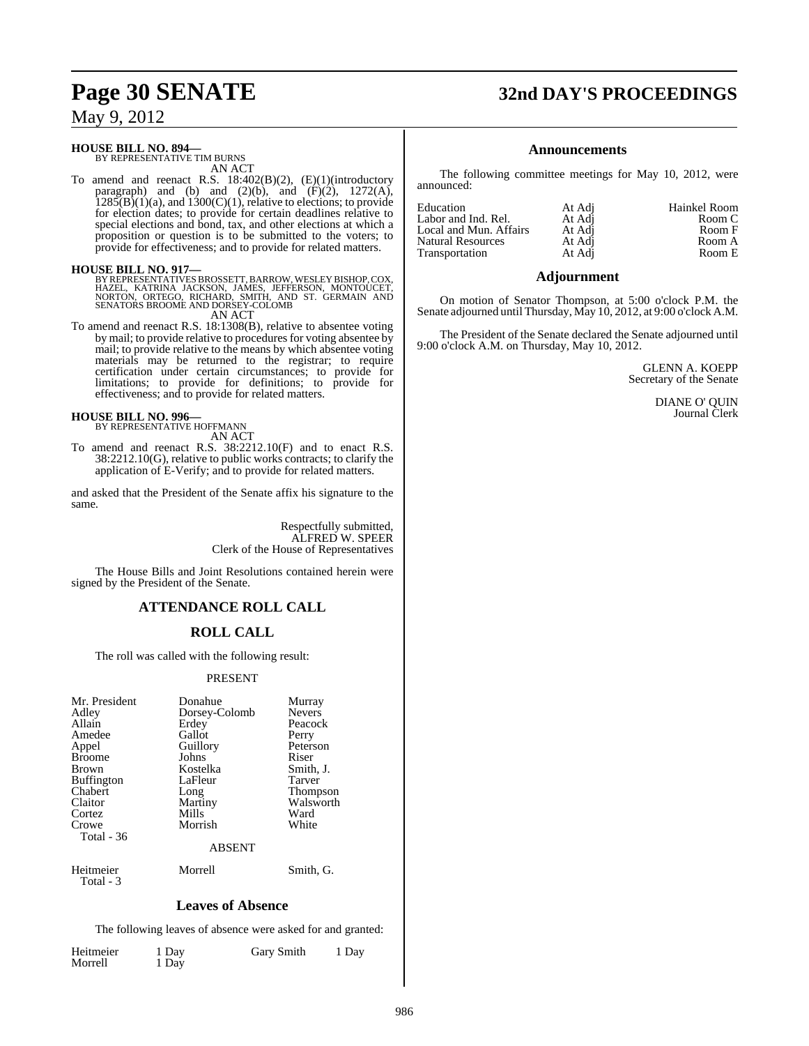**HOUSE BILL NO. 894—**
BY REPRESENTATIVE TIM BURNS
AN ACT

To amend and reenact R.S. 18:402(B)(2), (E)(1)(introductory paragraph) and (b) and (2)(b), and (F)(2), 1272(A), 1285(B)(1)(a), and 1300(C)(1), relative to elections; to provide for election dates; to provide for certain deadlines relative to special elections and bond, tax, and other elections at which a proposition or question is to be submitted to the voters; to provide for effectiveness; and to provide for related matters.

**HOUSE BILL NO. 917—**
BY REPRESENTATIVES BROSSETT, BARROW, WESLEY BISHOP, COX, HAZEL, KATRINA JACKSON, JAMES, JEFFERSON, MONTOUCET, NORTON, ORTEGO, RICHARD, SMITH, AND ST. GERMAIN AND SENATORS BROOME AND DORSEY-COLOMB
AN ACT

To amend and reenact R.S. 18:1308(B), relative to absentee voting by mail; to provide relative to procedures for voting absentee by mail; to provide relative to the means by which absentee voting materials may be returned to the registrar; to require certification under certain circumstances; to provide for limitations; to provide for definitions; to provide for effectiveness; and to provide for related matters.

**HOUSE BILL NO. 996—**
BY REPRESENTATIVE HOFFMANN
AN ACT

To amend and reenact R.S. 38:2212.10(F) and to enact R.S. 38:2212.10(G), relative to public works contracts; to clarify the application of E-Verify; and to provide for related matters.

and asked that the President of the Senate affix his signature to the same.

Respectfully submitted,
ALFRED W. SPEER
Clerk of the House of Representatives

The House Bills and Joint Resolutions contained herein were signed by the President of the Senate.

## ATTENDANCE ROLL CALL

## ROLL CALL

The roll was called with the following result:

PRESENT

| | | |
|---|---|---|
| Mr. President | Donahue | Murray |
| Adley | Dorsey-Colomb | Nevers |
| Allain | Erdey | Peacock |
| Amedee | Gallot | Perry |
| Appel | Guillory | Peterson |
| Broome | Johns | Riser |
| Brown | Kostelka | Smith, J. |
| Buffington | LaFleur | Tarver |
| Chabert | Long | Thompson |
| Claitor | Martiny | Walsworth |
| Cortez | Mills | Ward |
| Crowe | Morrish | White |
| Total - 36 | | |

ABSENT

| | | |
|---|---|---|
| Heitmeier | Morrell | Smith, G. |
| Total - 3 | | |

### Leaves of Absence

The following leaves of absence were asked for and granted:

| | | | |
|---|---|---|---|
| Heitmeier | 1 Day | Gary Smith | 1 Day |
| Morrell | 1 Day | | |

### Announcements

The following committee meetings for May 10, 2012, were announced:

| | | |
|---|---|---|
| Education | At Adj | Hainkel Room |
| Labor and Ind. Rel. | At Adj | Room C |
| Local and Mun. Affairs | At Adj | Room F |
| Natural Resources | At Adj | Room A |
| Transportation | At Adj | Room E |

### Adjournment

On motion of Senator Thompson, at 5:00 o'clock P.M. the Senate adjourned until Thursday, May 10, 2012, at 9:00 o'clock A.M.

The President of the Senate declared the Senate adjourned until 9:00 o'clock A.M. on Thursday, May 10, 2012.

GLENN A. KOEPP
Secretary of the Senate

DIANE O' QUIN
Journal Clerk